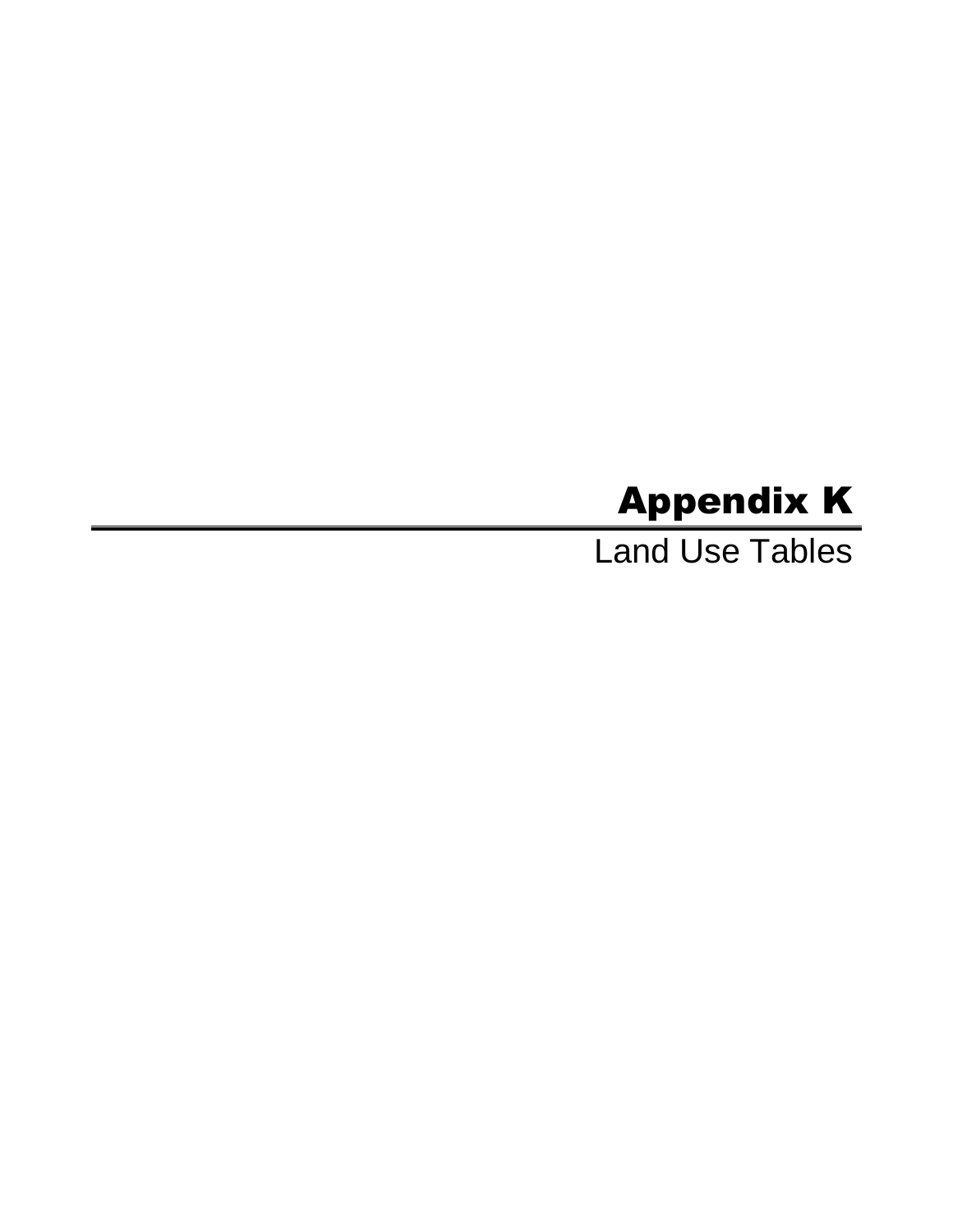# Appendix K

Land Use Tables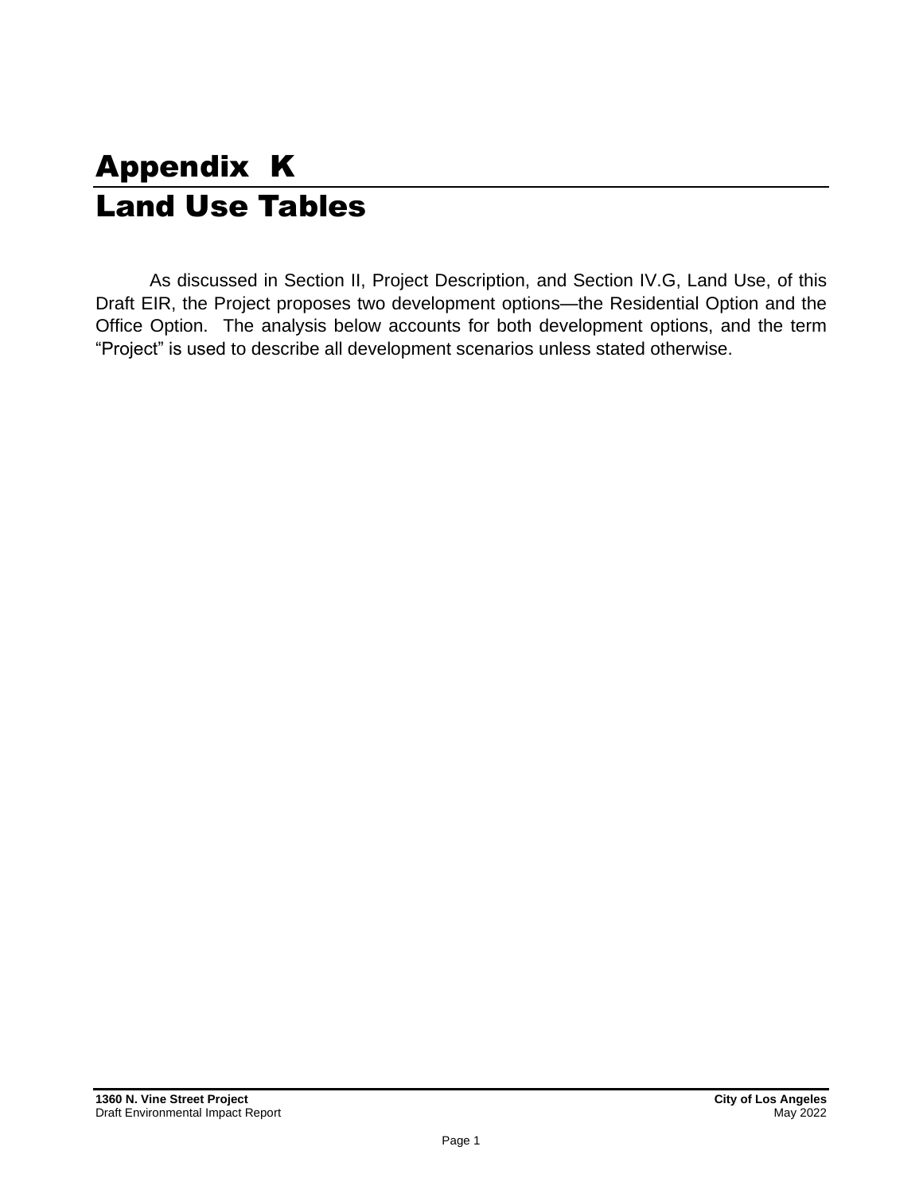# Appendix K
# Land Use Tables

As discussed in Section II, Project Description, and Section IV.G, Land Use, of this Draft EIR, the Project proposes two development options—the Residential Option and the Office Option. The analysis below accounts for both development options, and the term "Project" is used to describe all development scenarios unless stated otherwise.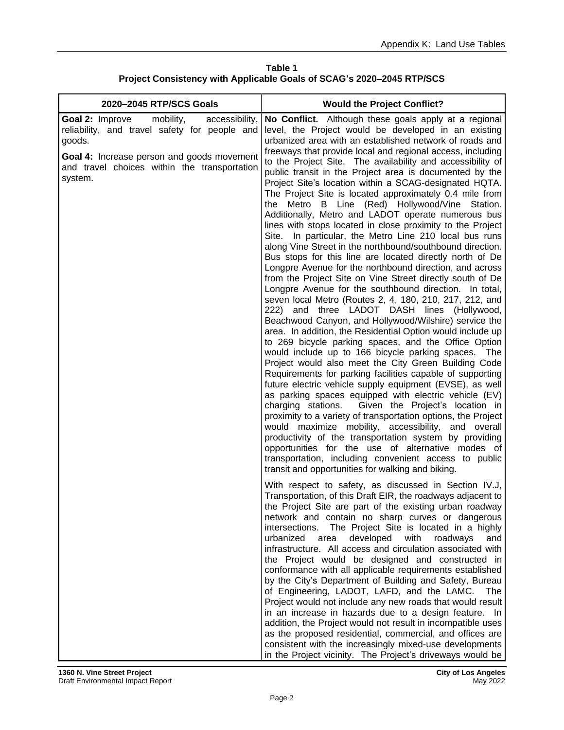**Table 1**
**Project Consistency with Applicable Goals of SCAG's 2020–2045 RTP/SCS**

| 2020–2045 RTP/SCS Goals | Would the Project Conflict? |
|---|---|
| **Goal 2:** Improve mobility, accessibility, reliability, and travel safety for people and goods.<br><br>**Goal 4:** Increase person and goods movement and travel choices within the transportation system. | **No Conflict.** Although these goals apply at a regional level, the Project would be developed in an existing urbanized area with an established network of roads and freeways that provide local and regional access, including to the Project Site. The availability and accessibility of public transit in the Project area is documented by the Project Site's location within a SCAG-designated HQTA. The Project Site is located approximately 0.4 mile from the Metro B Line (Red) Hollywood/Vine Station. Additionally, Metro and LADOT operate numerous bus lines with stops located in close proximity to the Project Site. In particular, the Metro Line 210 local bus runs along Vine Street in the northbound/southbound direction. Bus stops for this line are located directly north of De Longpre Avenue for the northbound direction, and across from the Project Site on Vine Street directly south of De Longpre Avenue for the southbound direction. In total, seven local Metro (Routes 2, 4, 180, 210, 217, 212, and 222) and three LADOT DASH lines (Hollywood, Beachwood Canyon, and Hollywood/Wilshire) service the area. In addition, the Residential Option would include up to 269 bicycle parking spaces, and the Office Option would include up to 166 bicycle parking spaces. The Project would also meet the City Green Building Code Requirements for parking facilities capable of supporting future electric vehicle supply equipment (EVSE), as well as parking spaces equipped with electric vehicle (EV) charging stations. Given the Project's location in proximity to a variety of transportation options, the Project would maximize mobility, accessibility, and overall productivity of the transportation system by providing opportunities for the use of alternative modes of transportation, including convenient access to public transit and opportunities for walking and biking.<br><br>With respect to safety, as discussed in Section IV.J, Transportation, of this Draft EIR, the roadways adjacent to the Project Site are part of the existing urban roadway network and contain no sharp curves or dangerous intersections. The Project Site is located in a highly urbanized area developed with roadways and infrastructure. All access and circulation associated with the Project would be designed and constructed in conformance with all applicable requirements established by the City's Department of Building and Safety, Bureau of Engineering, LADOT, LAFD, and the LAMC. The Project would not include any new roads that would result in an increase in hazards due to a design feature. In addition, the Project would not result in incompatible uses as the proposed residential, commercial, and offices are consistent with the increasingly mixed-use developments in the Project vicinity. The Project's driveways would be |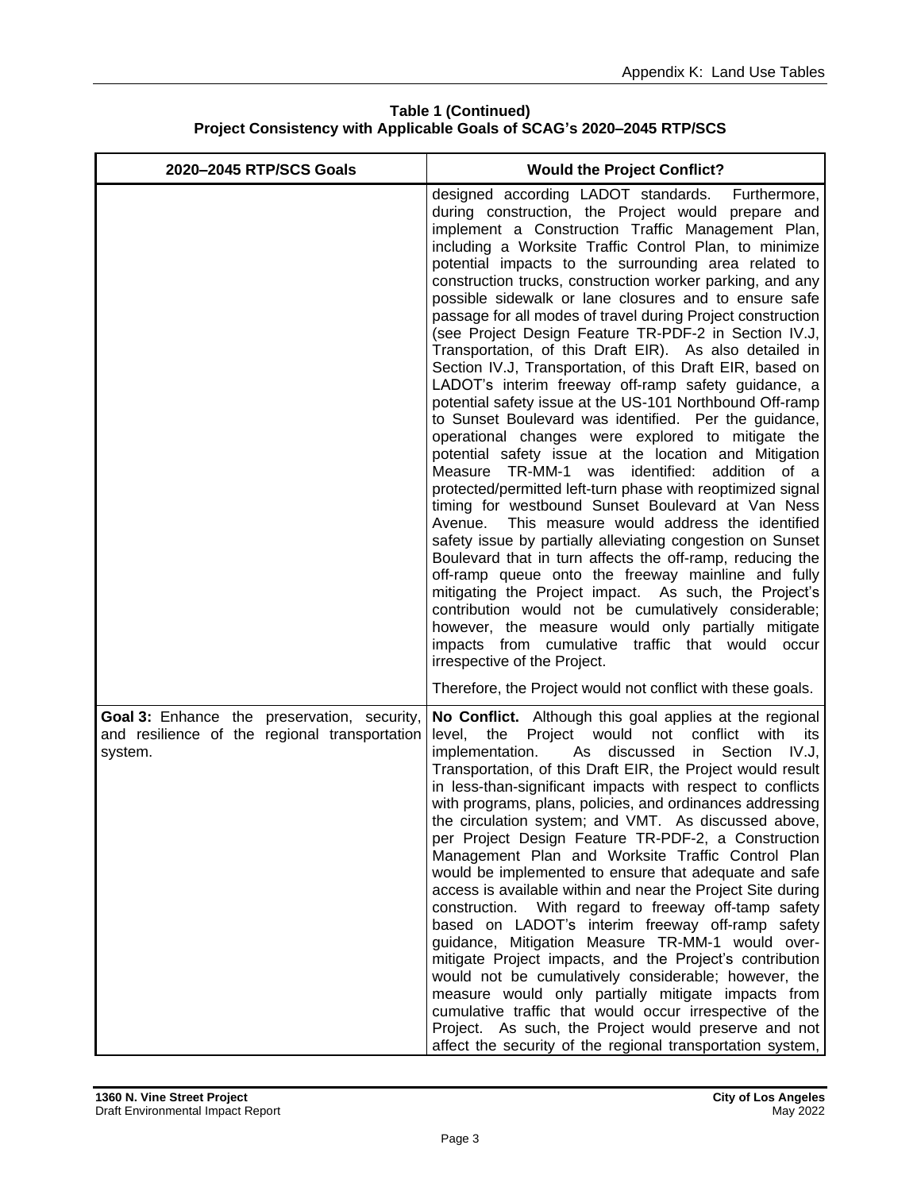**Table 1 (Continued)**
**Project Consistency with Applicable Goals of SCAG's 2020–2045 RTP/SCS**

| 2020–2045 RTP/SCS Goals | Would the Project Conflict? |
|---|---|
| | designed according LADOT standards. Furthermore, during construction, the Project would prepare and implement a Construction Traffic Management Plan, including a Worksite Traffic Control Plan, to minimize potential impacts to the surrounding area related to construction trucks, construction worker parking, and any possible sidewalk or lane closures and to ensure safe passage for all modes of travel during Project construction (see Project Design Feature TR-PDF-2 in Section IV.J, Transportation, of this Draft EIR). As also detailed in Section IV.J, Transportation, of this Draft EIR, based on LADOT's interim freeway off-ramp safety guidance, a potential safety issue at the US-101 Northbound Off-ramp to Sunset Boulevard was identified. Per the guidance, operational changes were explored to mitigate the potential safety issue at the location and Mitigation Measure TR-MM-1 was identified: addition of a protected/permitted left-turn phase with reoptimized signal timing for westbound Sunset Boulevard at Van Ness Avenue. This measure would address the identified safety issue by partially alleviating congestion on Sunset Boulevard that in turn affects the off-ramp, reducing the off-ramp queue onto the freeway mainline and fully mitigating the Project impact. As such, the Project's contribution would not be cumulatively considerable; however, the measure would only partially mitigate impacts from cumulative traffic that would occur irrespective of the Project.<br><br>Therefore, the Project would not conflict with these goals. |
| **Goal 3:** Enhance the preservation, security, and resilience of the regional transportation system. | **No Conflict.** Although this goal applies at the regional level, the Project would not conflict with its implementation. As discussed in Section IV.J, Transportation, of this Draft EIR, the Project would result in less-than-significant impacts with respect to conflicts with programs, plans, policies, and ordinances addressing the circulation system; and VMT. As discussed above, per Project Design Feature TR-PDF-2, a Construction Management Plan and Worksite Traffic Control Plan would be implemented to ensure that adequate and safe access is available within and near the Project Site during construction. With regard to freeway off-tamp safety based on LADOT's interim freeway off-ramp safety guidance, Mitigation Measure TR-MM-1 would over-mitigate Project impacts, and the Project's contribution would not be cumulatively considerable; however, the measure would only partially mitigate impacts from cumulative traffic that would occur irrespective of the Project. As such, the Project would preserve and not affect the security of the regional transportation system, |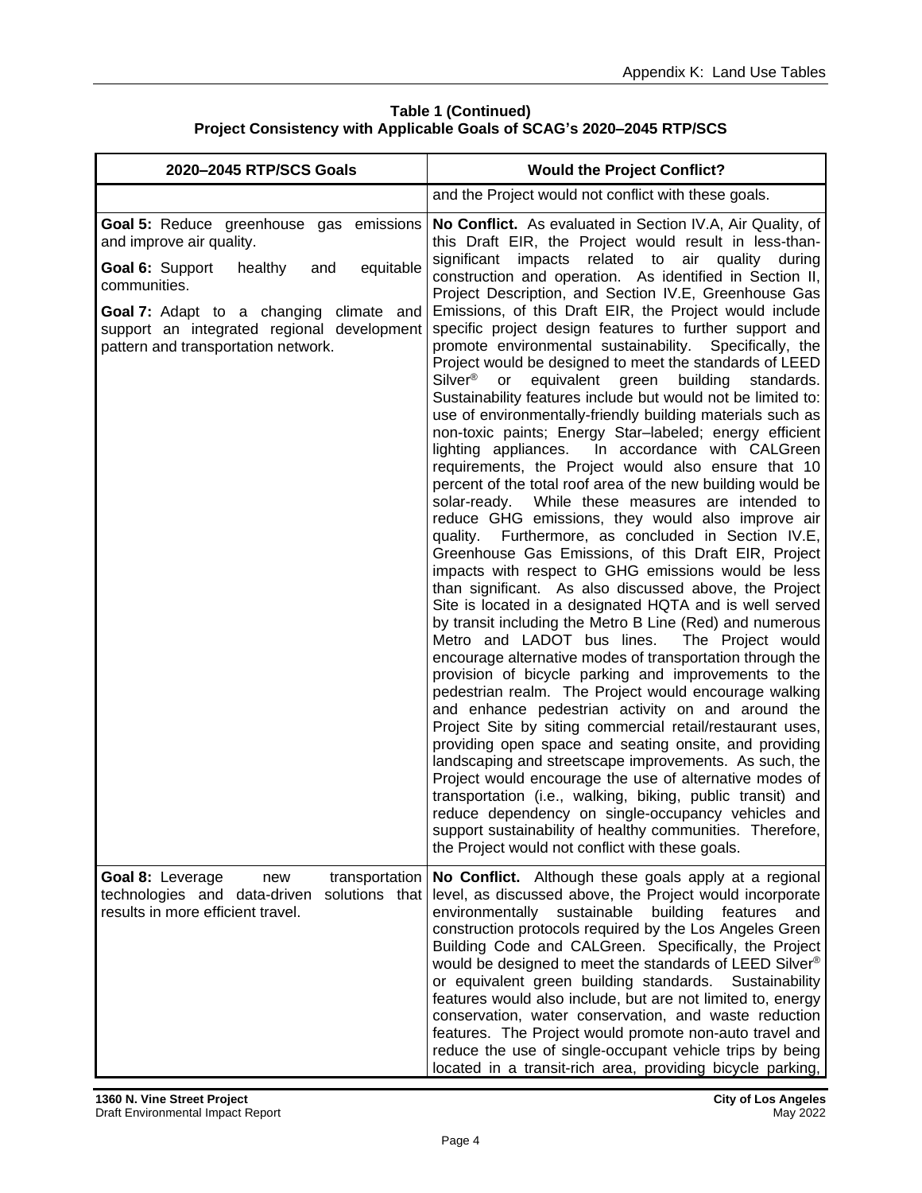**Table 1 (Continued)**
**Project Consistency with Applicable Goals of SCAG's 2020–2045 RTP/SCS**

| 2020–2045 RTP/SCS Goals | Would the Project Conflict? |
|---|---|
| | and the Project would not conflict with these goals. |
| **Goal 5:** Reduce greenhouse gas emissions and improve air quality.<br><br>**Goal 6:** Support healthy and equitable communities.<br><br>**Goal 7:** Adapt to a changing climate and support an integrated regional development pattern and transportation network. | **No Conflict.** As evaluated in Section IV.A, Air Quality, of this Draft EIR, the Project would result in less-than-significant impacts related to air quality during construction and operation. As identified in Section II, Project Description, and Section IV.E, Greenhouse Gas Emissions, of this Draft EIR, the Project would include specific project design features to further support and promote environmental sustainability. Specifically, the Project would be designed to meet the standards of LEED Silver® or equivalent green building standards. Sustainability features include but would not be limited to: use of environmentally-friendly building materials such as non-toxic paints; Energy Star–labeled; energy efficient lighting appliances. In accordance with CALGreen requirements, the Project would also ensure that 10 percent of the total roof area of the new building would be solar-ready. While these measures are intended to reduce GHG emissions, they would also improve air quality. Furthermore, as concluded in Section IV.E, Greenhouse Gas Emissions, of this Draft EIR, Project impacts with respect to GHG emissions would be less than significant. As also discussed above, the Project Site is located in a designated HQTA and is well served by transit including the Metro B Line (Red) and numerous Metro and LADOT bus lines. The Project would encourage alternative modes of transportation through the provision of bicycle parking and improvements to the pedestrian realm. The Project would encourage walking and enhance pedestrian activity on and around the Project Site by siting commercial retail/restaurant uses, providing open space and seating onsite, and providing landscaping and streetscape improvements. As such, the Project would encourage the use of alternative modes of transportation (i.e., walking, biking, public transit) and reduce dependency on single-occupancy vehicles and support sustainability of healthy communities. Therefore, the Project would not conflict with these goals. |
| **Goal 8:** Leverage new transportation technologies and data-driven solutions that results in more efficient travel. | **No Conflict.** Although these goals apply at a regional level, as discussed above, the Project would incorporate environmentally sustainable building features and construction protocols required by the Los Angeles Green Building Code and CALGreen. Specifically, the Project would be designed to meet the standards of LEED Silver® or equivalent green building standards. Sustainability features would also include, but are not limited to, energy conservation, water conservation, and waste reduction features. The Project would promote non-auto travel and reduce the use of single-occupant vehicle trips by being located in a transit-rich area, providing bicycle parking, |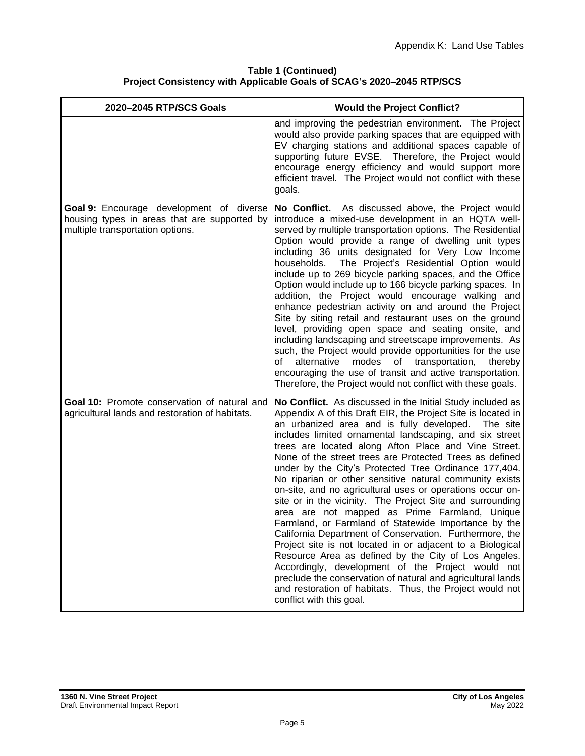**Table 1 (Continued)**
**Project Consistency with Applicable Goals of SCAG's 2020–2045 RTP/SCS**

| 2020–2045 RTP/SCS Goals | Would the Project Conflict? |
|---|---|
| | and improving the pedestrian environment. The Project would also provide parking spaces that are equipped with EV charging stations and additional spaces capable of supporting future EVSE. Therefore, the Project would encourage energy efficiency and would support more efficient travel. The Project would not conflict with these goals. |
| **Goal 9:** Encourage development of diverse housing types in areas that are supported by multiple transportation options. | **No Conflict.** As discussed above, the Project would introduce a mixed-use development in an HQTA well-served by multiple transportation options. The Residential Option would provide a range of dwelling unit types including 36 units designated for Very Low Income households. The Project's Residential Option would include up to 269 bicycle parking spaces, and the Office Option would include up to 166 bicycle parking spaces. In addition, the Project would encourage walking and enhance pedestrian activity on and around the Project Site by siting retail and restaurant uses on the ground level, providing open space and seating onsite, and including landscaping and streetscape improvements. As such, the Project would provide opportunities for the use of alternative modes of transportation, thereby encouraging the use of transit and active transportation. Therefore, the Project would not conflict with these goals. |
| **Goal 10:** Promote conservation of natural and agricultural lands and restoration of habitats. | **No Conflict.** As discussed in the Initial Study included as Appendix A of this Draft EIR, the Project Site is located in an urbanized area and is fully developed. The site includes limited ornamental landscaping, and six street trees are located along Afton Place and Vine Street. None of the street trees are Protected Trees as defined under by the City's Protected Tree Ordinance 177,404. No riparian or other sensitive natural community exists on-site, and no agricultural uses or operations occur on-site or in the vicinity. The Project Site and surrounding area are not mapped as Prime Farmland, Unique Farmland, or Farmland of Statewide Importance by the California Department of Conservation. Furthermore, the Project site is not located in or adjacent to a Biological Resource Area as defined by the City of Los Angeles. Accordingly, development of the Project would not preclude the conservation of natural and agricultural lands and restoration of habitats. Thus, the Project would not conflict with this goal. |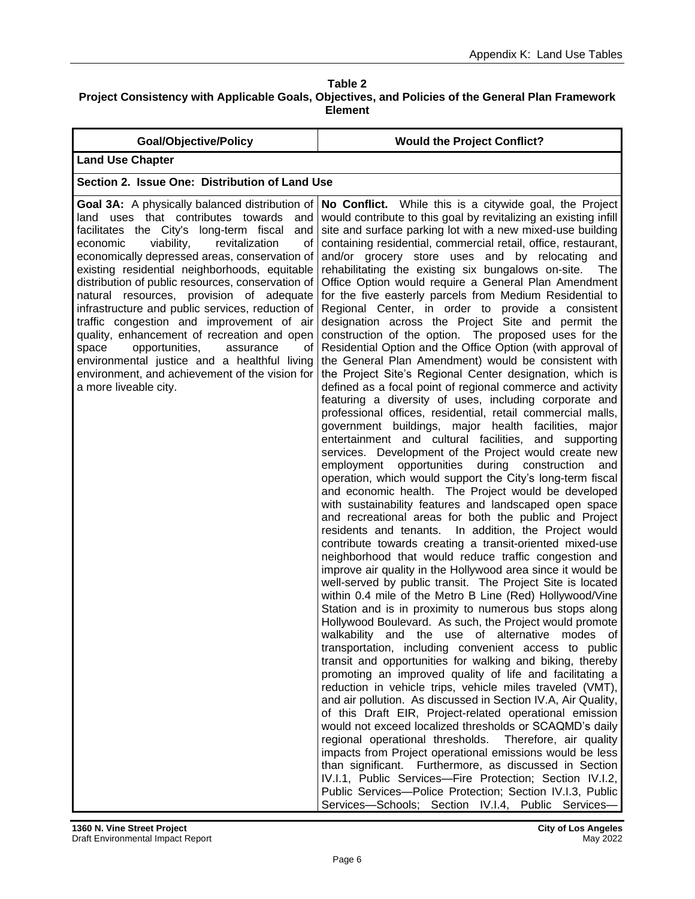**Table 2**
**Project Consistency with Applicable Goals, Objectives, and Policies of the General Plan Framework Element**

| Goal/Objective/Policy | Would the Project Conflict? |
|---|---|
| **Land Use Chapter** | |
| **Section 2. Issue One: Distribution of Land Use** | |
| **Goal 3A:** A physically balanced distribution of land uses that contributes towards and facilitates the City's long-term fiscal and economic viability, revitalization of economically depressed areas, conservation of existing residential neighborhoods, equitable distribution of public resources, conservation of natural resources, provision of adequate infrastructure and public services, reduction of traffic congestion and improvement of air quality, enhancement of recreation and open space opportunities, assurance of environmental justice and a healthful living environment, and achievement of the vision for a more liveable city. | **No Conflict.** While this is a citywide goal, the Project would contribute to this goal by revitalizing an existing infill site and surface parking lot with a new mixed-use building containing residential, commercial retail, office, restaurant, and/or grocery store uses and by relocating and rehabilitating the existing six bungalows on-site. The Office Option would require a General Plan Amendment for the five easterly parcels from Medium Residential to Regional Center, in order to provide a consistent designation across the Project Site and permit the construction of the option. The proposed uses for the Residential Option and the Office Option (with approval of the General Plan Amendment) would be consistent with the Project Site's Regional Center designation, which is defined as a focal point of regional commerce and activity featuring a diversity of uses, including corporate and professional offices, residential, retail commercial malls, government buildings, major health facilities, major entertainment and cultural facilities, and supporting services. Development of the Project would create new employment opportunities during construction and operation, which would support the City's long-term fiscal and economic health. The Project would be developed with sustainability features and landscaped open space and recreational areas for both the public and Project residents and tenants. In addition, the Project would contribute towards creating a transit-oriented mixed-use neighborhood that would reduce traffic congestion and improve air quality in the Hollywood area since it would be well-served by public transit. The Project Site is located within 0.4 mile of the Metro B Line (Red) Hollywood/Vine Station and is in proximity to numerous bus stops along Hollywood Boulevard. As such, the Project would promote walkability and the use of alternative modes of transportation, including convenient access to public transit and opportunities for walking and biking, thereby promoting an improved quality of life and facilitating a reduction in vehicle trips, vehicle miles traveled (VMT), and air pollution. As discussed in Section IV.A, Air Quality, of this Draft EIR, Project-related operational emission would not exceed localized thresholds or SCAQMD's daily regional operational thresholds. Therefore, air quality impacts from Project operational emissions would be less than significant. Furthermore, as discussed in Section IV.I.1, Public Services—Fire Protection; Section IV.I.2, Public Services—Police Protection; Section IV.I.3, Public Services—Schools; Section IV.I.4, Public Services— |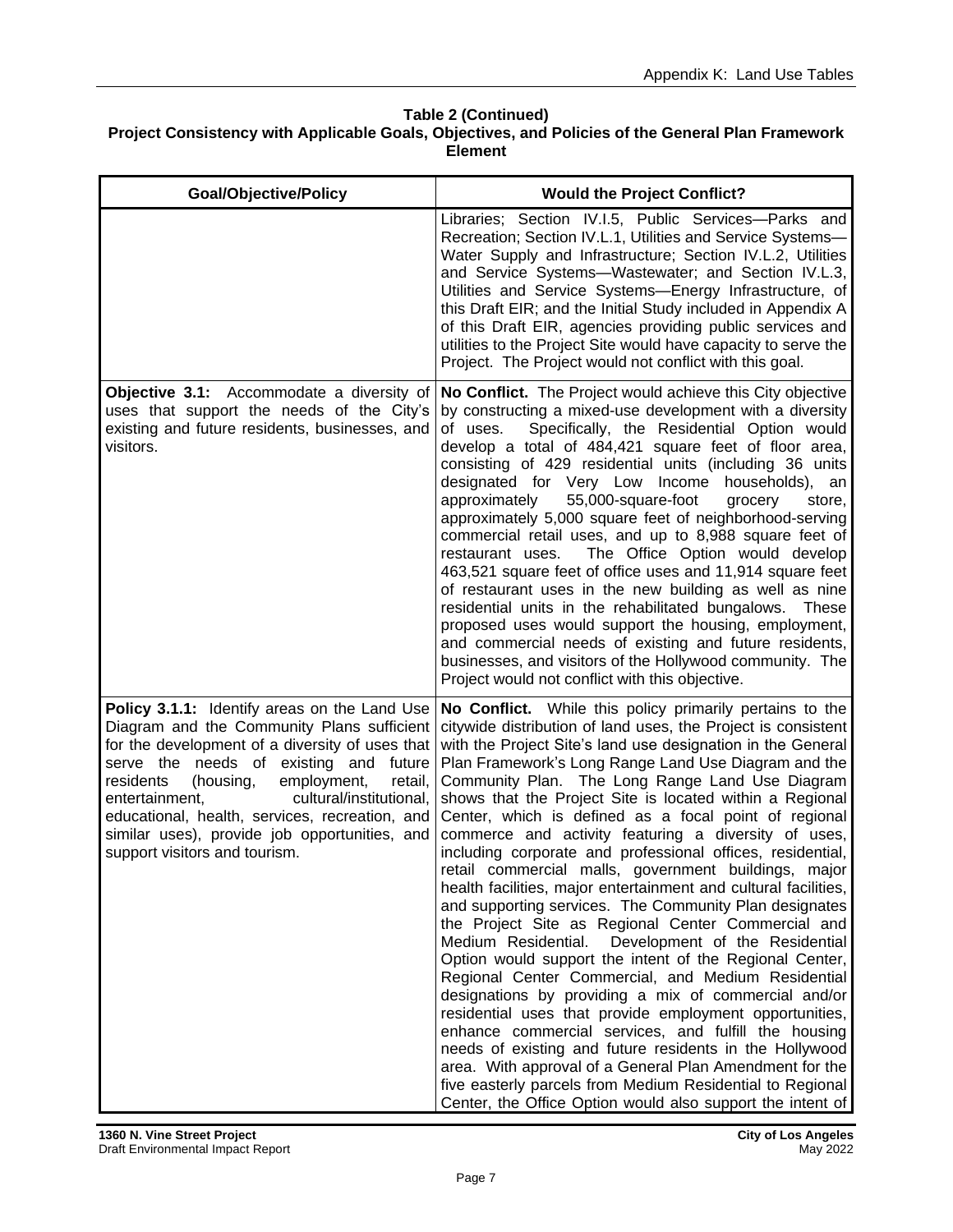**Table 2 (Continued)**
**Project Consistency with Applicable Goals, Objectives, and Policies of the General Plan Framework Element**

| Goal/Objective/Policy | Would the Project Conflict? |
|---|---|
| | Libraries; Section IV.I.5, Public Services—Parks and Recreation; Section IV.L.1, Utilities and Service Systems—Water Supply and Infrastructure; Section IV.L.2, Utilities and Service Systems—Wastewater; and Section IV.L.3, Utilities and Service Systems—Energy Infrastructure, of this Draft EIR; and the Initial Study included in Appendix A of this Draft EIR, agencies providing public services and utilities to the Project Site would have capacity to serve the Project. The Project would not conflict with this goal. |
| **Objective 3.1:** Accommodate a diversity of uses that support the needs of the City's existing and future residents, businesses, and visitors. | **No Conflict.** The Project would achieve this City objective by constructing a mixed-use development with a diversity of uses. Specifically, the Residential Option would develop a total of 484,421 square feet of floor area, consisting of 429 residential units (including 36 units designated for Very Low Income households), an approximately 55,000-square-foot grocery store, approximately 5,000 square feet of neighborhood-serving commercial retail uses, and up to 8,988 square feet of restaurant uses. The Office Option would develop 463,521 square feet of office uses and 11,914 square feet of restaurant uses in the new building as well as nine residential units in the rehabilitated bungalows. These proposed uses would support the housing, employment, and commercial needs of existing and future residents, businesses, and visitors of the Hollywood community. The Project would not conflict with this objective. |
| **Policy 3.1.1:** Identify areas on the Land Use Diagram and the Community Plans sufficient for the development of a diversity of uses that serve the needs of existing and future residents (housing, employment, retail, entertainment, cultural/institutional, educational, health, services, recreation, and similar uses), provide job opportunities, and support visitors and tourism. | **No Conflict.** While this policy primarily pertains to the citywide distribution of land uses, the Project is consistent with the Project Site's land use designation in the General Plan Framework's Long Range Land Use Diagram and the Community Plan. The Long Range Land Use Diagram shows that the Project Site is located within a Regional Center, which is defined as a focal point of regional commerce and activity featuring a diversity of uses, including corporate and professional offices, residential, retail commercial malls, government buildings, major health facilities, major entertainment and cultural facilities, and supporting services. The Community Plan designates the Project Site as Regional Center Commercial and Medium Residential. Development of the Residential Option would support the intent of the Regional Center, Regional Center Commercial, and Medium Residential designations by providing a mix of commercial and/or residential uses that provide employment opportunities, enhance commercial services, and fulfill the housing needs of existing and future residents in the Hollywood area. With approval of a General Plan Amendment for the five easterly parcels from Medium Residential to Regional Center, the Office Option would also support the intent of |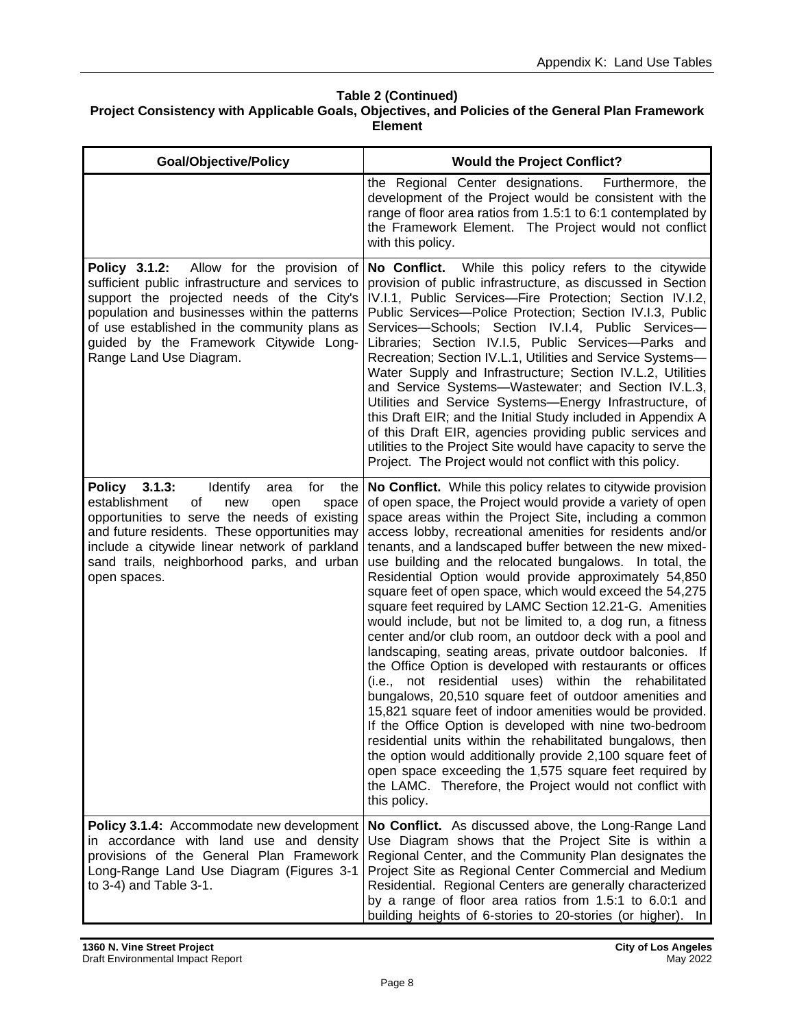**Table 2 (Continued)**
**Project Consistency with Applicable Goals, Objectives, and Policies of the General Plan Framework Element**

| Goal/Objective/Policy | Would the Project Conflict? |
|---|---|
| | the Regional Center designations. Furthermore, the development of the Project would be consistent with the range of floor area ratios from 1.5:1 to 6:1 contemplated by the Framework Element. The Project would not conflict with this policy. |
| **Policy 3.1.2:** Allow for the provision of sufficient public infrastructure and services to support the projected needs of the City's population and businesses within the patterns of use established in the community plans as guided by the Framework Citywide Long-Range Land Use Diagram. | **No Conflict.** While this policy refers to the citywide provision of public infrastructure, as discussed in Section IV.I.1, Public Services—Fire Protection; Section IV.I.2, Public Services—Police Protection; Section IV.I.3, Public Services—Schools; Section IV.I.4, Public Services—Libraries; Section IV.I.5, Public Services—Parks and Recreation; Section IV.L.1, Utilities and Service Systems—Water Supply and Infrastructure; Section IV.L.2, Utilities and Service Systems—Wastewater; and Section IV.L.3, Utilities and Service Systems—Energy Infrastructure, of this Draft EIR; and the Initial Study included in Appendix A of this Draft EIR, agencies providing public services and utilities to the Project Site would have capacity to serve the Project. The Project would not conflict with this policy. |
| **Policy 3.1.3:** Identify area for the establishment of new open space opportunities to serve the needs of existing and future residents. These opportunities may include a citywide linear network of parkland sand trails, neighborhood parks, and urban open spaces. | **No Conflict.** While this policy relates to citywide provision of open space, the Project would provide a variety of open space areas within the Project Site, including a common access lobby, recreational amenities for residents and/or tenants, and a landscaped buffer between the new mixed-use building and the relocated bungalows. In total, the Residential Option would provide approximately 54,850 square feet of open space, which would exceed the 54,275 square feet required by LAMC Section 12.21-G. Amenities would include, but not be limited to, a dog run, a fitness center and/or club room, an outdoor deck with a pool and landscaping, seating areas, private outdoor balconies. If the Office Option is developed with restaurants or offices (i.e., not residential uses) within the rehabilitated bungalows, 20,510 square feet of outdoor amenities and 15,821 square feet of indoor amenities would be provided. If the Office Option is developed with nine two-bedroom residential units within the rehabilitated bungalows, then the option would additionally provide 2,100 square feet of open space exceeding the 1,575 square feet required by the LAMC. Therefore, the Project would not conflict with this policy. |
| **Policy 3.1.4:** Accommodate new development in accordance with land use and density provisions of the General Plan Framework Long-Range Land Use Diagram (Figures 3-1 to 3-4) and Table 3-1. | **No Conflict.** As discussed above, the Long-Range Land Use Diagram shows that the Project Site is within a Regional Center, and the Community Plan designates the Project Site as Regional Center Commercial and Medium Residential. Regional Centers are generally characterized by a range of floor area ratios from 1.5:1 to 6.0:1 and building heights of 6-stories to 20-stories (or higher). In |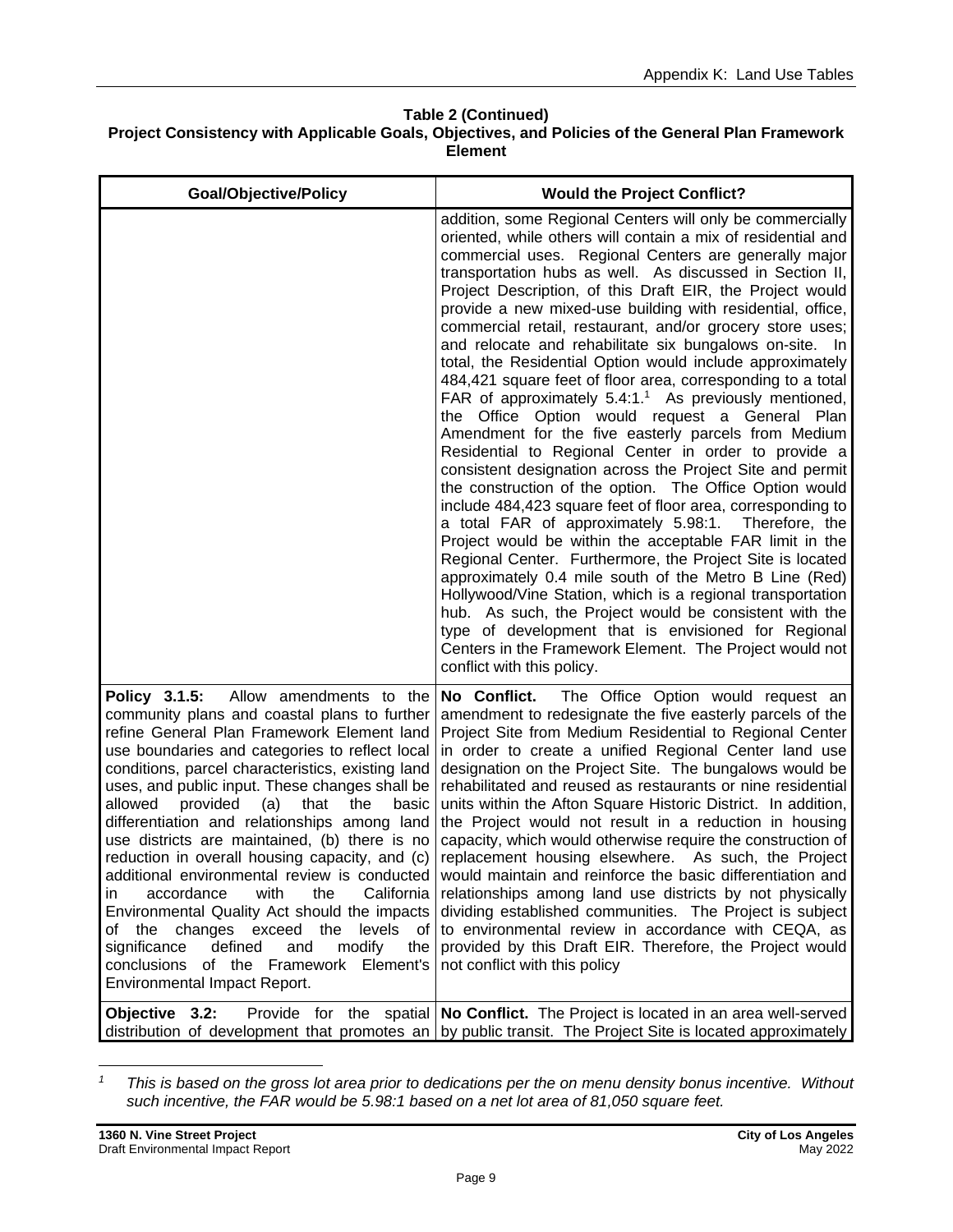**Table 2 (Continued)**
**Project Consistency with Applicable Goals, Objectives, and Policies of the General Plan Framework Element**

| Goal/Objective/Policy | Would the Project Conflict? |
|---|---|
| | addition, some Regional Centers will only be commercially oriented, while others will contain a mix of residential and commercial uses. Regional Centers are generally major transportation hubs as well. As discussed in Section II, Project Description, of this Draft EIR, the Project would provide a new mixed-use building with residential, office, commercial retail, restaurant, and/or grocery store uses; and relocate and rehabilitate six bungalows on-site. In total, the Residential Option would include approximately 484,421 square feet of floor area, corresponding to a total FAR of approximately 5.4:1.[1] As previously mentioned, the Office Option would request a General Plan Amendment for the five easterly parcels from Medium Residential to Regional Center in order to provide a consistent designation across the Project Site and permit the construction of the option. The Office Option would include 484,423 square feet of floor area, corresponding to a total FAR of approximately 5.98:1. Therefore, the Project would be within the acceptable FAR limit in the Regional Center. Furthermore, the Project Site is located approximately 0.4 mile south of the Metro B Line (Red) Hollywood/Vine Station, which is a regional transportation hub. As such, the Project would be consistent with the type of development that is envisioned for Regional Centers in the Framework Element. The Project would not conflict with this policy. |
| **Policy 3.1.5:** Allow amendments to the community plans and coastal plans to further refine General Plan Framework Element land use boundaries and categories to reflect local conditions, parcel characteristics, existing land uses, and public input. These changes shall be allowed provided (a) that the basic differentiation and relationships among land use districts are maintained, (b) there is no reduction in overall housing capacity, and (c) additional environmental review is conducted in accordance with the California Environmental Quality Act should the impacts of the changes exceed the levels of significance defined and modify the conclusions of the Framework Element's Environmental Impact Report. | **No Conflict.** The Office Option would request an amendment to redesignate the five easterly parcels of the Project Site from Medium Residential to Regional Center in order to create a unified Regional Center land use designation on the Project Site. The bungalows would be rehabilitated and reused as restaurants or nine residential units within the Afton Square Historic District. In addition, the Project would not result in a reduction in housing capacity, which would otherwise require the construction of replacement housing elsewhere. As such, the Project would maintain and reinforce the basic differentiation and relationships among land use districts by not physically dividing established communities. The Project is subject to environmental review in accordance with CEQA, as provided by this Draft EIR. Therefore, the Project would not conflict with this policy |
| **Objective 3.2:** Provide for the spatial distribution of development that promotes an | **No Conflict.** The Project is located in an area well-served by public transit. The Project Site is located approximately |

[1] *This is based on the gross lot area prior to dedications per the on menu density bonus incentive. Without such incentive, the FAR would be 5.98:1 based on a net lot area of 81,050 square feet.*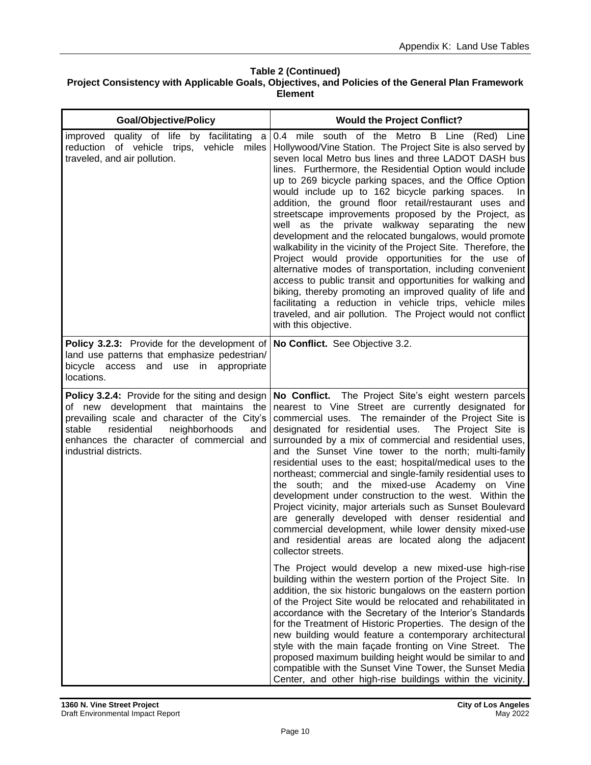**Table 2 (Continued)**
**Project Consistency with Applicable Goals, Objectives, and Policies of the General Plan Framework Element**

| Goal/Objective/Policy | Would the Project Conflict? |
| --- | --- |
| improved quality of life by facilitating a reduction of vehicle trips, vehicle miles traveled, and air pollution. | 0.4 mile south of the Metro B Line (Red) Line Hollywood/Vine Station. The Project Site is also served by seven local Metro bus lines and three LADOT DASH bus lines. Furthermore, the Residential Option would include up to 269 bicycle parking spaces, and the Office Option would include up to 162 bicycle parking spaces. In addition, the ground floor retail/restaurant uses and streetscape improvements proposed by the Project, as well as the private walkway separating the new development and the relocated bungalows, would promote walkability in the vicinity of the Project Site. Therefore, the Project would provide opportunities for the use of alternative modes of transportation, including convenient access to public transit and opportunities for walking and biking, thereby promoting an improved quality of life and facilitating a reduction in vehicle trips, vehicle miles traveled, and air pollution. The Project would not conflict with this objective. |
| **Policy 3.2.3:** Provide for the development of land use patterns that emphasize pedestrian/ bicycle access and use in appropriate locations. | **No Conflict.** See Objective 3.2. |
| **Policy 3.2.4:** Provide for the siting and design of new development that maintains the prevailing scale and character of the City's stable residential neighborhoods and enhances the character of commercial and industrial districts. | **No Conflict.** The Project Site's eight western parcels nearest to Vine Street are currently designated for commercial uses. The remainder of the Project Site is designated for residential uses. The Project Site is surrounded by a mix of commercial and residential uses, and the Sunset Vine tower to the north; multi-family residential uses to the east; hospital/medical uses to the northeast; commercial and single-family residential uses to the south; and the mixed-use Academy on Vine development under construction to the west. Within the Project vicinity, major arterials such as Sunset Boulevard are generally developed with denser residential and commercial development, while lower density mixed-use and residential areas are located along the adjacent collector streets.<br><br>The Project would develop a new mixed-use high-rise building within the western portion of the Project Site. In addition, the six historic bungalows on the eastern portion of the Project Site would be relocated and rehabilitated in accordance with the Secretary of the Interior's Standards for the Treatment of Historic Properties. The design of the new building would feature a contemporary architectural style with the main façade fronting on Vine Street. The proposed maximum building height would be similar to and compatible with the Sunset Vine Tower, the Sunset Media Center, and other high-rise buildings within the vicinity. |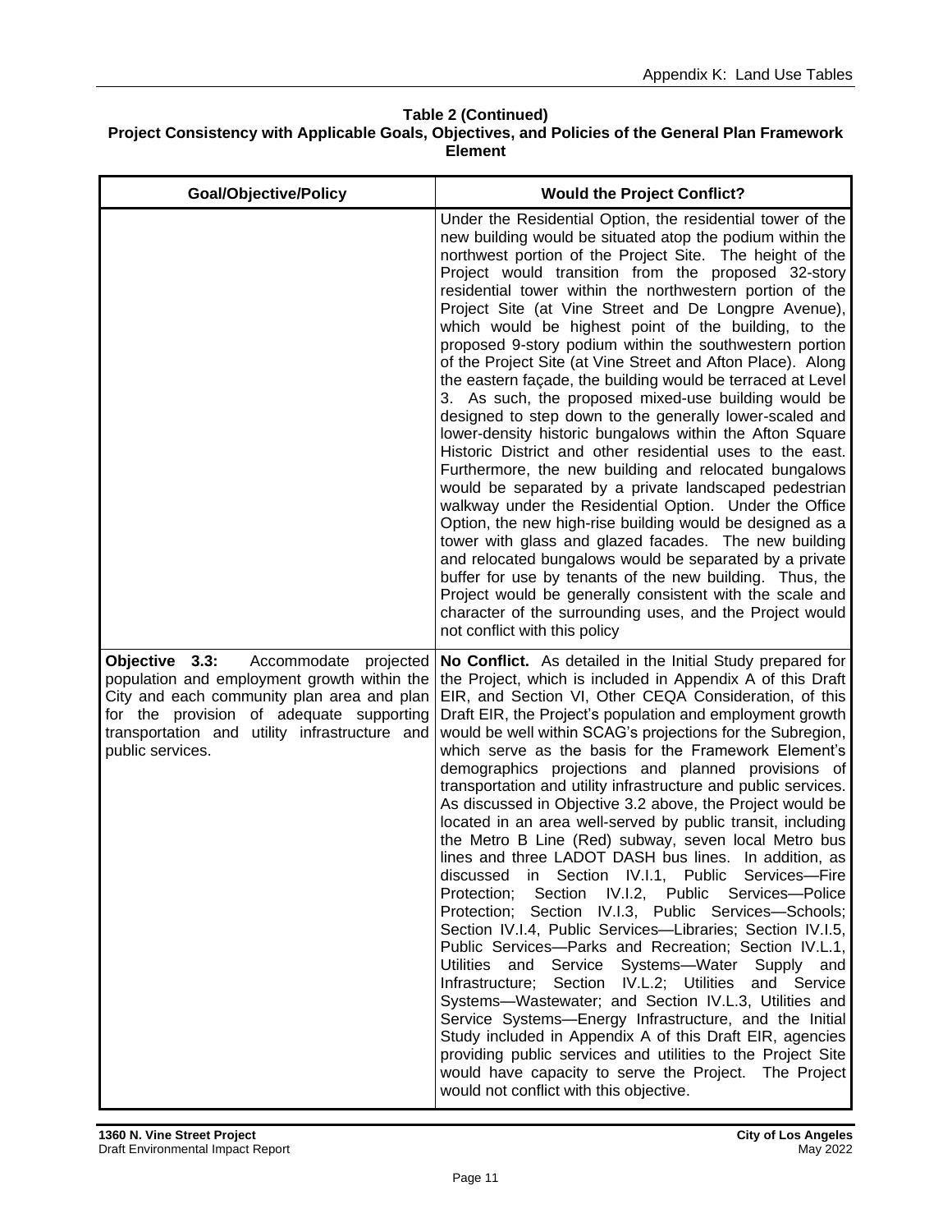**Table 2 (Continued)**
**Project Consistency with Applicable Goals, Objectives, and Policies of the General Plan Framework Element**

| Goal/Objective/Policy | Would the Project Conflict? |
|---|---|
| | Under the Residential Option, the residential tower of the new building would be situated atop the podium within the northwest portion of the Project Site. The height of the Project would transition from the proposed 32-story residential tower within the northwestern portion of the Project Site (at Vine Street and De Longpre Avenue), which would be highest point of the building, to the proposed 9-story podium within the southwestern portion of the Project Site (at Vine Street and Afton Place). Along the eastern façade, the building would be terraced at Level 3. As such, the proposed mixed-use building would be designed to step down to the generally lower-scaled and lower-density historic bungalows within the Afton Square Historic District and other residential uses to the east. Furthermore, the new building and relocated bungalows would be separated by a private landscaped pedestrian walkway under the Residential Option. Under the Office Option, the new high-rise building would be designed as a tower with glass and glazed facades. The new building and relocated bungalows would be separated by a private buffer for use by tenants of the new building. Thus, the Project would be generally consistent with the scale and character of the surrounding uses, and the Project would not conflict with this policy |
| **Objective 3.3:** Accommodate projected population and employment growth within the City and each community plan area and plan for the provision of adequate supporting transportation and utility infrastructure and public services. | **No Conflict.** As detailed in the Initial Study prepared for the Project, which is included in Appendix A of this Draft EIR, and Section VI, Other CEQA Consideration, of this Draft EIR, the Project's population and employment growth would be well within SCAG's projections for the Subregion, which serve as the basis for the Framework Element's demographics projections and planned provisions of transportation and utility infrastructure and public services. As discussed in Objective 3.2 above, the Project would be located in an area well-served by public transit, including the Metro B Line (Red) subway, seven local Metro bus lines and three LADOT DASH bus lines. In addition, as discussed in Section IV.I.1, Public Services—Fire Protection; Section IV.I.2, Public Services—Police Protection; Section IV.I.3, Public Services—Schools; Section IV.I.4, Public Services—Libraries; Section IV.I.5, Public Services—Parks and Recreation; Section IV.L.1, Utilities and Service Systems—Water Supply and Infrastructure; Section IV.L.2; Utilities and Service Systems—Wastewater; and Section IV.L.3, Utilities and Service Systems—Energy Infrastructure, and the Initial Study included in Appendix A of this Draft EIR, agencies providing public services and utilities to the Project Site would have capacity to serve the Project. The Project would not conflict with this objective. |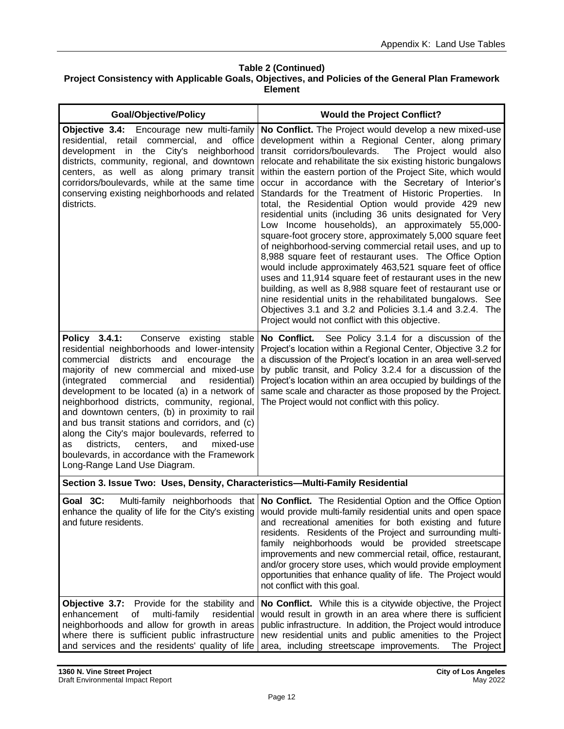**Table 2 (Continued)**
**Project Consistency with Applicable Goals, Objectives, and Policies of the General Plan Framework Element**

| Goal/Objective/Policy | Would the Project Conflict? |
|---|---|
| **Objective 3.4:** Encourage new multi-family residential, retail commercial, and office development in the City's neighborhood districts, community, regional, and downtown centers, as well as along primary transit corridors/boulevards, while at the same time conserving existing neighborhoods and related districts. | **No Conflict.** The Project would develop a new mixed-use development within a Regional Center, along primary transit corridors/boulevards. The Project would also relocate and rehabilitate the six existing historic bungalows within the eastern portion of the Project Site, which would occur in accordance with the Secretary of Interior's Standards for the Treatment of Historic Properties. In total, the Residential Option would provide 429 new residential units (including 36 units designated for Very Low Income households), an approximately 55,000-square-foot grocery store, approximately 5,000 square feet of neighborhood-serving commercial retail uses, and up to 8,988 square feet of restaurant uses. The Office Option would include approximately 463,521 square feet of office uses and 11,914 square feet of restaurant uses in the new building, as well as 8,988 square feet of restaurant use or nine residential units in the rehabilitated bungalows. See Objectives 3.1 and 3.2 and Policies 3.1.4 and 3.2.4. The Project would not conflict with this objective. |
| **Policy 3.4.1:** Conserve existing stable residential neighborhoods and lower-intensity commercial districts and encourage the majority of new commercial and mixed-use (integrated commercial and residential) development to be located (a) in a network of neighborhood districts, community, regional, and downtown centers, (b) in proximity to rail and bus transit stations and corridors, and (c) along the City's major boulevards, referred to as districts, centers, and mixed-use boulevards, in accordance with the Framework Long-Range Land Use Diagram. | **No Conflict.** See Policy 3.1.4 for a discussion of the Project's location within a Regional Center, Objective 3.2 for a discussion of the Project's location in an area well-served by public transit, and Policy 3.2.4 for a discussion of the Project's location within an area occupied by buildings of the same scale and character as those proposed by the Project. The Project would not conflict with this policy. |
| **Section 3. Issue Two: Uses, Density, Characteristics—Multi-Family Residential** | |
| **Goal 3C:** Multi-family neighborhoods that enhance the quality of life for the City's existing and future residents. | **No Conflict.** The Residential Option and the Office Option would provide multi-family residential units and open space and recreational amenities for both existing and future residents. Residents of the Project and surrounding multi-family neighborhoods would be provided streetscape improvements and new commercial retail, office, restaurant, and/or grocery store uses, which would provide employment opportunities that enhance quality of life. The Project would not conflict with this goal. |
| **Objective 3.7:** Provide for the stability and enhancement of multi-family residential neighborhoods and allow for growth in areas where there is sufficient public infrastructure and services and the residents' quality of life | **No Conflict.** While this is a citywide objective, the Project would result in growth in an area where there is sufficient public infrastructure. In addition, the Project would introduce new residential units and public amenities to the Project area, including streetscape improvements. The Project |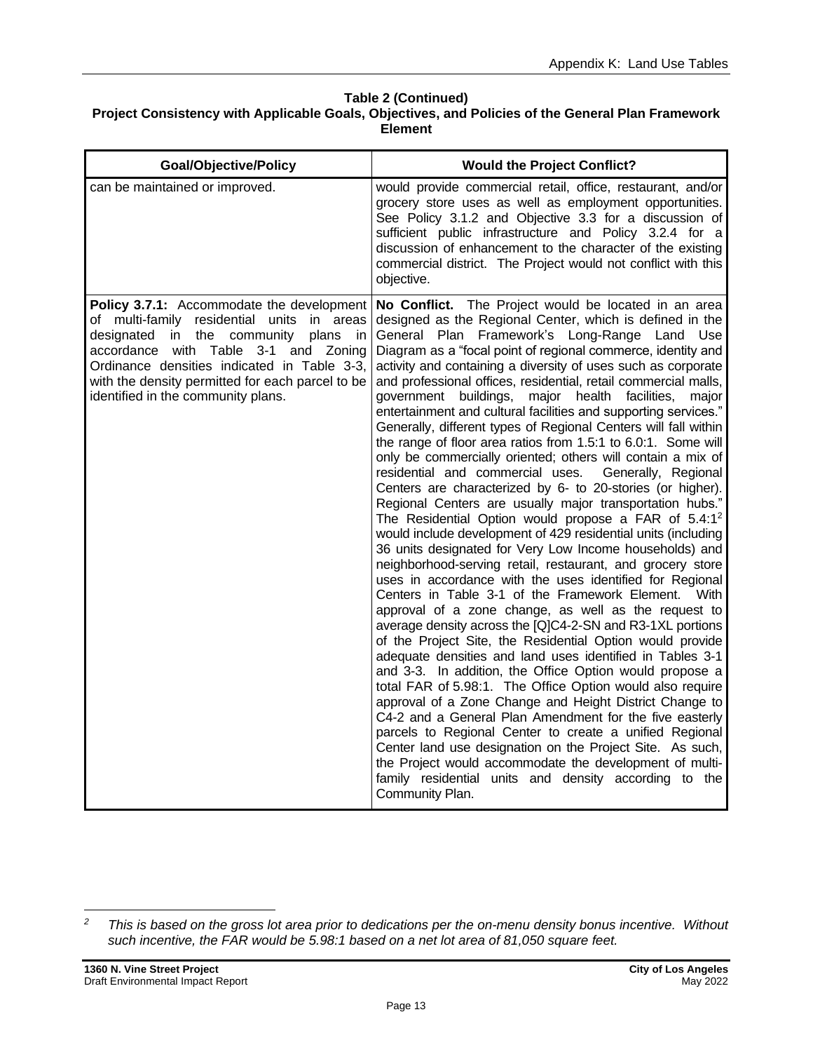**Table 2 (Continued)**
**Project Consistency with Applicable Goals, Objectives, and Policies of the General Plan Framework Element**

| Goal/Objective/Policy | Would the Project Conflict? |
| --- | --- |
| can be maintained or improved. | would provide commercial retail, office, restaurant, and/or grocery store uses as well as employment opportunities. See Policy 3.1.2 and Objective 3.3 for a discussion of sufficient public infrastructure and Policy 3.2.4 for a discussion of enhancement to the character of the existing commercial district. The Project would not conflict with this objective. |
| **Policy 3.7.1:** Accommodate the development of multi-family residential units in areas designated in the community plans in accordance with Table 3-1 and Zoning Ordinance densities indicated in Table 3-3, with the density permitted for each parcel to be identified in the community plans. | **No Conflict.** The Project would be located in an area designed as the Regional Center, which is defined in the General Plan Framework's Long-Range Land Use Diagram as a "focal point of regional commerce, identity and activity and containing a diversity of uses such as corporate and professional offices, residential, retail commercial malls, government buildings, major health facilities, major entertainment and cultural facilities and supporting services." Generally, different types of Regional Centers will fall within the range of floor area ratios from 1.5:1 to 6.0:1. Some will only be commercially oriented; others will contain a mix of residential and commercial uses. Generally, Regional Centers are characterized by 6- to 20-stories (or higher). Regional Centers are usually major transportation hubs." The Residential Option would propose a FAR of 5.4:1[2] would include development of 429 residential units (including 36 units designated for Very Low Income households) and neighborhood-serving retail, restaurant, and grocery store uses in accordance with the uses identified for Regional Centers in Table 3-1 of the Framework Element. With approval of a zone change, as well as the request to average density across the [Q]C4-2-SN and R3-1XL portions of the Project Site, the Residential Option would provide adequate densities and land uses identified in Tables 3-1 and 3-3. In addition, the Office Option would propose a total FAR of 5.98:1. The Office Option would also require approval of a Zone Change and Height District Change to C4-2 and a General Plan Amendment for the five easterly parcels to Regional Center to create a unified Regional Center land use designation on the Project Site. As such, the Project would accommodate the development of multi-family residential units and density according to the Community Plan. |

[2] *This is based on the gross lot area prior to dedications per the on-menu density bonus incentive. Without such incentive, the FAR would be 5.98:1 based on a net lot area of 81,050 square feet.*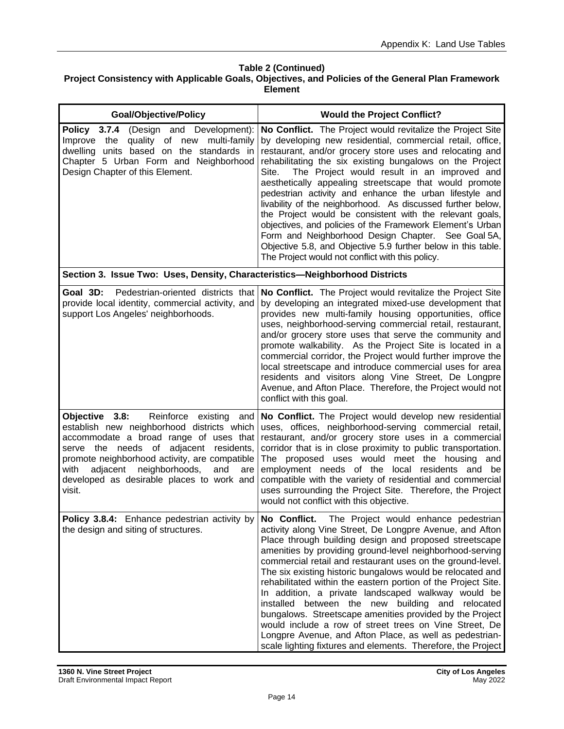**Table 2 (Continued)**
**Project Consistency with Applicable Goals, Objectives, and Policies of the General Plan Framework Element**

| Goal/Objective/Policy | Would the Project Conflict? |
|---|---|
| **Policy 3.7.4** (Design and Development): Improve the quality of new multi-family dwelling units based on the standards in Chapter 5 Urban Form and Neighborhood Design Chapter of this Element. | **No Conflict.** The Project would revitalize the Project Site by developing new residential, commercial retail, office, restaurant, and/or grocery store uses and relocating and rehabilitating the six existing bungalows on the Project Site. The Project would result in an improved and aesthetically appealing streetscape that would promote pedestrian activity and enhance the urban lifestyle and livability of the neighborhood. As discussed further below, the Project would be consistent with the relevant goals, objectives, and policies of the Framework Element's Urban Form and Neighborhood Design Chapter. See Goal 5A, Objective 5.8, and Objective 5.9 further below in this table. The Project would not conflict with this policy. |
| **Section 3. Issue Two: Uses, Density, Characteristics—Neighborhood Districts** | |
| **Goal 3D:** Pedestrian-oriented districts that provide local identity, commercial activity, and support Los Angeles' neighborhoods. | **No Conflict.** The Project would revitalize the Project Site by developing an integrated mixed-use development that provides new multi-family housing opportunities, office uses, neighborhood-serving commercial retail, restaurant, and/or grocery store uses that serve the community and promote walkability. As the Project Site is located in a commercial corridor, the Project would further improve the local streetscape and introduce commercial uses for area residents and visitors along Vine Street, De Longpre Avenue, and Afton Place. Therefore, the Project would not conflict with this goal. |
| **Objective 3.8:** Reinforce existing and establish new neighborhood districts which accommodate a broad range of uses that serve the needs of adjacent residents, promote neighborhood activity, are compatible with adjacent neighborhoods, and are developed as desirable places to work and visit. | **No Conflict.** The Project would develop new residential uses, offices, neighborhood-serving commercial retail, restaurant, and/or grocery store uses in a commercial corridor that is in close proximity to public transportation. The proposed uses would meet the housing and employment needs of the local residents and be compatible with the variety of residential and commercial uses surrounding the Project Site. Therefore, the Project would not conflict with this objective. |
| **Policy 3.8.4:** Enhance pedestrian activity by the design and siting of structures. | **No Conflict.** The Project would enhance pedestrian activity along Vine Street, De Longpre Avenue, and Afton Place through building design and proposed streetscape amenities by providing ground-level neighborhood-serving commercial retail and restaurant uses on the ground-level. The six existing historic bungalows would be relocated and rehabilitated within the eastern portion of the Project Site. In addition, a private landscaped walkway would be installed between the new building and relocated bungalows. Streetscape amenities provided by the Project would include a row of street trees on Vine Street, De Longpre Avenue, and Afton Place, as well as pedestrian-scale lighting fixtures and elements. Therefore, the Project |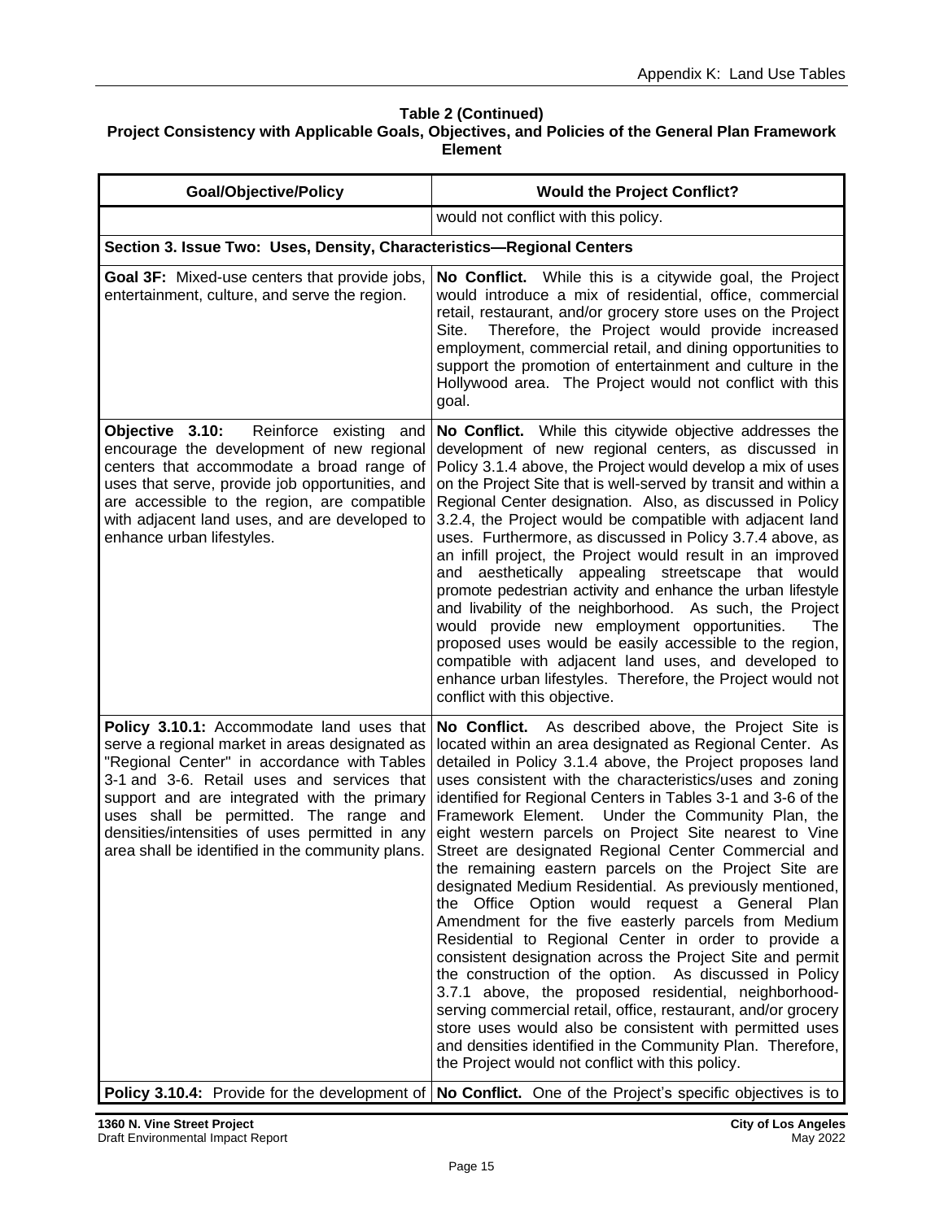**Table 2 (Continued)**
**Project Consistency with Applicable Goals, Objectives, and Policies of the General Plan Framework Element**

| Goal/Objective/Policy | Would the Project Conflict? |
|---|---|
| | would not conflict with this policy. |
| **Section 3. Issue Two: Uses, Density, Characteristics—Regional Centers** | |
| **Goal 3F:** Mixed-use centers that provide jobs, entertainment, culture, and serve the region. | **No Conflict.** While this is a citywide goal, the Project would introduce a mix of residential, office, commercial retail, restaurant, and/or grocery store uses on the Project Site. Therefore, the Project would provide increased employment, commercial retail, and dining opportunities to support the promotion of entertainment and culture in the Hollywood area. The Project would not conflict with this goal. |
| **Objective 3.10:** Reinforce existing and encourage the development of new regional centers that accommodate a broad range of uses that serve, provide job opportunities, and are accessible to the region, are compatible with adjacent land uses, and are developed to enhance urban lifestyles. | **No Conflict.** While this citywide objective addresses the development of new regional centers, as discussed in Policy 3.1.4 above, the Project would develop a mix of uses on the Project Site that is well-served by transit and within a Regional Center designation. Also, as discussed in Policy 3.2.4, the Project would be compatible with adjacent land uses. Furthermore, as discussed in Policy 3.7.4 above, as an infill project, the Project would result in an improved and aesthetically appealing streetscape that would promote pedestrian activity and enhance the urban lifestyle and livability of the neighborhood. As such, the Project would provide new employment opportunities. The proposed uses would be easily accessible to the region, compatible with adjacent land uses, and developed to enhance urban lifestyles. Therefore, the Project would not conflict with this objective. |
| **Policy 3.10.1:** Accommodate land uses that serve a regional market in areas designated as "Regional Center" in accordance with Tables 3-1 and 3-6. Retail uses and services that support and are integrated with the primary uses shall be permitted. The range and densities/intensities of uses permitted in any area shall be identified in the community plans. | **No Conflict.** As described above, the Project Site is located within an area designated as Regional Center. As detailed in Policy 3.1.4 above, the Project proposes land uses consistent with the characteristics/uses and zoning identified for Regional Centers in Tables 3-1 and 3-6 of the Framework Element. Under the Community Plan, the eight western parcels on Project Site nearest to Vine Street are designated Regional Center Commercial and the remaining eastern parcels on the Project Site are designated Medium Residential. As previously mentioned, the Office Option would request a General Plan Amendment for the five easterly parcels from Medium Residential to Regional Center in order to provide a consistent designation across the Project Site and permit the construction of the option. As discussed in Policy 3.7.1 above, the proposed residential, neighborhood-serving commercial retail, office, restaurant, and/or grocery store uses would also be consistent with permitted uses and densities identified in the Community Plan. Therefore, the Project would not conflict with this policy. |
| **Policy 3.10.4:** Provide for the development of | **No Conflict.** One of the Project's specific objectives is to |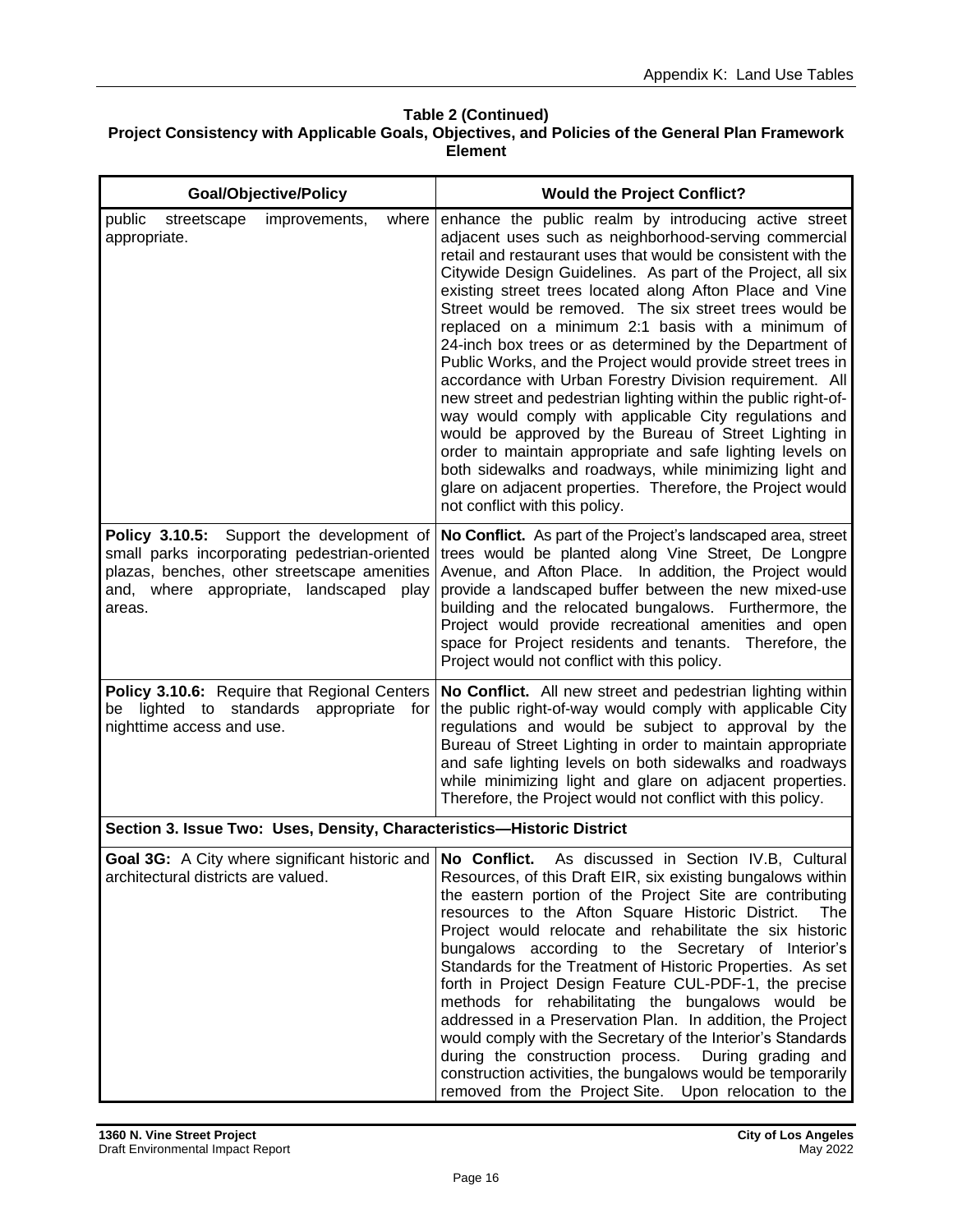**Table 2 (Continued)**
**Project Consistency with Applicable Goals, Objectives, and Policies of the General Plan Framework Element**

| Goal/Objective/Policy | Would the Project Conflict? |
|---|---|
| public streetscape improvements, where appropriate. | enhance the public realm by introducing active street adjacent uses such as neighborhood-serving commercial retail and restaurant uses that would be consistent with the Citywide Design Guidelines. As part of the Project, all six existing street trees located along Afton Place and Vine Street would be removed. The six street trees would be replaced on a minimum 2:1 basis with a minimum of 24-inch box trees or as determined by the Department of Public Works, and the Project would provide street trees in accordance with Urban Forestry Division requirement. All new street and pedestrian lighting within the public right-of-way would comply with applicable City regulations and would be approved by the Bureau of Street Lighting in order to maintain appropriate and safe lighting levels on both sidewalks and roadways, while minimizing light and glare on adjacent properties. Therefore, the Project would not conflict with this policy. |
| **Policy 3.10.5:** Support the development of small parks incorporating pedestrian-oriented plazas, benches, other streetscape amenities and, where appropriate, landscaped play areas. | **No Conflict.** As part of the Project's landscaped area, street trees would be planted along Vine Street, De Longpre Avenue, and Afton Place. In addition, the Project would provide a landscaped buffer between the new mixed-use building and the relocated bungalows. Furthermore, the Project would provide recreational amenities and open space for Project residents and tenants. Therefore, the Project would not conflict with this policy. |
| **Policy 3.10.6:** Require that Regional Centers be lighted to standards appropriate for nighttime access and use. | **No Conflict.** All new street and pedestrian lighting within the public right-of-way would comply with applicable City regulations and would be subject to approval by the Bureau of Street Lighting in order to maintain appropriate and safe lighting levels on both sidewalks and roadways while minimizing light and glare on adjacent properties. Therefore, the Project would not conflict with this policy. |
| **Section 3. Issue Two: Uses, Density, Characteristics—Historic District** | |
| **Goal 3G:** A City where significant historic and architectural districts are valued. | **No Conflict.** As discussed in Section IV.B, Cultural Resources, of this Draft EIR, six existing bungalows within the eastern portion of the Project Site are contributing resources to the Afton Square Historic District. The Project would relocate and rehabilitate the six historic bungalows according to the Secretary of Interior's Standards for the Treatment of Historic Properties. As set forth in Project Design Feature CUL-PDF-1, the precise methods for rehabilitating the bungalows would be addressed in a Preservation Plan. In addition, the Project would comply with the Secretary of the Interior's Standards during the construction process. During grading and construction activities, the bungalows would be temporarily removed from the Project Site. Upon relocation to the |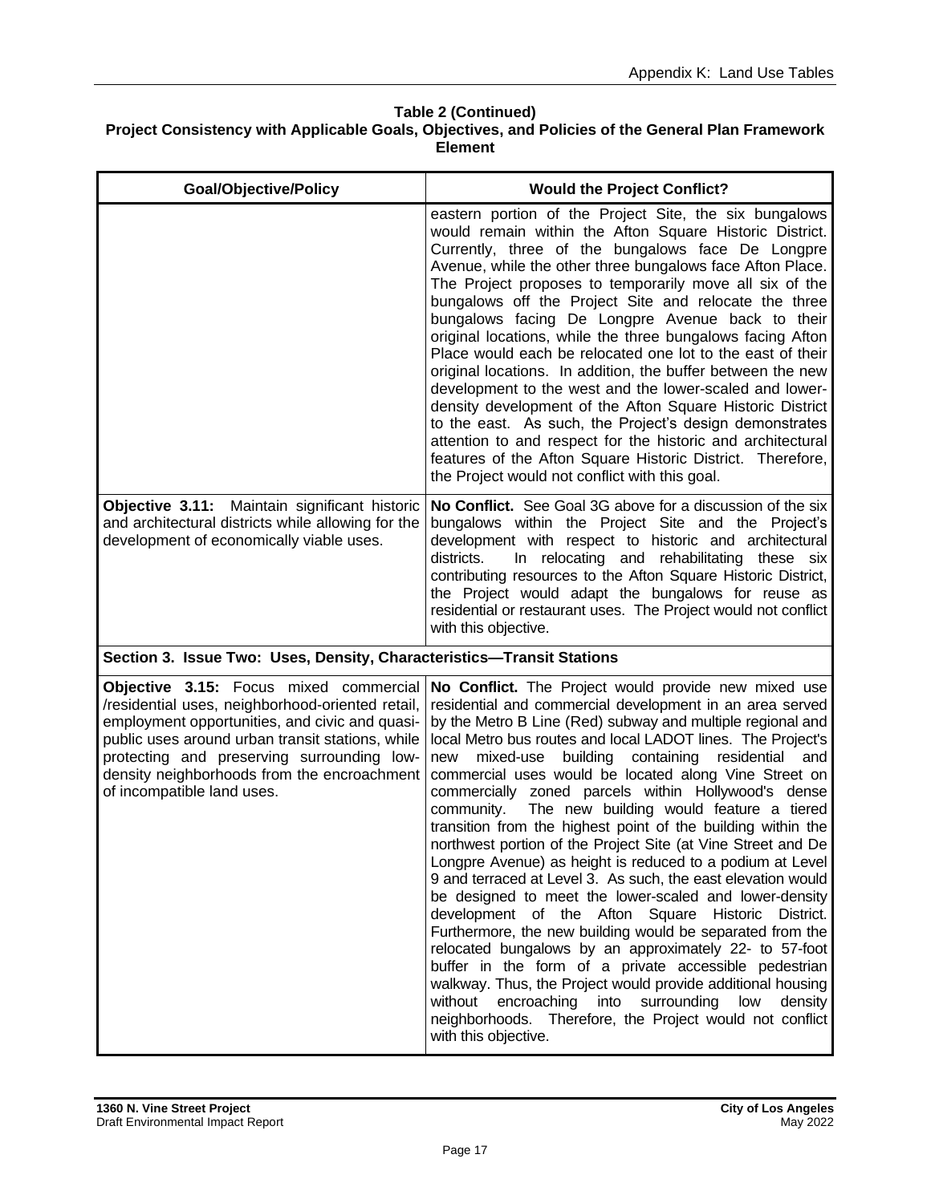**Table 2 (Continued)**
**Project Consistency with Applicable Goals, Objectives, and Policies of the General Plan Framework Element**

| Goal/Objective/Policy | Would the Project Conflict? |
|---|---|
| | eastern portion of the Project Site, the six bungalows would remain within the Afton Square Historic District. Currently, three of the bungalows face De Longpre Avenue, while the other three bungalows face Afton Place. The Project proposes to temporarily move all six of the bungalows off the Project Site and relocate the three bungalows facing De Longpre Avenue back to their original locations, while the three bungalows facing Afton Place would each be relocated one lot to the east of their original locations. In addition, the buffer between the new development to the west and the lower-scaled and lower-density development of the Afton Square Historic District to the east. As such, the Project's design demonstrates attention to and respect for the historic and architectural features of the Afton Square Historic District. Therefore, the Project would not conflict with this goal. |
| **Objective 3.11:** Maintain significant historic and architectural districts while allowing for the development of economically viable uses. | **No Conflict.** See Goal 3G above for a discussion of the six bungalows within the Project Site and the Project's development with respect to historic and architectural districts. In relocating and rehabilitating these six contributing resources to the Afton Square Historic District, the Project would adapt the bungalows for reuse as residential or restaurant uses. The Project would not conflict with this objective. |
| **Section 3. Issue Two: Uses, Density, Characteristics—Transit Stations** | |
| **Objective 3.15:** Focus mixed commercial /residential uses, neighborhood-oriented retail, employment opportunities, and civic and quasi-public uses around urban transit stations, while protecting and preserving surrounding low-density neighborhoods from the encroachment of incompatible land uses. | **No Conflict.** The Project would provide new mixed use residential and commercial development in an area served by the Metro B Line (Red) subway and multiple regional and local Metro bus routes and local LADOT lines. The Project's new mixed-use building containing residential and commercial uses would be located along Vine Street on commercially zoned parcels within Hollywood's dense community. The new building would feature a tiered transition from the highest point of the building within the northwest portion of the Project Site (at Vine Street and De Longpre Avenue) as height is reduced to a podium at Level 9 and terraced at Level 3. As such, the east elevation would be designed to meet the lower-scaled and lower-density development of the Afton Square Historic District. Furthermore, the new building would be separated from the relocated bungalows by an approximately 22- to 57-foot buffer in the form of a private accessible pedestrian walkway. Thus, the Project would provide additional housing without encroaching into surrounding low density neighborhoods. Therefore, the Project would not conflict with this objective. |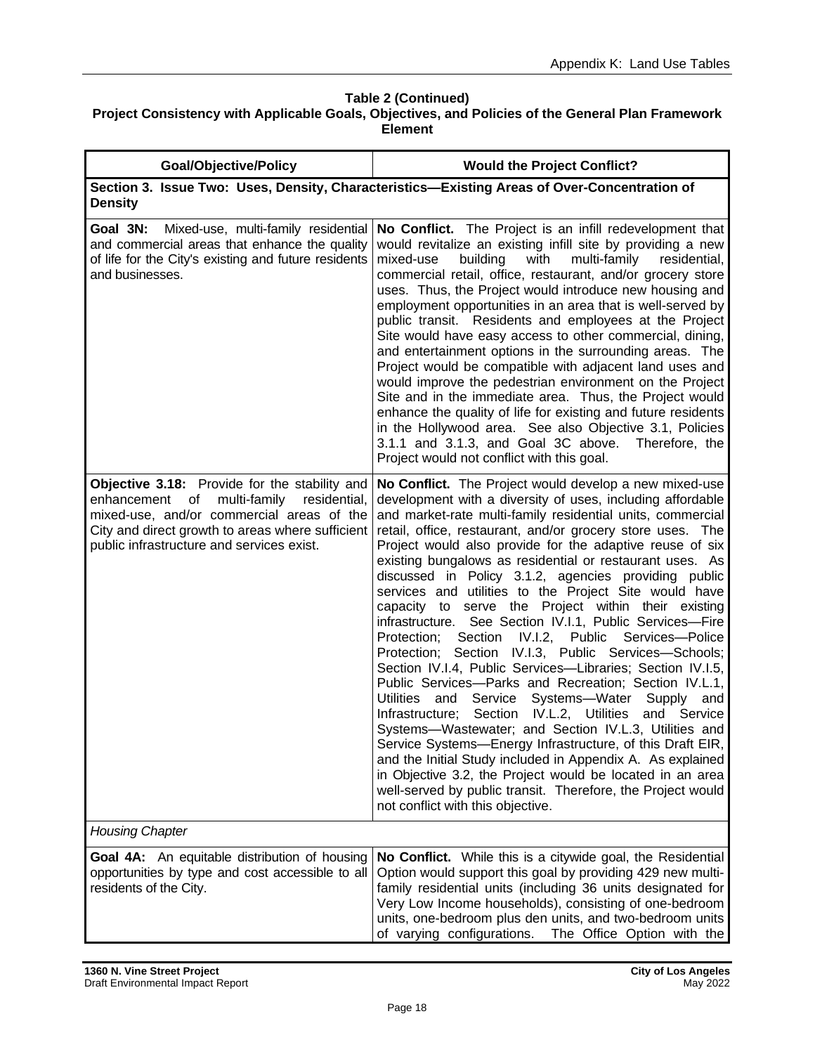**Table 2 (Continued)**
**Project Consistency with Applicable Goals, Objectives, and Policies of the General Plan Framework Element**

| Goal/Objective/Policy | Would the Project Conflict? |
|---|---|
| **Section 3. Issue Two: Uses, Density, Characteristics—Existing Areas of Over-Concentration of Density** | |
| **Goal 3N:** Mixed-use, multi-family residential and commercial areas that enhance the quality of life for the City's existing and future residents and businesses. | **No Conflict.** The Project is an infill redevelopment that would revitalize an existing infill site by providing a new mixed-use building with multi-family residential, commercial retail, office, restaurant, and/or grocery store uses. Thus, the Project would introduce new housing and employment opportunities in an area that is well-served by public transit. Residents and employees at the Project Site would have easy access to other commercial, dining, and entertainment options in the surrounding areas. The Project would be compatible with adjacent land uses and would improve the pedestrian environment on the Project Site and in the immediate area. Thus, the Project would enhance the quality of life for existing and future residents in the Hollywood area. See also Objective 3.1, Policies 3.1.1 and 3.1.3, and Goal 3C above. Therefore, the Project would not conflict with this goal. |
| **Objective 3.18:** Provide for the stability and enhancement of multi-family residential, mixed-use, and/or commercial areas of the City and direct growth to areas where sufficient public infrastructure and services exist. | **No Conflict.** The Project would develop a new mixed-use development with a diversity of uses, including affordable and market-rate multi-family residential units, commercial retail, office, restaurant, and/or grocery store uses. The Project would also provide for the adaptive reuse of six existing bungalows as residential or restaurant uses. As discussed in Policy 3.1.2, agencies providing public services and utilities to the Project Site would have capacity to serve the Project within their existing infrastructure. See Section IV.I.1, Public Services—Fire Protection; Section IV.I.2, Public Services—Police Protection; Section IV.I.3, Public Services—Schools; Section IV.I.4, Public Services—Libraries; Section IV.I.5, Public Services—Parks and Recreation; Section IV.L.1, Utilities and Service Systems—Water Supply and Infrastructure; Section IV.L.2, Utilities and Service Systems—Wastewater; and Section IV.L.3, Utilities and Service Systems—Energy Infrastructure, of this Draft EIR, and the Initial Study included in Appendix A. As explained in Objective 3.2, the Project would be located in an area well-served by public transit. Therefore, the Project would not conflict with this objective. |
| *Housing Chapter* | |
| **Goal 4A:** An equitable distribution of housing opportunities by type and cost accessible to all residents of the City. | **No Conflict.** While this is a citywide goal, the Residential Option would support this goal by providing 429 new multi-family residential units (including 36 units designated for Very Low Income households), consisting of one-bedroom units, one-bedroom plus den units, and two-bedroom units of varying configurations. The Office Option with the |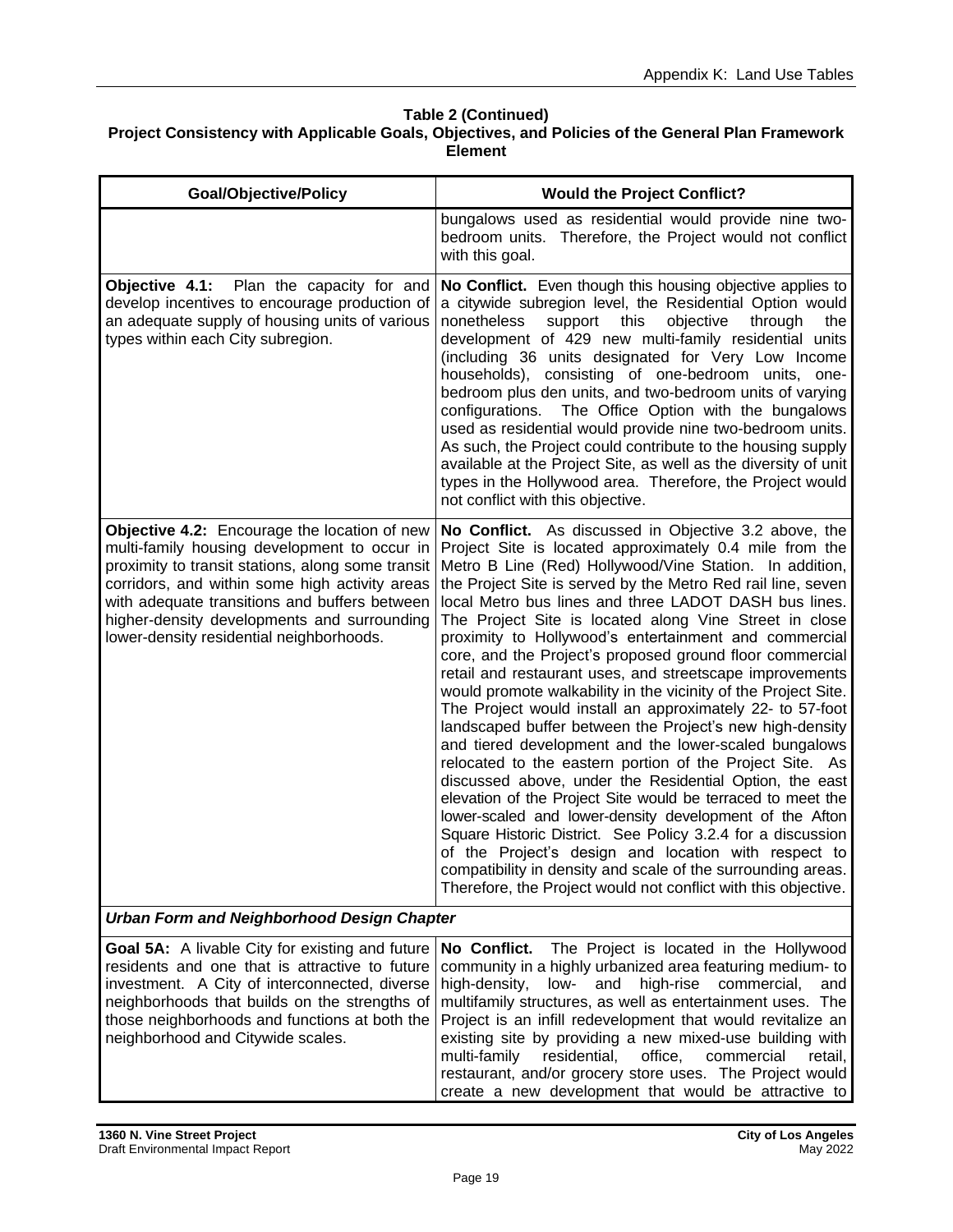**Table 2 (Continued)**
**Project Consistency with Applicable Goals, Objectives, and Policies of the General Plan Framework Element**

| Goal/Objective/Policy | Would the Project Conflict? |
|---|---|
| | bungalows used as residential would provide nine two-bedroom units. Therefore, the Project would not conflict with this goal. |
| **Objective 4.1:** Plan the capacity for and develop incentives to encourage production of an adequate supply of housing units of various types within each City subregion. | **No Conflict.** Even though this housing objective applies to a citywide subregion level, the Residential Option would nonetheless support this objective through the development of 429 new multi-family residential units (including 36 units designated for Very Low Income households), consisting of one-bedroom units, one-bedroom plus den units, and two-bedroom units of varying configurations. The Office Option with the bungalows used as residential would provide nine two-bedroom units. As such, the Project could contribute to the housing supply available at the Project Site, as well as the diversity of unit types in the Hollywood area. Therefore, the Project would not conflict with this objective. |
| **Objective 4.2:** Encourage the location of new multi-family housing development to occur in proximity to transit stations, along some transit corridors, and within some high activity areas with adequate transitions and buffers between higher-density developments and surrounding lower-density residential neighborhoods. | **No Conflict.** As discussed in Objective 3.2 above, the Project Site is located approximately 0.4 mile from the Metro B Line (Red) Hollywood/Vine Station. In addition, the Project Site is served by the Metro Red rail line, seven local Metro bus lines and three LADOT DASH bus lines. The Project Site is located along Vine Street in close proximity to Hollywood's entertainment and commercial core, and the Project's proposed ground floor commercial retail and restaurant uses, and streetscape improvements would promote walkability in the vicinity of the Project Site. The Project would install an approximately 22- to 57-foot landscaped buffer between the Project's new high-density and tiered development and the lower-scaled bungalows relocated to the eastern portion of the Project Site. As discussed above, under the Residential Option, the east elevation of the Project Site would be terraced to meet the lower-scaled and lower-density development of the Afton Square Historic District. See Policy 3.2.4 for a discussion of the Project's design and location with respect to compatibility in density and scale of the surrounding areas. Therefore, the Project would not conflict with this objective. |
| ***Urban Form and Neighborhood Design Chapter*** | |
| **Goal 5A:** A livable City for existing and future residents and one that is attractive to future investment. A City of interconnected, diverse neighborhoods that builds on the strengths of those neighborhoods and functions at both the neighborhood and Citywide scales. | **No Conflict.** The Project is located in the Hollywood community in a highly urbanized area featuring medium- to high-density, low- and high-rise commercial, and multifamily structures, as well as entertainment uses. The Project is an infill redevelopment that would revitalize an existing site by providing a new mixed-use building with multi-family residential, office, commercial retail, restaurant, and/or grocery store uses. The Project would create a new development that would be attractive to |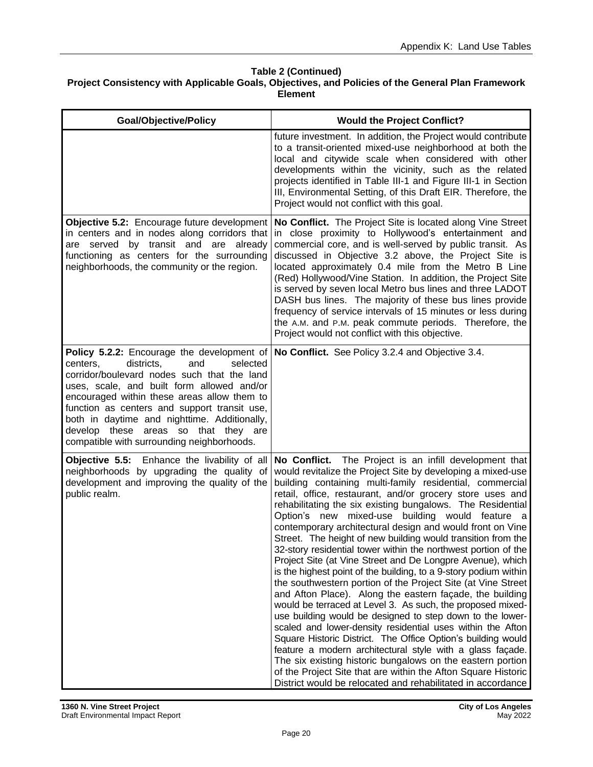**Table 2 (Continued)**
**Project Consistency with Applicable Goals, Objectives, and Policies of the General Plan Framework Element**

| Goal/Objective/Policy | Would the Project Conflict? |
|---|---|
| | future investment. In addition, the Project would contribute to a transit-oriented mixed-use neighborhood at both the local and citywide scale when considered with other developments within the vicinity, such as the related projects identified in Table III-1 and Figure III-1 in Section III, Environmental Setting, of this Draft EIR. Therefore, the Project would not conflict with this goal. |
| **Objective 5.2:** Encourage future development in centers and in nodes along corridors that are served by transit and are already functioning as centers for the surrounding neighborhoods, the community or the region. | **No Conflict.** The Project Site is located along Vine Street in close proximity to Hollywood's entertainment and commercial core, and is well-served by public transit. As discussed in Objective 3.2 above, the Project Site is located approximately 0.4 mile from the Metro B Line (Red) Hollywood/Vine Station. In addition, the Project Site is served by seven local Metro bus lines and three LADOT DASH bus lines. The majority of these bus lines provide frequency of service intervals of 15 minutes or less during the A.M. and P.M. peak commute periods. Therefore, the Project would not conflict with this objective. |
| **Policy 5.2.2:** Encourage the development of centers, districts, and selected corridor/boulevard nodes such that the land uses, scale, and built form allowed and/or encouraged within these areas allow them to function as centers and support transit use, both in daytime and nighttime. Additionally, develop these areas so that they are compatible with surrounding neighborhoods. | **No Conflict.** See Policy 3.2.4 and Objective 3.4. |
| **Objective 5.5:** Enhance the livability of all neighborhoods by upgrading the quality of development and improving the quality of the public realm. | **No Conflict.** The Project is an infill development that would revitalize the Project Site by developing a mixed-use building containing multi-family residential, commercial retail, office, restaurant, and/or grocery store uses and rehabilitating the six existing bungalows. The Residential Option's new mixed-use building would feature a contemporary architectural design and would front on Vine Street. The height of new building would transition from the 32-story residential tower within the northwest portion of the Project Site (at Vine Street and De Longpre Avenue), which is the highest point of the building, to a 9-story podium within the southwestern portion of the Project Site (at Vine Street and Afton Place). Along the eastern façade, the building would be terraced at Level 3. As such, the proposed mixed-use building would be designed to step down to the lower-scaled and lower-density residential uses within the Afton Square Historic District. The Office Option's building would feature a modern architectural style with a glass façade. The six existing historic bungalows on the eastern portion of the Project Site that are within the Afton Square Historic District would be relocated and rehabilitated in accordance |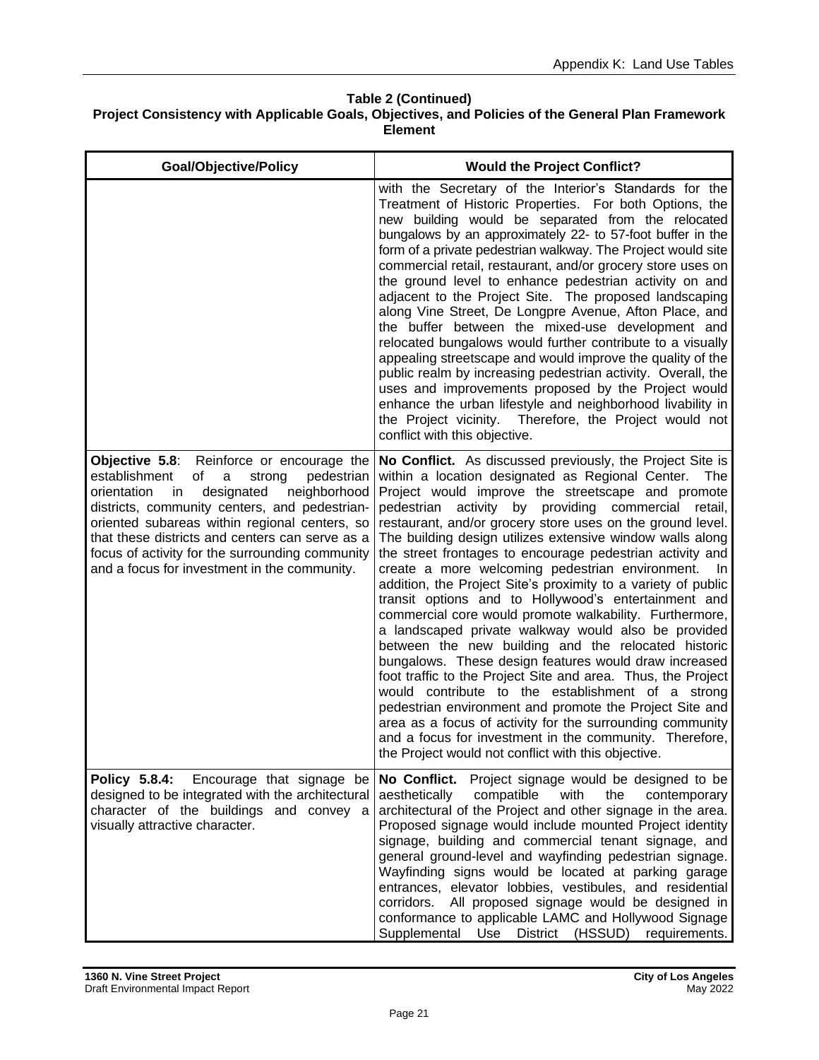**Table 2 (Continued)**
**Project Consistency with Applicable Goals, Objectives, and Policies of the General Plan Framework Element**

| Goal/Objective/Policy | Would the Project Conflict? |
|---|---|
| | with the Secretary of the Interior's Standards for the Treatment of Historic Properties. For both Options, the new building would be separated from the relocated bungalows by an approximately 22- to 57-foot buffer in the form of a private pedestrian walkway. The Project would site commercial retail, restaurant, and/or grocery store uses on the ground level to enhance pedestrian activity on and adjacent to the Project Site. The proposed landscaping along Vine Street, De Longpre Avenue, Afton Place, and the buffer between the mixed-use development and relocated bungalows would further contribute to a visually appealing streetscape and would improve the quality of the public realm by increasing pedestrian activity. Overall, the uses and improvements proposed by the Project would enhance the urban lifestyle and neighborhood livability in the Project vicinity. Therefore, the Project would not conflict with this objective. |
| **Objective 5.8**: Reinforce or encourage the establishment of a strong pedestrian orientation in designated neighborhood districts, community centers, and pedestrian-oriented subareas within regional centers, so that these districts and centers can serve as a focus of activity for the surrounding community and a focus for investment in the community. | **No Conflict.** As discussed previously, the Project Site is within a location designated as Regional Center. The Project would improve the streetscape and promote pedestrian activity by providing commercial retail, restaurant, and/or grocery store uses on the ground level. The building design utilizes extensive window walls along the street frontages to encourage pedestrian activity and create a more welcoming pedestrian environment. In addition, the Project Site's proximity to a variety of public transit options and to Hollywood's entertainment and commercial core would promote walkability. Furthermore, a landscaped private walkway would also be provided between the new building and the relocated historic bungalows. These design features would draw increased foot traffic to the Project Site and area. Thus, the Project would contribute to the establishment of a strong pedestrian environment and promote the Project Site and area as a focus of activity for the surrounding community and a focus for investment in the community. Therefore, the Project would not conflict with this objective. |
| **Policy 5.8.4:** Encourage that signage be designed to be integrated with the architectural character of the buildings and convey a visually attractive character. | **No Conflict.** Project signage would be designed to be aesthetically compatible with the contemporary architectural of the Project and other signage in the area. Proposed signage would include mounted Project identity signage, building and commercial tenant signage, and general ground-level and wayfinding pedestrian signage. Wayfinding signs would be located at parking garage entrances, elevator lobbies, vestibules, and residential corridors. All proposed signage would be designed in conformance to applicable LAMC and Hollywood Signage Supplemental Use District (HSSUD) requirements. |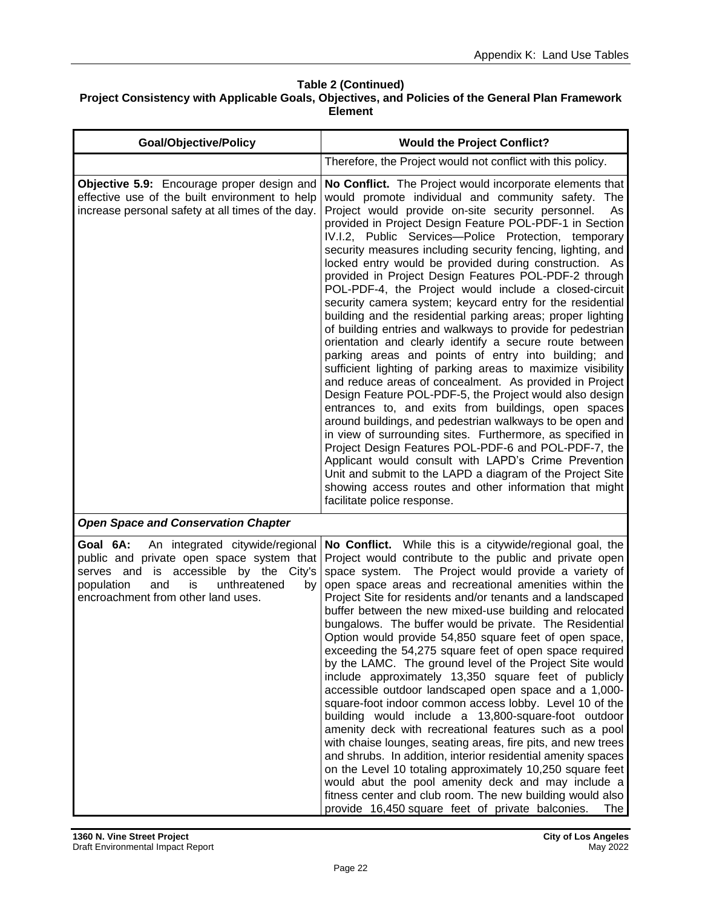**Table 2 (Continued)**
**Project Consistency with Applicable Goals, Objectives, and Policies of the General Plan Framework Element**

| Goal/Objective/Policy | Would the Project Conflict? |
|---|---|
| | Therefore, the Project would not conflict with this policy. |
| **Objective 5.9:** Encourage proper design and effective use of the built environment to help increase personal safety at all times of the day. | **No Conflict.** The Project would incorporate elements that would promote individual and community safety. The Project would provide on-site security personnel. As provided in Project Design Feature POL-PDF-1 in Section IV.I.2, Public Services—Police Protection, temporary security measures including security fencing, lighting, and locked entry would be provided during construction. As provided in Project Design Features POL-PDF-2 through POL-PDF-4, the Project would include a closed-circuit security camera system; keycard entry for the residential building and the residential parking areas; proper lighting of building entries and walkways to provide for pedestrian orientation and clearly identify a secure route between parking areas and points of entry into building; and sufficient lighting of parking areas to maximize visibility and reduce areas of concealment. As provided in Project Design Feature POL-PDF-5, the Project would also design entrances to, and exits from, buildings, open spaces around buildings, and pedestrian walkways to be open and in view of surrounding sites. Furthermore, as specified in Project Design Features POL-PDF-6 and POL-PDF-7, the Applicant would consult with LAPD's Crime Prevention Unit and submit to the LAPD a diagram of the Project Site showing access routes and other information that might facilitate police response. |
| ***Open Space and Conservation Chapter*** | |
| **Goal 6A:** An integrated citywide/regional public and private open space system that serves and is accessible by the City's population and is unthreatened by encroachment from other land uses. | **No Conflict.** While this is a citywide/regional goal, the Project would contribute to the public and private open space system. The Project would provide a variety of open space areas and recreational amenities within the Project Site for residents and/or tenants and a landscaped buffer between the new mixed-use building and relocated bungalows. The buffer would be private. The Residential Option would provide 54,850 square feet of open space, exceeding the 54,275 square feet of open space required by the LAMC. The ground level of the Project Site would include approximately 13,350 square feet of publicly accessible outdoor landscaped open space and a 1,000-square-foot indoor common access lobby. Level 10 of the building would include a 13,800-square-foot outdoor amenity deck with recreational features such as a pool with chaise lounges, seating areas, fire pits, and new trees and shrubs. In addition, interior residential amenity spaces on the Level 10 totaling approximately 10,250 square feet would abut the pool amenity deck and may include a fitness center and club room. The new building would also provide 16,450 square feet of private balconies. The |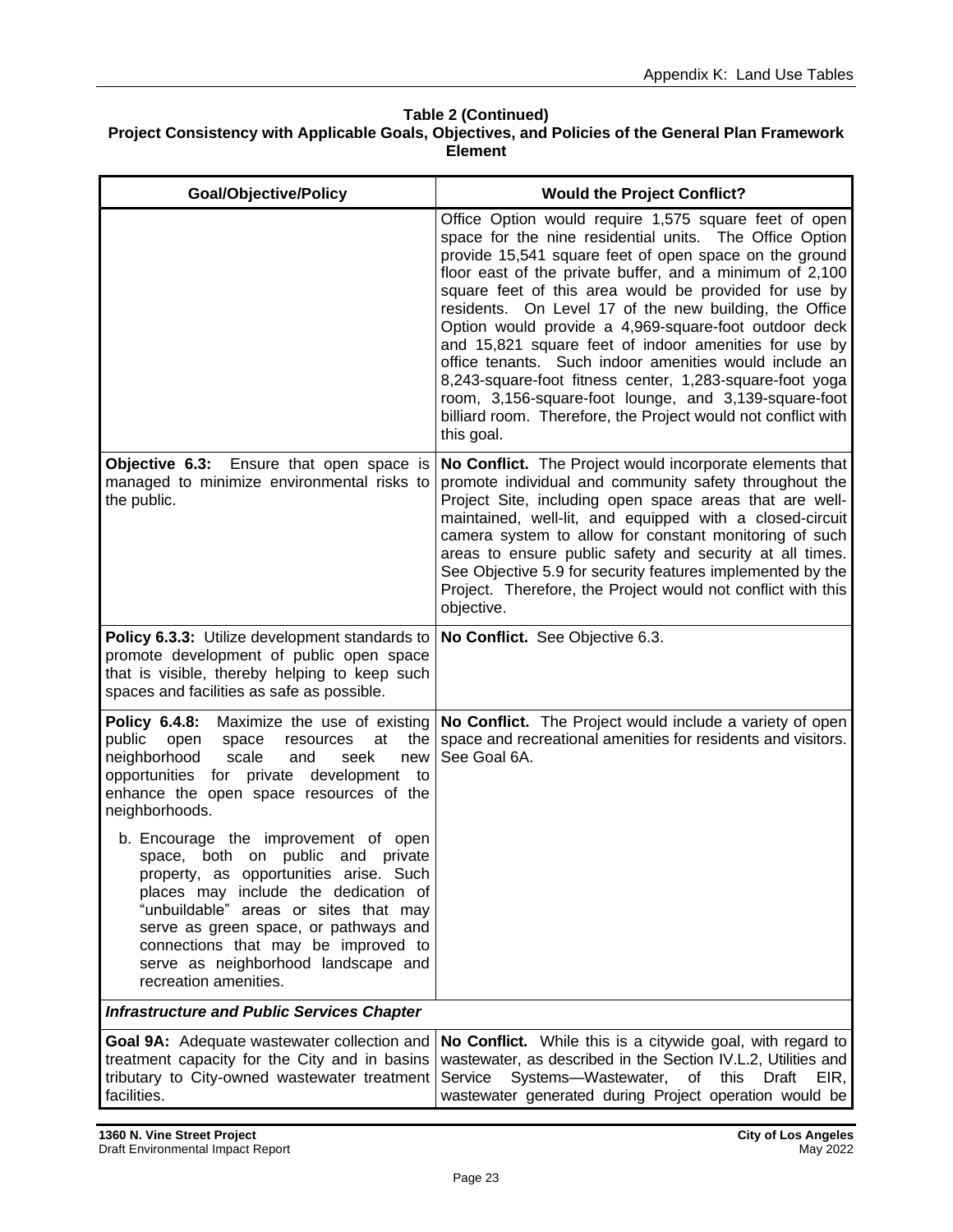**Table 2 (Continued)**
**Project Consistency with Applicable Goals, Objectives, and Policies of the General Plan Framework Element**

| Goal/Objective/Policy | Would the Project Conflict? |
|---|---|
| | Office Option would require 1,575 square feet of open space for the nine residential units. The Office Option provide 15,541 square feet of open space on the ground floor east of the private buffer, and a minimum of 2,100 square feet of this area would be provided for use by residents. On Level 17 of the new building, the Office Option would provide a 4,969-square-foot outdoor deck and 15,821 square feet of indoor amenities for use by office tenants. Such indoor amenities would include an 8,243-square-foot fitness center, 1,283-square-foot yoga room, 3,156-square-foot lounge, and 3,139-square-foot billiard room. Therefore, the Project would not conflict with this goal. |
| **Objective 6.3:** Ensure that open space is managed to minimize environmental risks to the public. | **No Conflict.** The Project would incorporate elements that promote individual and community safety throughout the Project Site, including open space areas that are well-maintained, well-lit, and equipped with a closed-circuit camera system to allow for constant monitoring of such areas to ensure public safety and security at all times. See Objective 5.9 for security features implemented by the Project. Therefore, the Project would not conflict with this objective. |
| **Policy 6.3.3:** Utilize development standards to promote development of public open space that is visible, thereby helping to keep such spaces and facilities as safe as possible. | **No Conflict.** See Objective 6.3. |
| **Policy 6.4.8:** Maximize the use of existing public open space resources at the neighborhood scale and seek new opportunities for private development to enhance the open space resources of the neighborhoods.<br><br>b. Encourage the improvement of open space, both on public and private property, as opportunities arise. Such places may include the dedication of "unbuildable" areas or sites that may serve as green space, or pathways and connections that may be improved to serve as neighborhood landscape and recreation amenities. | **No Conflict.** The Project would include a variety of open space and recreational amenities for residents and visitors. See Goal 6A. |
| ***Infrastructure and Public Services Chapter*** | |
| **Goal 9A:** Adequate wastewater collection and treatment capacity for the City and in basins tributary to City-owned wastewater treatment facilities. | **No Conflict.** While this is a citywide goal, with regard to wastewater, as described in the Section IV.L.2, Utilities and Service Systems—Wastewater, of this Draft EIR, wastewater generated during Project operation would be |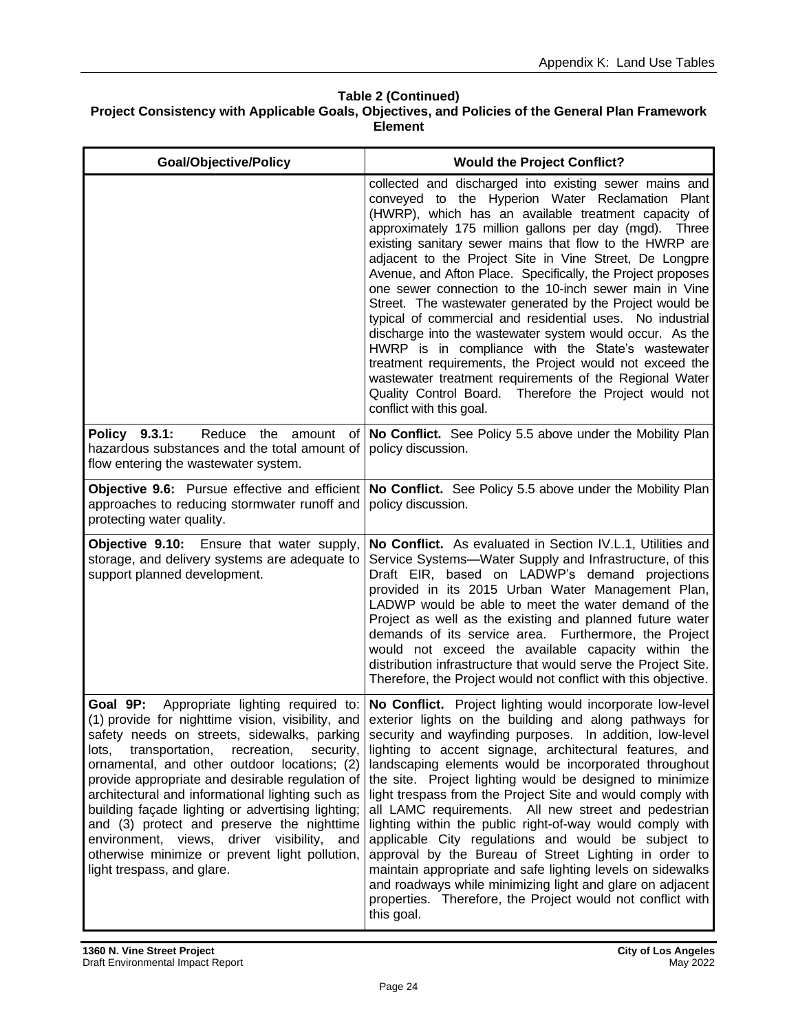**Table 2 (Continued)**
**Project Consistency with Applicable Goals, Objectives, and Policies of the General Plan Framework Element**

| Goal/Objective/Policy | Would the Project Conflict? |
|---|---|
| | collected and discharged into existing sewer mains and conveyed to the Hyperion Water Reclamation Plant (HWRP), which has an available treatment capacity of approximately 175 million gallons per day (mgd). Three existing sanitary sewer mains that flow to the HWRP are adjacent to the Project Site in Vine Street, De Longpre Avenue, and Afton Place. Specifically, the Project proposes one sewer connection to the 10-inch sewer main in Vine Street. The wastewater generated by the Project would be typical of commercial and residential uses. No industrial discharge into the wastewater system would occur. As the HWRP is in compliance with the State's wastewater treatment requirements, the Project would not exceed the wastewater treatment requirements of the Regional Water Quality Control Board. Therefore the Project would not conflict with this goal. |
| **Policy 9.3.1:** Reduce the amount of hazardous substances and the total amount of flow entering the wastewater system. | **No Conflict.** See Policy 5.5 above under the Mobility Plan policy discussion. |
| **Objective 9.6:** Pursue effective and efficient approaches to reducing stormwater runoff and protecting water quality. | **No Conflict.** See Policy 5.5 above under the Mobility Plan policy discussion. |
| **Objective 9.10:** Ensure that water supply, storage, and delivery systems are adequate to support planned development. | **No Conflict.** As evaluated in Section IV.L.1, Utilities and Service Systems—Water Supply and Infrastructure, of this Draft EIR, based on LADWP's demand projections provided in its 2015 Urban Water Management Plan, LADWP would be able to meet the water demand of the Project as well as the existing and planned future water demands of its service area. Furthermore, the Project would not exceed the available capacity within the distribution infrastructure that would serve the Project Site. Therefore, the Project would not conflict with this objective. |
| **Goal 9P:** Appropriate lighting required to: (1) provide for nighttime vision, visibility, and safety needs on streets, sidewalks, parking lots, transportation, recreation, security, ornamental, and other outdoor locations; (2) provide appropriate and desirable regulation of architectural and informational lighting such as building façade lighting or advertising lighting; and (3) protect and preserve the nighttime environment, views, driver visibility, and otherwise minimize or prevent light pollution, light trespass, and glare. | **No Conflict.** Project lighting would incorporate low-level exterior lights on the building and along pathways for security and wayfinding purposes. In addition, low-level lighting to accent signage, architectural features, and landscaping elements would be incorporated throughout the site. Project lighting would be designed to minimize light trespass from the Project Site and would comply with all LAMC requirements. All new street and pedestrian lighting within the public right-of-way would comply with applicable City regulations and would be subject to approval by the Bureau of Street Lighting in order to maintain appropriate and safe lighting levels on sidewalks and roadways while minimizing light and glare on adjacent properties. Therefore, the Project would not conflict with this goal. |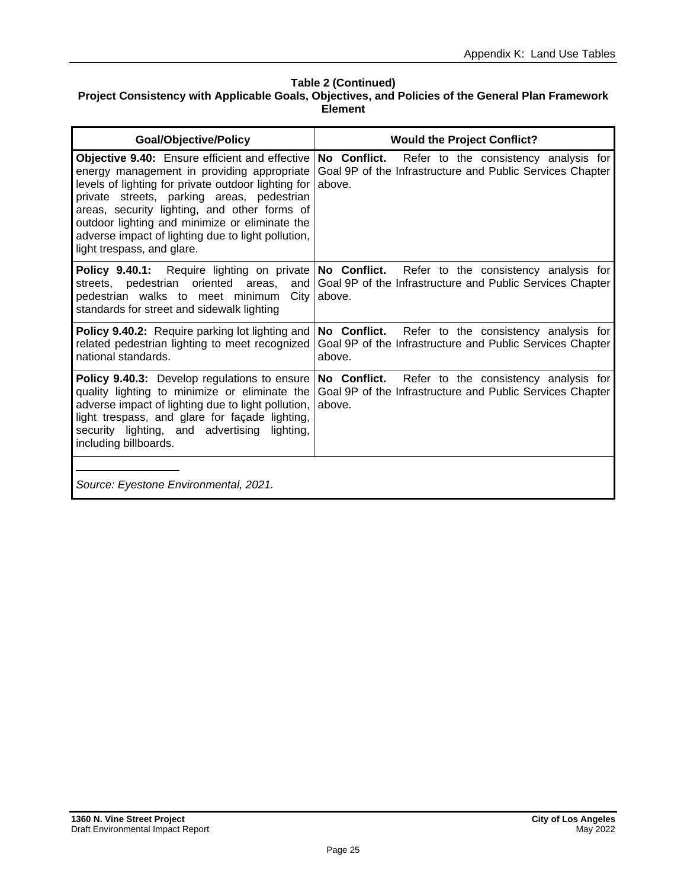**Table 2 (Continued)**
**Project Consistency with Applicable Goals, Objectives, and Policies of the General Plan Framework Element**

| Goal/Objective/Policy | Would the Project Conflict? |
|---|---|
| **Objective 9.40:** Ensure efficient and effective energy management in providing appropriate levels of lighting for private outdoor lighting for private streets, parking areas, pedestrian areas, security lighting, and other forms of outdoor lighting and minimize or eliminate the adverse impact of lighting due to light pollution, light trespass, and glare. | **No Conflict.** Refer to the consistency analysis for Goal 9P of the Infrastructure and Public Services Chapter above. |
| **Policy 9.40.1:** Require lighting on private streets, pedestrian oriented areas, and pedestrian walks to meet minimum City standards for street and sidewalk lighting | **No Conflict.** Refer to the consistency analysis for Goal 9P of the Infrastructure and Public Services Chapter above. |
| **Policy 9.40.2:** Require parking lot lighting and related pedestrian lighting to meet recognized national standards. | **No Conflict.** Refer to the consistency analysis for Goal 9P of the Infrastructure and Public Services Chapter above. |
| **Policy 9.40.3:** Develop regulations to ensure quality lighting to minimize or eliminate the adverse impact of lighting due to light pollution, light trespass, and glare for façade lighting, security lighting, and advertising lighting, including billboards. | **No Conflict.** Refer to the consistency analysis for Goal 9P of the Infrastructure and Public Services Chapter above. |

*Source: Eyestone Environmental, 2021.*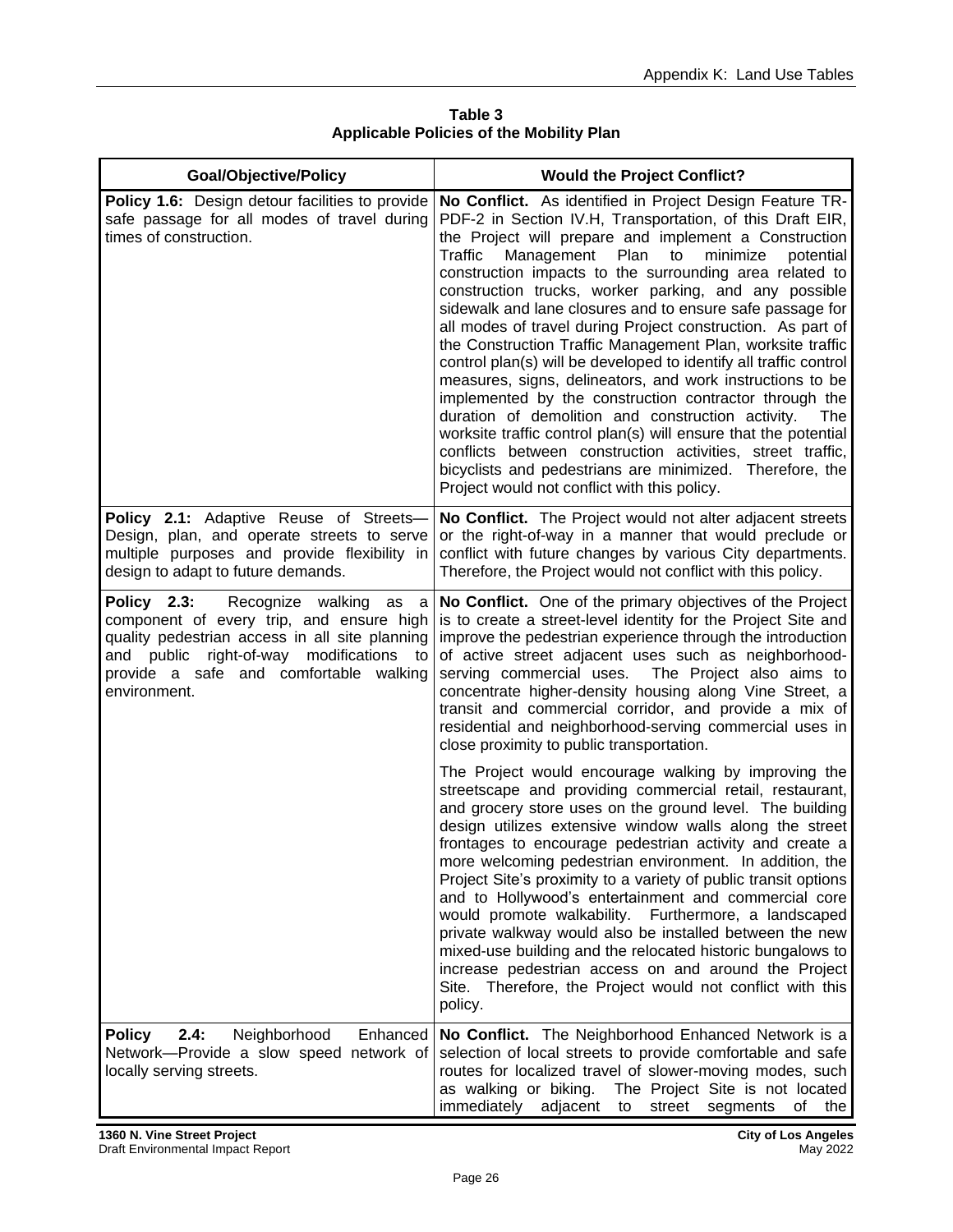**Table 3**
**Applicable Policies of the Mobility Plan**

| Goal/Objective/Policy | Would the Project Conflict? |
|---|---|
| **Policy 1.6:** Design detour facilities to provide safe passage for all modes of travel during times of construction. | **No Conflict.** As identified in Project Design Feature TR-PDF-2 in Section IV.H, Transportation, of this Draft EIR, the Project will prepare and implement a Construction Traffic Management Plan to minimize potential construction impacts to the surrounding area related to construction trucks, worker parking, and any possible sidewalk and lane closures and to ensure safe passage for all modes of travel during Project construction. As part of the Construction Traffic Management Plan, worksite traffic control plan(s) will be developed to identify all traffic control measures, signs, delineators, and work instructions to be implemented by the construction contractor through the duration of demolition and construction activity. The worksite traffic control plan(s) will ensure that the potential conflicts between construction activities, street traffic, bicyclists and pedestrians are minimized. Therefore, the Project would not conflict with this policy. |
| **Policy 2.1:** Adaptive Reuse of Streets—Design, plan, and operate streets to serve multiple purposes and provide flexibility in design to adapt to future demands. | **No Conflict.** The Project would not alter adjacent streets or the right-of-way in a manner that would preclude or conflict with future changes by various City departments. Therefore, the Project would not conflict with this policy. |
| **Policy 2.3:** Recognize walking as a component of every trip, and ensure high quality pedestrian access in all site planning and public right-of-way modifications to provide a safe and comfortable walking environment. | **No Conflict.** One of the primary objectives of the Project is to create a street-level identity for the Project Site and improve the pedestrian experience through the introduction of active street adjacent uses such as neighborhood-serving commercial uses. The Project also aims to concentrate higher-density housing along Vine Street, a transit and commercial corridor, and provide a mix of residential and neighborhood-serving commercial uses in close proximity to public transportation.<br><br>The Project would encourage walking by improving the streetscape and providing commercial retail, restaurant, and grocery store uses on the ground level. The building design utilizes extensive window walls along the street frontages to encourage pedestrian activity and create a more welcoming pedestrian environment. In addition, the Project Site's proximity to a variety of public transit options and to Hollywood's entertainment and commercial core would promote walkability. Furthermore, a landscaped private walkway would also be installed between the new mixed-use building and the relocated historic bungalows to increase pedestrian access on and around the Project Site. Therefore, the Project would not conflict with this policy. |
| **Policy 2.4:** Neighborhood Enhanced Network—Provide a slow speed network of locally serving streets. | **No Conflict.** The Neighborhood Enhanced Network is a selection of local streets to provide comfortable and safe routes for localized travel of slower-moving modes, such as walking or biking. The Project Site is not located immediately adjacent to street segments of the |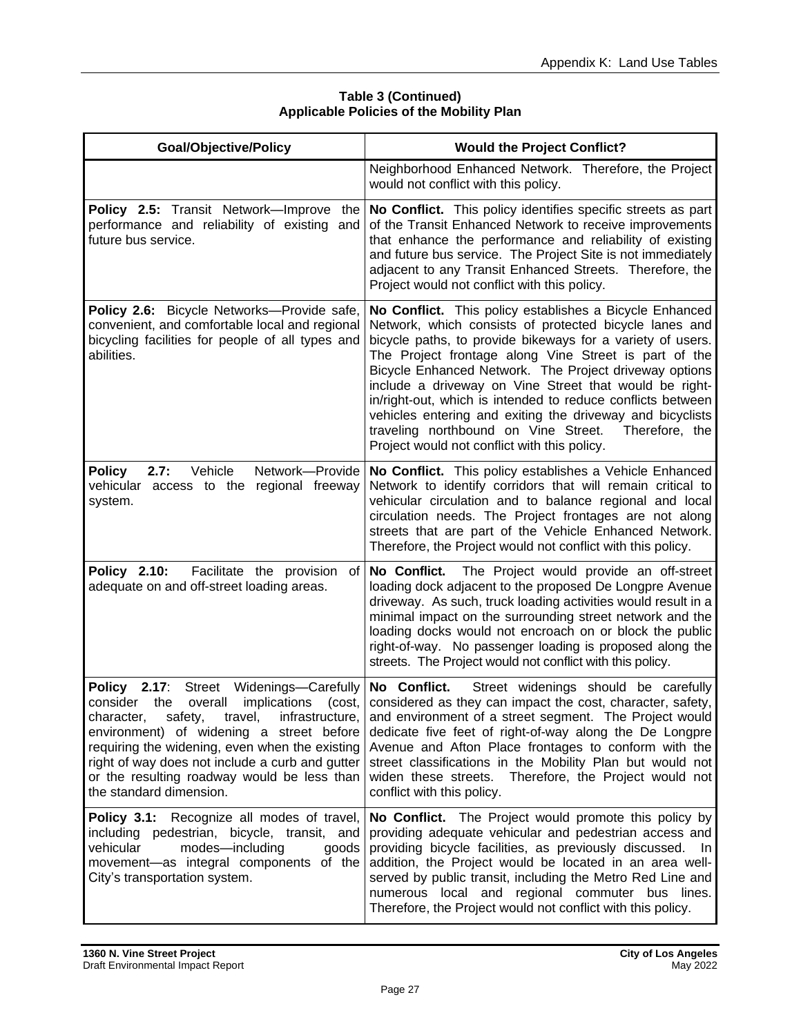**Table 3 (Continued)**
**Applicable Policies of the Mobility Plan**

| Goal/Objective/Policy | Would the Project Conflict? |
|---|---|
| | Neighborhood Enhanced Network. Therefore, the Project would not conflict with this policy. |
| **Policy 2.5:** Transit Network—Improve the performance and reliability of existing and future bus service. | **No Conflict.** This policy identifies specific streets as part of the Transit Enhanced Network to receive improvements that enhance the performance and reliability of existing and future bus service. The Project Site is not immediately adjacent to any Transit Enhanced Streets. Therefore, the Project would not conflict with this policy. |
| **Policy 2.6:** Bicycle Networks—Provide safe, convenient, and comfortable local and regional bicycling facilities for people of all types and abilities. | **No Conflict.** This policy establishes a Bicycle Enhanced Network, which consists of protected bicycle lanes and bicycle paths, to provide bikeways for a variety of users. The Project frontage along Vine Street is part of the Bicycle Enhanced Network. The Project driveway options include a driveway on Vine Street that would be right-in/right-out, which is intended to reduce conflicts between vehicles entering and exiting the driveway and bicyclists traveling northbound on Vine Street. Therefore, the Project would not conflict with this policy. |
| **Policy 2.7:** Vehicle Network—Provide vehicular access to the regional freeway system. | **No Conflict.** This policy establishes a Vehicle Enhanced Network to identify corridors that will remain critical to vehicular circulation and to balance regional and local circulation needs. The Project frontages are not along streets that are part of the Vehicle Enhanced Network. Therefore, the Project would not conflict with this policy. |
| **Policy 2.10:** Facilitate the provision of adequate on and off-street loading areas. | **No Conflict.** The Project would provide an off-street loading dock adjacent to the proposed De Longpre Avenue driveway. As such, truck loading activities would result in a minimal impact on the surrounding street network and the loading docks would not encroach on or block the public right-of-way. No passenger loading is proposed along the streets. The Project would not conflict with this policy. |
| **Policy 2.17**: Street Widenings—Carefully consider the overall implications (cost, character, safety, travel, infrastructure, environment) of widening a street before requiring the widening, even when the existing right of way does not include a curb and gutter or the resulting roadway would be less than the standard dimension. | **No Conflict.** Street widenings should be carefully considered as they can impact the cost, character, safety, and environment of a street segment. The Project would dedicate five feet of right-of-way along the De Longpre Avenue and Afton Place frontages to conform with the street classifications in the Mobility Plan but would not widen these streets. Therefore, the Project would not conflict with this policy. |
| **Policy 3.1:** Recognize all modes of travel, including pedestrian, bicycle, transit, and vehicular modes—including goods movement—as integral components of the City's transportation system. | **No Conflict.** The Project would promote this policy by providing adequate vehicular and pedestrian access and providing bicycle facilities, as previously discussed. In addition, the Project would be located in an area well-served by public transit, including the Metro Red Line and numerous local and regional commuter bus lines. Therefore, the Project would not conflict with this policy. |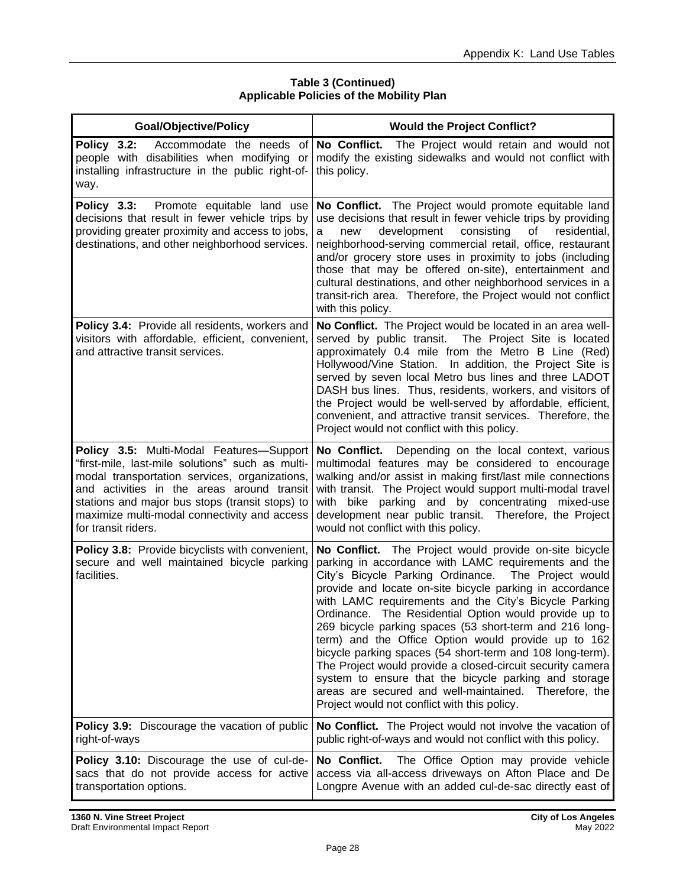**Table 3 (Continued)**
**Applicable Policies of the Mobility Plan**

| Goal/Objective/Policy | Would the Project Conflict? |
|---|---|
| **Policy 3.2:** Accommodate the needs of people with disabilities when modifying or installing infrastructure in the public right-of-way. | **No Conflict.** The Project would retain and would not modify the existing sidewalks and would not conflict with this policy. |
| **Policy 3.3:** Promote equitable land use decisions that result in fewer vehicle trips by providing greater proximity and access to jobs, destinations, and other neighborhood services. | **No Conflict.** The Project would promote equitable land use decisions that result in fewer vehicle trips by providing a new development consisting of residential, neighborhood-serving commercial retail, office, restaurant and/or grocery store uses in proximity to jobs (including those that may be offered on-site), entertainment and cultural destinations, and other neighborhood services in a transit-rich area. Therefore, the Project would not conflict with this policy. |
| **Policy 3.4:** Provide all residents, workers and visitors with affordable, efficient, convenient, and attractive transit services. | **No Conflict.** The Project would be located in an area well-served by public transit. The Project Site is located approximately 0.4 mile from the Metro B Line (Red) Hollywood/Vine Station. In addition, the Project Site is served by seven local Metro bus lines and three LADOT DASH bus lines. Thus, residents, workers, and visitors of the Project would be well-served by affordable, efficient, convenient, and attractive transit services. Therefore, the Project would not conflict with this policy. |
| **Policy 3.5:** Multi-Modal Features—Support "first-mile, last-mile solutions" such as multi-modal transportation services, organizations, and activities in the areas around transit stations and major bus stops (transit stops) to maximize multi-modal connectivity and access for transit riders. | **No Conflict.** Depending on the local context, various multimodal features may be considered to encourage walking and/or assist in making first/last mile connections with transit. The Project would support multi-modal travel with bike parking and by concentrating mixed-use development near public transit. Therefore, the Project would not conflict with this policy. |
| **Policy 3.8:** Provide bicyclists with convenient, secure and well maintained bicycle parking facilities. | **No Conflict.** The Project would provide on-site bicycle parking in accordance with LAMC requirements and the City's Bicycle Parking Ordinance. The Project would provide and locate on-site bicycle parking in accordance with LAMC requirements and the City's Bicycle Parking Ordinance. The Residential Option would provide up to 269 bicycle parking spaces (53 short-term and 216 long-term) and the Office Option would provide up to 162 bicycle parking spaces (54 short-term and 108 long-term). The Project would provide a closed-circuit security camera system to ensure that the bicycle parking and storage areas are secured and well-maintained. Therefore, the Project would not conflict with this policy. |
| **Policy 3.9:** Discourage the vacation of public right-of-ways | **No Conflict.** The Project would not involve the vacation of public right-of-ways and would not conflict with this policy. |
| **Policy 3.10:** Discourage the use of cul-de-sacs that do not provide access for active transportation options. | **No Conflict.** The Office Option may provide vehicle access via all-access driveways on Afton Place and De Longpre Avenue with an added cul-de-sac directly east of |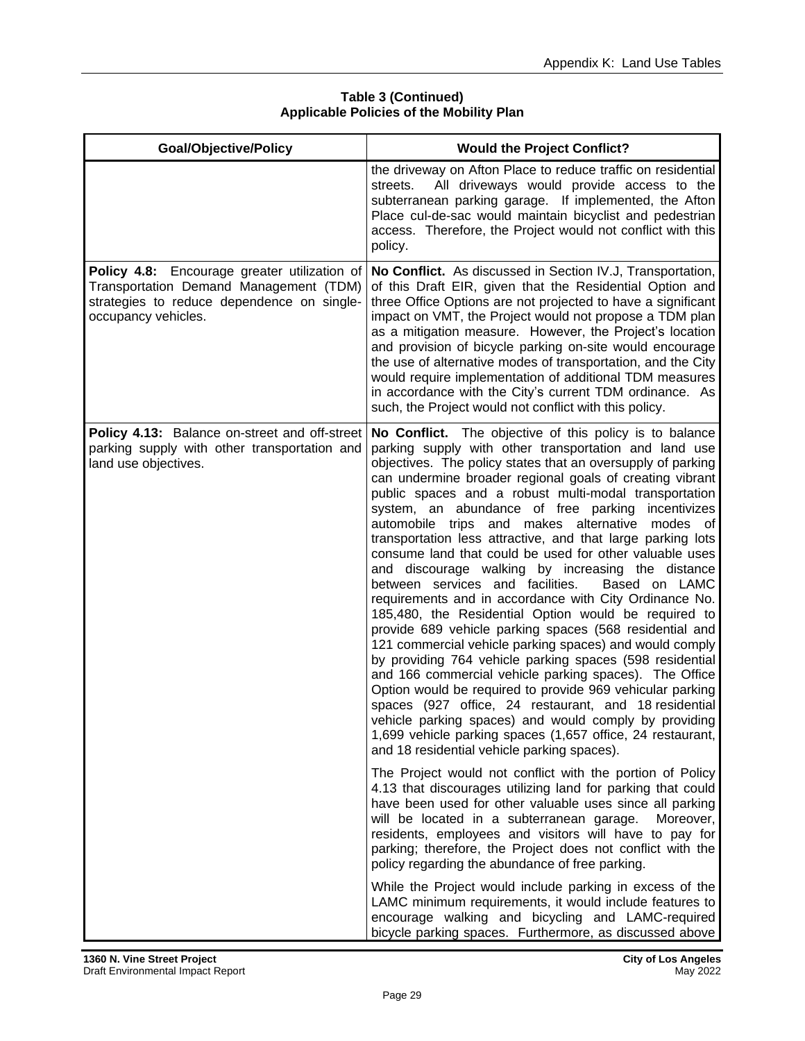**Table 3 (Continued)**
**Applicable Policies of the Mobility Plan**

| Goal/Objective/Policy | Would the Project Conflict? |
|---|---|
| | the driveway on Afton Place to reduce traffic on residential streets. All driveways would provide access to the subterranean parking garage. If implemented, the Afton Place cul-de-sac would maintain bicyclist and pedestrian access. Therefore, the Project would not conflict with this policy. |
| **Policy 4.8:** Encourage greater utilization of Transportation Demand Management (TDM) strategies to reduce dependence on single-occupancy vehicles. | **No Conflict.** As discussed in Section IV.J, Transportation, of this Draft EIR, given that the Residential Option and three Office Options are not projected to have a significant impact on VMT, the Project would not propose a TDM plan as a mitigation measure. However, the Project's location and provision of bicycle parking on-site would encourage the use of alternative modes of transportation, and the City would require implementation of additional TDM measures in accordance with the City's current TDM ordinance. As such, the Project would not conflict with this policy. |
| **Policy 4.13:** Balance on-street and off-street parking supply with other transportation and land use objectives. | **No Conflict.** The objective of this policy is to balance parking supply with other transportation and land use objectives. The policy states that an oversupply of parking can undermine broader regional goals of creating vibrant public spaces and a robust multi-modal transportation system, an abundance of free parking incentivizes automobile trips and makes alternative modes of transportation less attractive, and that large parking lots consume land that could be used for other valuable uses and discourage walking by increasing the distance between services and facilities. Based on LAMC requirements and in accordance with City Ordinance No. 185,480, the Residential Option would be required to provide 689 vehicle parking spaces (568 residential and 121 commercial vehicle parking spaces) and would comply by providing 764 vehicle parking spaces (598 residential and 166 commercial vehicle parking spaces). The Office Option would be required to provide 969 vehicular parking spaces (927 office, 24 restaurant, and 18 residential vehicle parking spaces) and would comply by providing 1,699 vehicle parking spaces (1,657 office, 24 restaurant, and 18 residential vehicle parking spaces).<br><br>The Project would not conflict with the portion of Policy 4.13 that discourages utilizing land for parking that could have been used for other valuable uses since all parking will be located in a subterranean garage. Moreover, residents, employees and visitors will have to pay for parking; therefore, the Project does not conflict with the policy regarding the abundance of free parking.<br><br>While the Project would include parking in excess of the LAMC minimum requirements, it would include features to encourage walking and bicycling and LAMC-required bicycle parking spaces. Furthermore, as discussed above |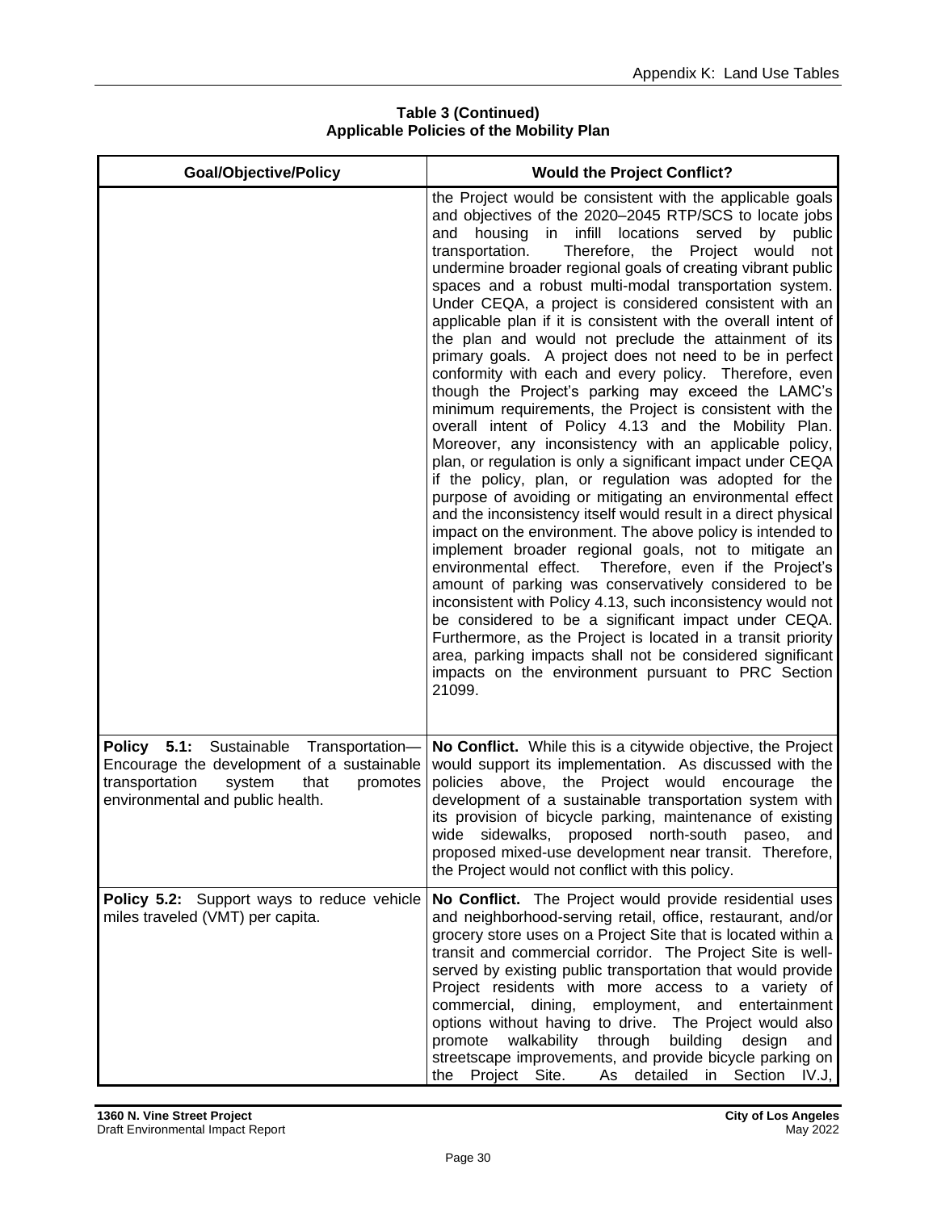**Table 3 (Continued)**
**Applicable Policies of the Mobility Plan**

| Goal/Objective/Policy | Would the Project Conflict? |
|---|---|
| | the Project would be consistent with the applicable goals and objectives of the 2020–2045 RTP/SCS to locate jobs and housing in infill locations served by public transportation. Therefore, the Project would not undermine broader regional goals of creating vibrant public spaces and a robust multi-modal transportation system. Under CEQA, a project is considered consistent with an applicable plan if it is consistent with the overall intent of the plan and would not preclude the attainment of its primary goals. A project does not need to be in perfect conformity with each and every policy. Therefore, even though the Project's parking may exceed the LAMC's minimum requirements, the Project is consistent with the overall intent of Policy 4.13 and the Mobility Plan. Moreover, any inconsistency with an applicable policy, plan, or regulation is only a significant impact under CEQA if the policy, plan, or regulation was adopted for the purpose of avoiding or mitigating an environmental effect and the inconsistency itself would result in a direct physical impact on the environment. The above policy is intended to implement broader regional goals, not to mitigate an environmental effect. Therefore, even if the Project's amount of parking was conservatively considered to be inconsistent with Policy 4.13, such inconsistency would not be considered to be a significant impact under CEQA. Furthermore, as the Project is located in a transit priority area, parking impacts shall not be considered significant impacts on the environment pursuant to PRC Section 21099. |
| **Policy 5.1:** Sustainable Transportation—Encourage the development of a sustainable transportation system that promotes environmental and public health. | **No Conflict.** While this is a citywide objective, the Project would support its implementation. As discussed with the policies above, the Project would encourage the development of a sustainable transportation system with its provision of bicycle parking, maintenance of existing wide sidewalks, proposed north-south paseo, and proposed mixed-use development near transit. Therefore, the Project would not conflict with this policy. |
| **Policy 5.2:** Support ways to reduce vehicle miles traveled (VMT) per capita. | **No Conflict.** The Project would provide residential uses and neighborhood-serving retail, office, restaurant, and/or grocery store uses on a Project Site that is located within a transit and commercial corridor. The Project Site is well-served by existing public transportation that would provide Project residents with more access to a variety of commercial, dining, employment, and entertainment options without having to drive. The Project would also promote walkability through building design and streetscape improvements, and provide bicycle parking on the Project Site. As detailed in Section IV.J, |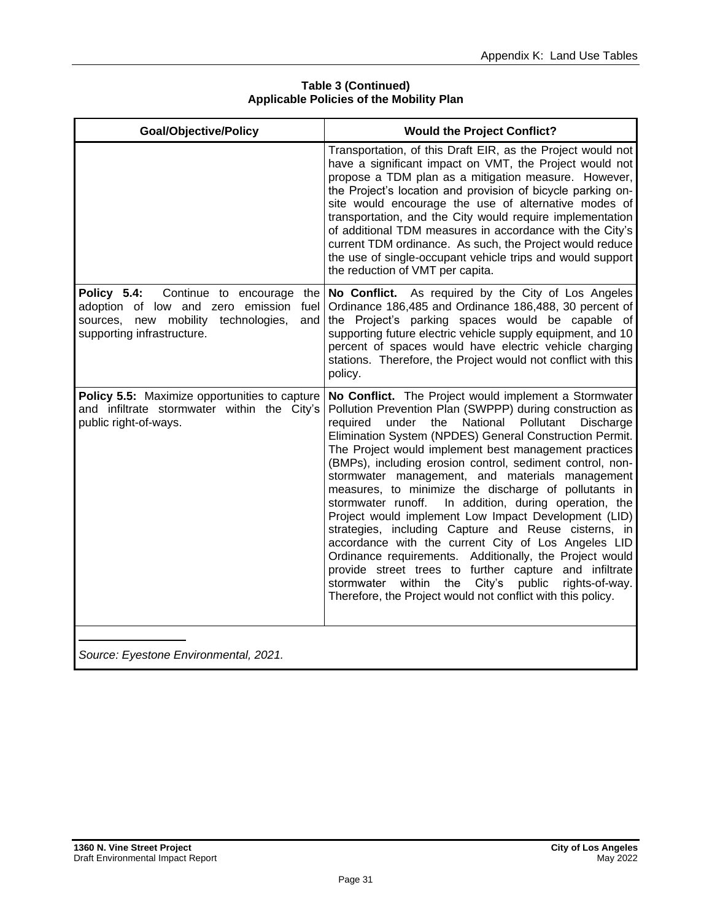**Table 3 (Continued)**
**Applicable Policies of the Mobility Plan**

| Goal/Objective/Policy | Would the Project Conflict? |
|---|---|
| | Transportation, of this Draft EIR, as the Project would not have a significant impact on VMT, the Project would not propose a TDM plan as a mitigation measure. However, the Project's location and provision of bicycle parking on-site would encourage the use of alternative modes of transportation, and the City would require implementation of additional TDM measures in accordance with the City's current TDM ordinance. As such, the Project would reduce the use of single-occupant vehicle trips and would support the reduction of VMT per capita. |
| **Policy 5.4:** Continue to encourage the adoption of low and zero emission fuel sources, new mobility technologies, and supporting infrastructure. | **No Conflict.** As required by the City of Los Angeles Ordinance 186,485 and Ordinance 186,488, 30 percent of the Project's parking spaces would be capable of supporting future electric vehicle supply equipment, and 10 percent of spaces would have electric vehicle charging stations. Therefore, the Project would not conflict with this policy. |
| **Policy 5.5:** Maximize opportunities to capture and infiltrate stormwater within the City's public right-of-ways. | **No Conflict.** The Project would implement a Stormwater Pollution Prevention Plan (SWPPP) during construction as required under the National Pollutant Discharge Elimination System (NPDES) General Construction Permit. The Project would implement best management practices (BMPs), including erosion control, sediment control, non-stormwater management, and materials management measures, to minimize the discharge of pollutants in stormwater runoff. In addition, during operation, the Project would implement Low Impact Development (LID) strategies, including Capture and Reuse cisterns, in accordance with the current City of Los Angeles LID Ordinance requirements. Additionally, the Project would provide street trees to further capture and infiltrate stormwater within the City's public rights-of-way. Therefore, the Project would not conflict with this policy. |

*Source: Eyestone Environmental, 2021.*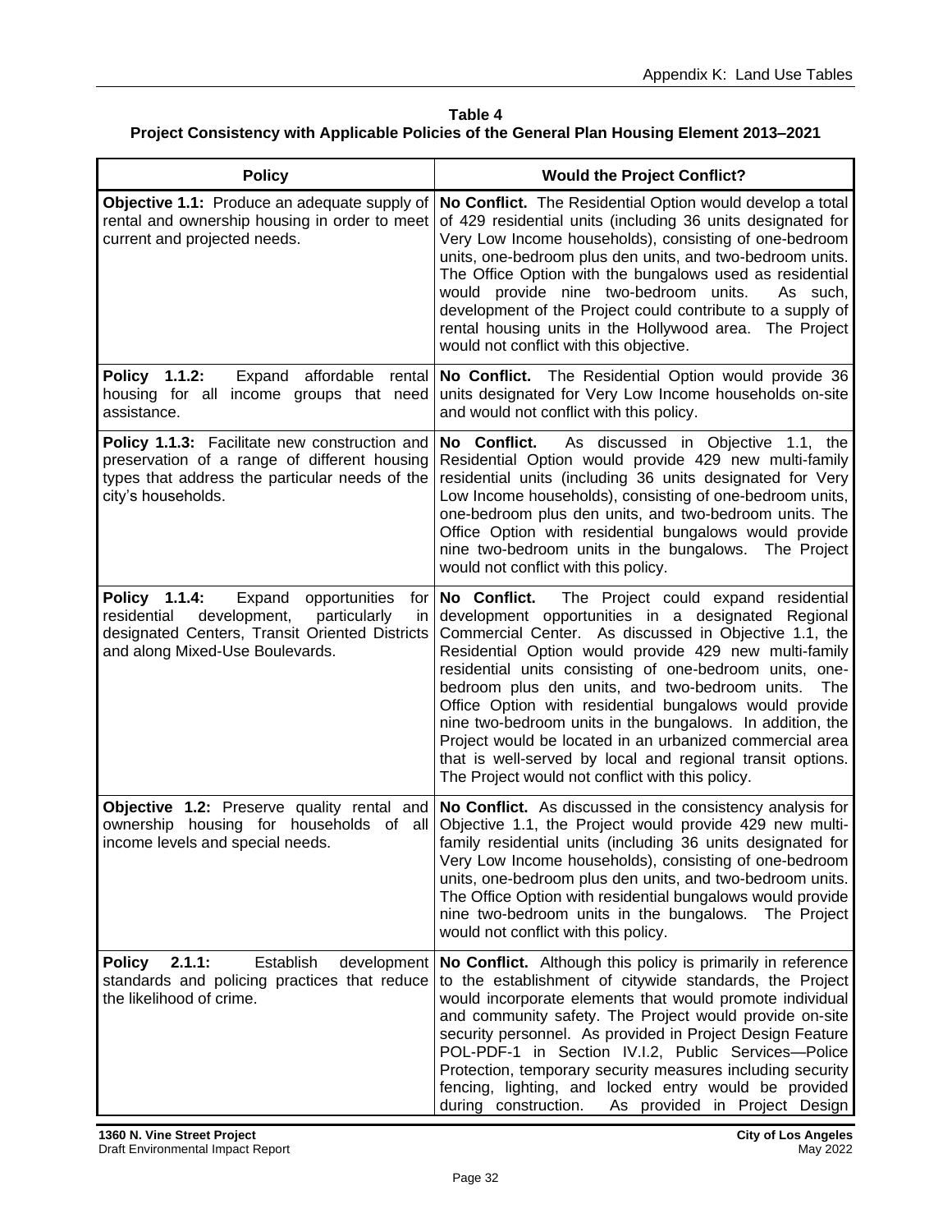**Table 4**
**Project Consistency with Applicable Policies of the General Plan Housing Element 2013–2021**

| Policy | Would the Project Conflict? |
|---|---|
| **Objective 1.1:** Produce an adequate supply of rental and ownership housing in order to meet current and projected needs. | **No Conflict.** The Residential Option would develop a total of 429 residential units (including 36 units designated for Very Low Income households), consisting of one-bedroom units, one-bedroom plus den units, and two-bedroom units. The Office Option with the bungalows used as residential would provide nine two-bedroom units. As such, development of the Project could contribute to a supply of rental housing units in the Hollywood area. The Project would not conflict with this objective. |
| **Policy 1.1.2:** Expand affordable rental housing for all income groups that need assistance. | **No Conflict.** The Residential Option would provide 36 units designated for Very Low Income households on-site and would not conflict with this policy. |
| **Policy 1.1.3:** Facilitate new construction and preservation of a range of different housing types that address the particular needs of the city's households. | **No Conflict.** As discussed in Objective 1.1, the Residential Option would provide 429 new multi-family residential units (including 36 units designated for Very Low Income households), consisting of one-bedroom units, one-bedroom plus den units, and two-bedroom units. The Office Option with residential bungalows would provide nine two-bedroom units in the bungalows. The Project would not conflict with this policy. |
| **Policy 1.1.4:** Expand opportunities for residential development, particularly in designated Centers, Transit Oriented Districts and along Mixed-Use Boulevards. | **No Conflict.** The Project could expand residential development opportunities in a designated Regional Commercial Center. As discussed in Objective 1.1, the Residential Option would provide 429 new multi-family residential units consisting of one-bedroom units, one-bedroom plus den units, and two-bedroom units. The Office Option with residential bungalows would provide nine two-bedroom units in the bungalows. In addition, the Project would be located in an urbanized commercial area that is well-served by local and regional transit options. The Project would not conflict with this policy. |
| **Objective 1.2:** Preserve quality rental and ownership housing for households of all income levels and special needs. | **No Conflict.** As discussed in the consistency analysis for Objective 1.1, the Project would provide 429 new multi-family residential units (including 36 units designated for Very Low Income households), consisting of one-bedroom units, one-bedroom plus den units, and two-bedroom units. The Office Option with residential bungalows would provide nine two-bedroom units in the bungalows. The Project would not conflict with this policy. |
| **Policy 2.1.1:** Establish development standards and policing practices that reduce the likelihood of crime. | **No Conflict.** Although this policy is primarily in reference to the establishment of citywide standards, the Project would incorporate elements that would promote individual and community safety. The Project would provide on-site security personnel. As provided in Project Design Feature POL-PDF-1 in Section IV.I.2, Public Services—Police Protection, temporary security measures including security fencing, lighting, and locked entry would be provided during construction. As provided in Project Design |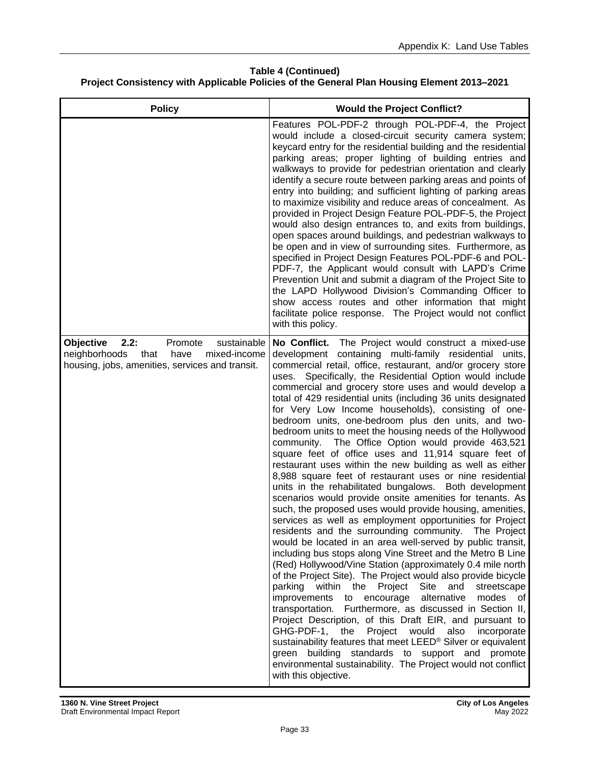**Table 4 (Continued)**
**Project Consistency with Applicable Policies of the General Plan Housing Element 2013–2021**

| Policy | Would the Project Conflict? |
|---|---|
| | Features POL-PDF-2 through POL-PDF-4, the Project would include a closed-circuit security camera system; keycard entry for the residential building and the residential parking areas; proper lighting of building entries and walkways to provide for pedestrian orientation and clearly identify a secure route between parking areas and points of entry into building; and sufficient lighting of parking areas to maximize visibility and reduce areas of concealment. As provided in Project Design Feature POL-PDF-5, the Project would also design entrances to, and exits from buildings, open spaces around buildings, and pedestrian walkways to be open and in view of surrounding sites. Furthermore, as specified in Project Design Features POL-PDF-6 and POL-PDF-7, the Applicant would consult with LAPD's Crime Prevention Unit and submit a diagram of the Project Site to the LAPD Hollywood Division's Commanding Officer to show access routes and other information that might facilitate police response. The Project would not conflict with this policy. |
| **Objective 2.2:** Promote sustainable neighborhoods that have mixed-income housing, jobs, amenities, services and transit. | **No Conflict.** The Project would construct a mixed-use development containing multi-family residential units, commercial retail, office, restaurant, and/or grocery store uses. Specifically, the Residential Option would include commercial and grocery store uses and would develop a total of 429 residential units (including 36 units designated for Very Low Income households), consisting of one-bedroom units, one-bedroom plus den units, and two-bedroom units to meet the housing needs of the Hollywood community. The Office Option would provide 463,521 square feet of office uses and 11,914 square feet of restaurant uses within the new building as well as either 8,988 square feet of restaurant uses or nine residential units in the rehabilitated bungalows. Both development scenarios would provide onsite amenities for tenants. As such, the proposed uses would provide housing, amenities, services as well as employment opportunities for Project residents and the surrounding community. The Project would be located in an area well-served by public transit, including bus stops along Vine Street and the Metro B Line (Red) Hollywood/Vine Station (approximately 0.4 mile north of the Project Site). The Project would also provide bicycle parking within the Project Site and streetscape improvements to encourage alternative modes of transportation. Furthermore, as discussed in Section II, Project Description, of this Draft EIR, and pursuant to GHG-PDF-1, the Project would also incorporate sustainability features that meet LEED® Silver or equivalent green building standards to support and promote environmental sustainability. The Project would not conflict with this objective. |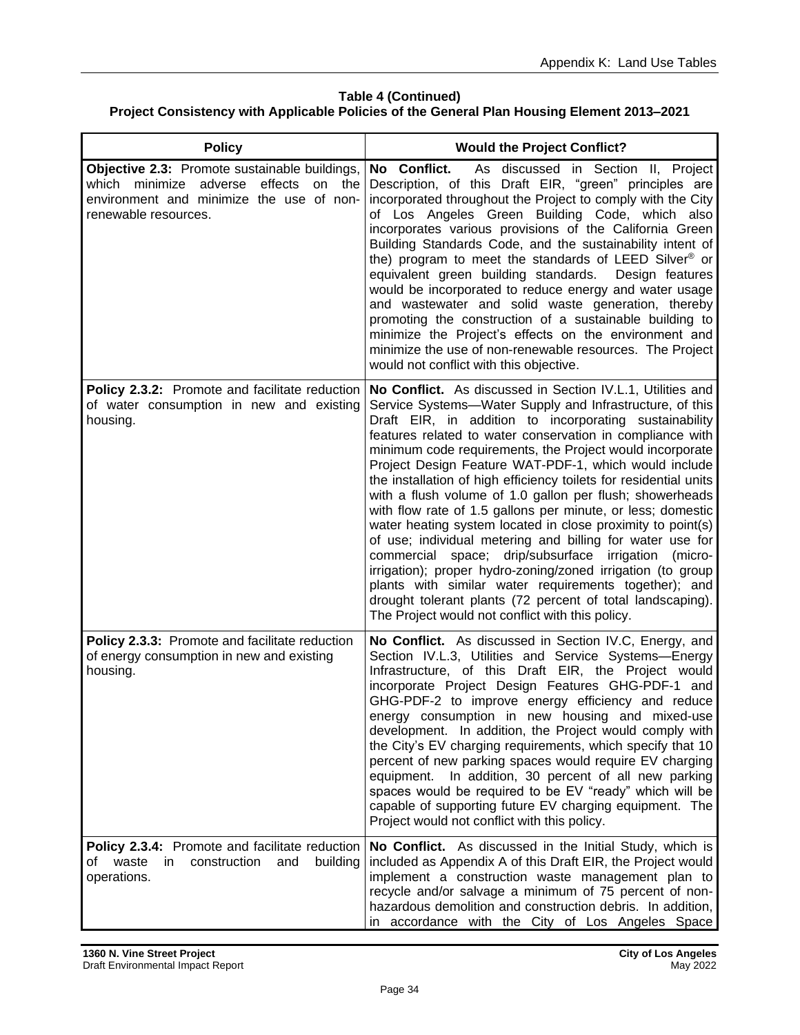**Table 4 (Continued)**
**Project Consistency with Applicable Policies of the General Plan Housing Element 2013–2021**

| Policy | Would the Project Conflict? |
|---|---|
| **Objective 2.3:** Promote sustainable buildings, which minimize adverse effects on the environment and minimize the use of non-renewable resources. | **No Conflict.** As discussed in Section II, Project Description, of this Draft EIR, "green" principles are incorporated throughout the Project to comply with the City of Los Angeles Green Building Code, which also incorporates various provisions of the California Green Building Standards Code, and the sustainability intent of the) program to meet the standards of LEED Silver® or equivalent green building standards. Design features would be incorporated to reduce energy and water usage and wastewater and solid waste generation, thereby promoting the construction of a sustainable building to minimize the Project's effects on the environment and minimize the use of non-renewable resources. The Project would not conflict with this objective. |
| **Policy 2.3.2:** Promote and facilitate reduction of water consumption in new and existing housing. | **No Conflict.** As discussed in Section IV.L.1, Utilities and Service Systems—Water Supply and Infrastructure, of this Draft EIR, in addition to incorporating sustainability features related to water conservation in compliance with minimum code requirements, the Project would incorporate Project Design Feature WAT-PDF-1, which would include the installation of high efficiency toilets for residential units with a flush volume of 1.0 gallon per flush; showerheads with flow rate of 1.5 gallons per minute, or less; domestic water heating system located in close proximity to point(s) of use; individual metering and billing for water use for commercial space; drip/subsurface irrigation (micro-irrigation); proper hydro-zoning/zoned irrigation (to group plants with similar water requirements together); and drought tolerant plants (72 percent of total landscaping). The Project would not conflict with this policy. |
| **Policy 2.3.3:** Promote and facilitate reduction of energy consumption in new and existing housing. | **No Conflict.** As discussed in Section IV.C, Energy, and Section IV.L.3, Utilities and Service Systems—Energy Infrastructure, of this Draft EIR, the Project would incorporate Project Design Features GHG-PDF-1 and GHG-PDF-2 to improve energy efficiency and reduce energy consumption in new housing and mixed-use development. In addition, the Project would comply with the City's EV charging requirements, which specify that 10 percent of new parking spaces would require EV charging equipment. In addition, 30 percent of all new parking spaces would be required to be EV "ready" which will be capable of supporting future EV charging equipment. The Project would not conflict with this policy. |
| **Policy 2.3.4:** Promote and facilitate reduction of waste in construction and building operations. | **No Conflict.** As discussed in the Initial Study, which is included as Appendix A of this Draft EIR, the Project would implement a construction waste management plan to recycle and/or salvage a minimum of 75 percent of non-hazardous demolition and construction debris. In addition, in accordance with the City of Los Angeles Space |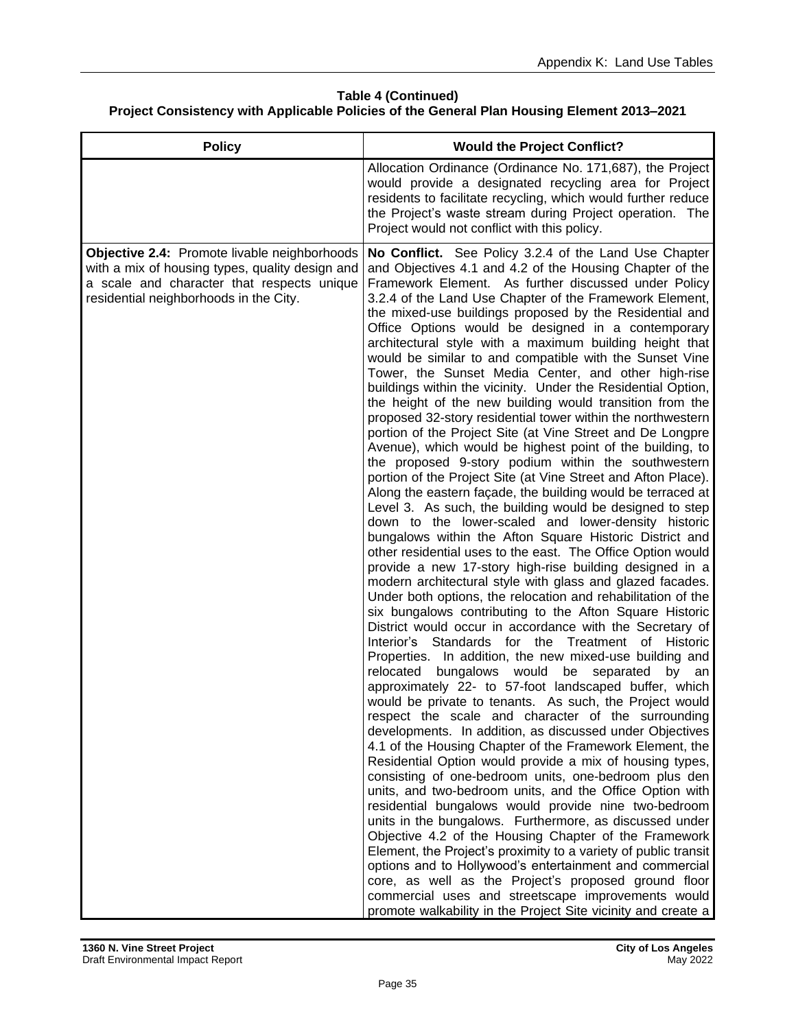**Table 4 (Continued)**
**Project Consistency with Applicable Policies of the General Plan Housing Element 2013–2021**

| Policy | Would the Project Conflict? |
|---|---|
| | Allocation Ordinance (Ordinance No. 171,687), the Project would provide a designated recycling area for Project residents to facilitate recycling, which would further reduce the Project's waste stream during Project operation. The Project would not conflict with this policy. |
| **Objective 2.4:** Promote livable neighborhoods with a mix of housing types, quality design and a scale and character that respects unique residential neighborhoods in the City. | **No Conflict.** See Policy 3.2.4 of the Land Use Chapter and Objectives 4.1 and 4.2 of the Housing Chapter of the Framework Element. As further discussed under Policy 3.2.4 of the Land Use Chapter of the Framework Element, the mixed-use buildings proposed by the Residential and Office Options would be designed in a contemporary architectural style with a maximum building height that would be similar to and compatible with the Sunset Vine Tower, the Sunset Media Center, and other high-rise buildings within the vicinity. Under the Residential Option, the height of the new building would transition from the proposed 32-story residential tower within the northwestern portion of the Project Site (at Vine Street and De Longpre Avenue), which would be highest point of the building, to the proposed 9-story podium within the southwestern portion of the Project Site (at Vine Street and Afton Place). Along the eastern façade, the building would be terraced at Level 3. As such, the building would be designed to step down to the lower-scaled and lower-density historic bungalows within the Afton Square Historic District and other residential uses to the east. The Office Option would provide a new 17-story high-rise building designed in a modern architectural style with glass and glazed facades. Under both options, the relocation and rehabilitation of the six bungalows contributing to the Afton Square Historic District would occur in accordance with the Secretary of Interior's Standards for the Treatment of Historic Properties. In addition, the new mixed-use building and relocated bungalows would be separated by an approximately 22- to 57-foot landscaped buffer, which would be private to tenants. As such, the Project would respect the scale and character of the surrounding developments. In addition, as discussed under Objectives 4.1 of the Housing Chapter of the Framework Element, the Residential Option would provide a mix of housing types, consisting of one-bedroom units, one-bedroom plus den units, and two-bedroom units, and the Office Option with residential bungalows would provide nine two-bedroom units in the bungalows. Furthermore, as discussed under Objective 4.2 of the Housing Chapter of the Framework Element, the Project's proximity to a variety of public transit options and to Hollywood's entertainment and commercial core, as well as the Project's proposed ground floor commercial uses and streetscape improvements would promote walkability in the Project Site vicinity and create a |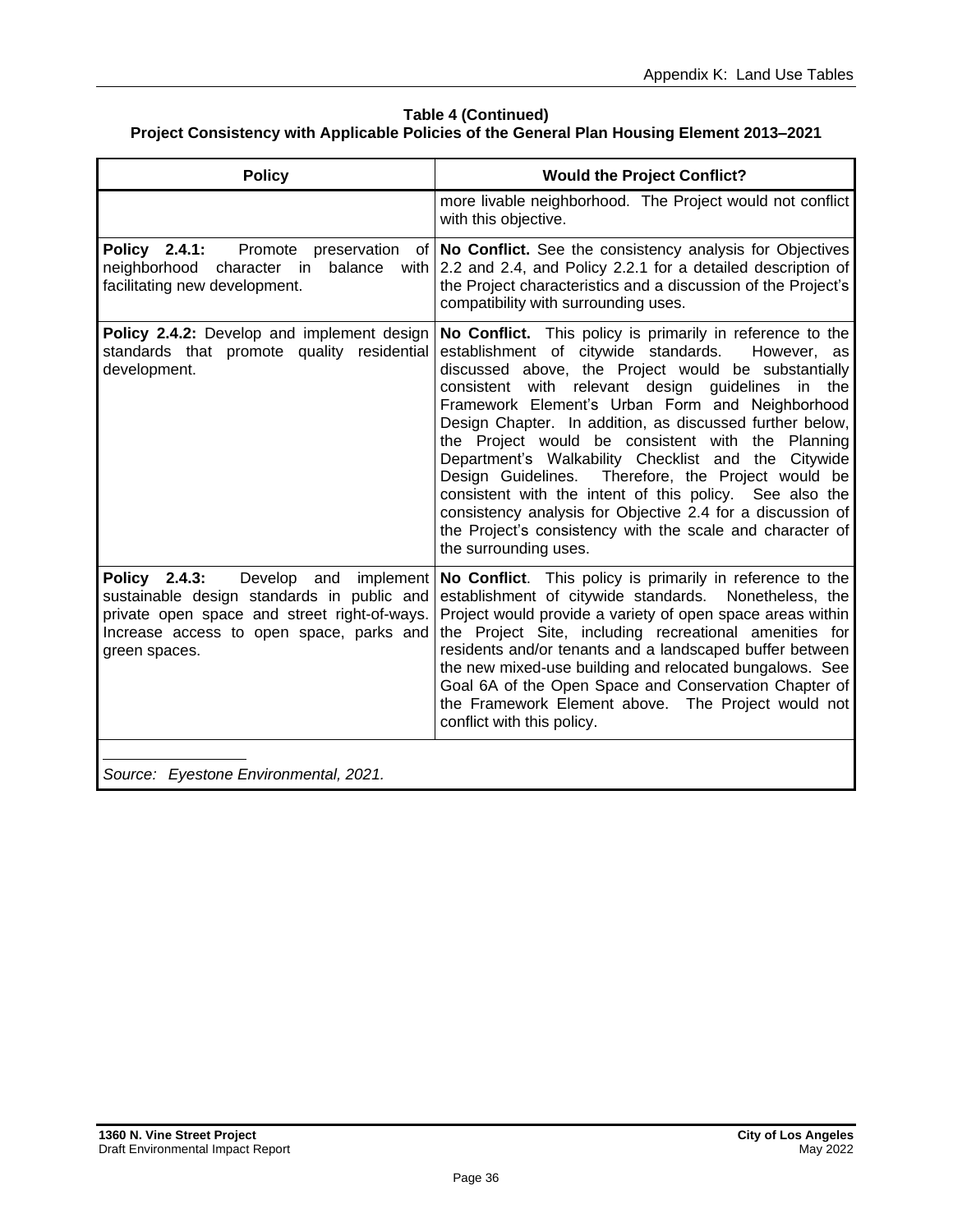**Table 4 (Continued)**
**Project Consistency with Applicable Policies of the General Plan Housing Element 2013–2021**

| Policy | Would the Project Conflict? |
|---|---|
| | more livable neighborhood. The Project would not conflict with this objective. |
| **Policy 2.4.1:** Promote preservation of neighborhood character in balance with facilitating new development. | **No Conflict.** See the consistency analysis for Objectives 2.2 and 2.4, and Policy 2.2.1 for a detailed description of the Project characteristics and a discussion of the Project's compatibility with surrounding uses. |
| **Policy 2.4.2:** Develop and implement design standards that promote quality residential development. | **No Conflict.** This policy is primarily in reference to the establishment of citywide standards. However, as discussed above, the Project would be substantially consistent with relevant design guidelines in the Framework Element's Urban Form and Neighborhood Design Chapter. In addition, as discussed further below, the Project would be consistent with the Planning Department's Walkability Checklist and the Citywide Design Guidelines. Therefore, the Project would be consistent with the intent of this policy. See also the consistency analysis for Objective 2.4 for a discussion of the Project's consistency with the scale and character of the surrounding uses. |
| **Policy 2.4.3:** Develop and implement sustainable design standards in public and private open space and street right-of-ways. Increase access to open space, parks and green spaces. | **No Conflict**. This policy is primarily in reference to the establishment of citywide standards. Nonetheless, the Project would provide a variety of open space areas within the Project Site, including recreational amenities for residents and/or tenants and a landscaped buffer between the new mixed-use building and relocated bungalows. See Goal 6A of the Open Space and Conservation Chapter of the Framework Element above. The Project would not conflict with this policy. |

*Source: Eyestone Environmental, 2021.*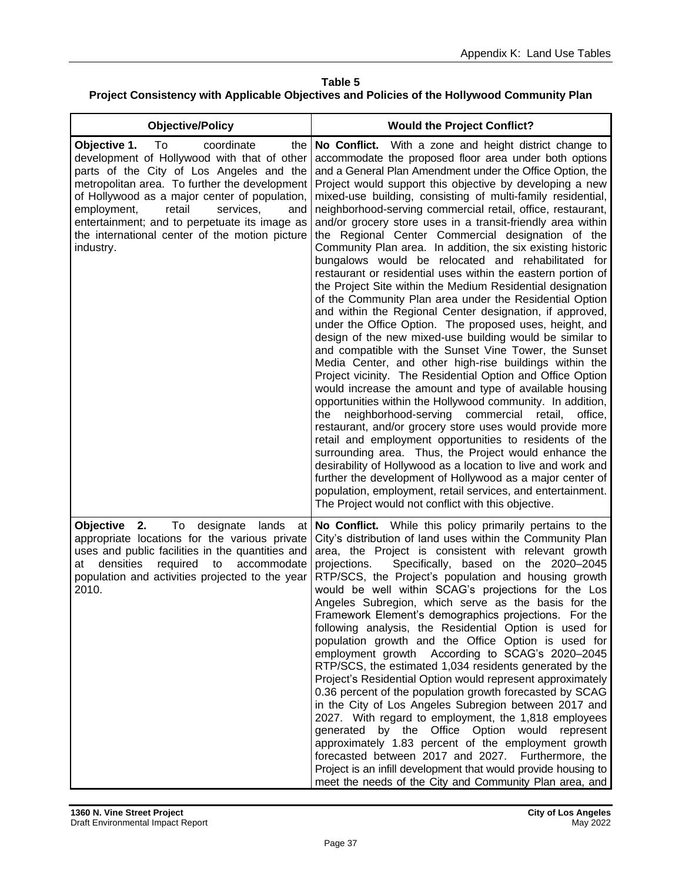**Table 5**
**Project Consistency with Applicable Objectives and Policies of the Hollywood Community Plan**

| Objective/Policy | Would the Project Conflict? |
|---|---|
| **Objective 1.** To coordinate the development of Hollywood with that of other parts of the City of Los Angeles and the metropolitan area. To further the development of Hollywood as a major center of population, employment, retail services, and entertainment; and to perpetuate its image as the international center of the motion picture industry. | **No Conflict.** With a zone and height district change to accommodate the proposed floor area under both options and a General Plan Amendment under the Office Option, the Project would support this objective by developing a new mixed-use building, consisting of multi-family residential, neighborhood-serving commercial retail, office, restaurant, and/or grocery store uses in a transit-friendly area within the Regional Center Commercial designation of the Community Plan area. In addition, the six existing historic bungalows would be relocated and rehabilitated for restaurant or residential uses within the eastern portion of the Project Site within the Medium Residential designation of the Community Plan area under the Residential Option and within the Regional Center designation, if approved, under the Office Option. The proposed uses, height, and design of the new mixed-use building would be similar to and compatible with the Sunset Vine Tower, the Sunset Media Center, and other high-rise buildings within the Project vicinity. The Residential Option and Office Option would increase the amount and type of available housing opportunities within the Hollywood community. In addition, the neighborhood-serving commercial retail, office, restaurant, and/or grocery store uses would provide more retail and employment opportunities to residents of the surrounding area. Thus, the Project would enhance the desirability of Hollywood as a location to live and work and further the development of Hollywood as a major center of population, employment, retail services, and entertainment. The Project would not conflict with this objective. |
| **Objective 2.** To designate lands at appropriate locations for the various private uses and public facilities in the quantities and at densities required to accommodate population and activities projected to the year 2010. | **No Conflict.** While this policy primarily pertains to the City's distribution of land uses within the Community Plan area, the Project is consistent with relevant growth projections. Specifically, based on the 2020–2045 RTP/SCS, the Project's population and housing growth would be well within SCAG's projections for the Los Angeles Subregion, which serve as the basis for the Framework Element's demographics projections. For the following analysis, the Residential Option is used for population growth and the Office Option is used for employment growth According to SCAG's 2020–2045 RTP/SCS, the estimated 1,034 residents generated by the Project's Residential Option would represent approximately 0.36 percent of the population growth forecasted by SCAG in the City of Los Angeles Subregion between 2017 and 2027. With regard to employment, the 1,818 employees generated by the Office Option would represent approximately 1.83 percent of the employment growth forecasted between 2017 and 2027. Furthermore, the Project is an infill development that would provide housing to meet the needs of the City and Community Plan area, and |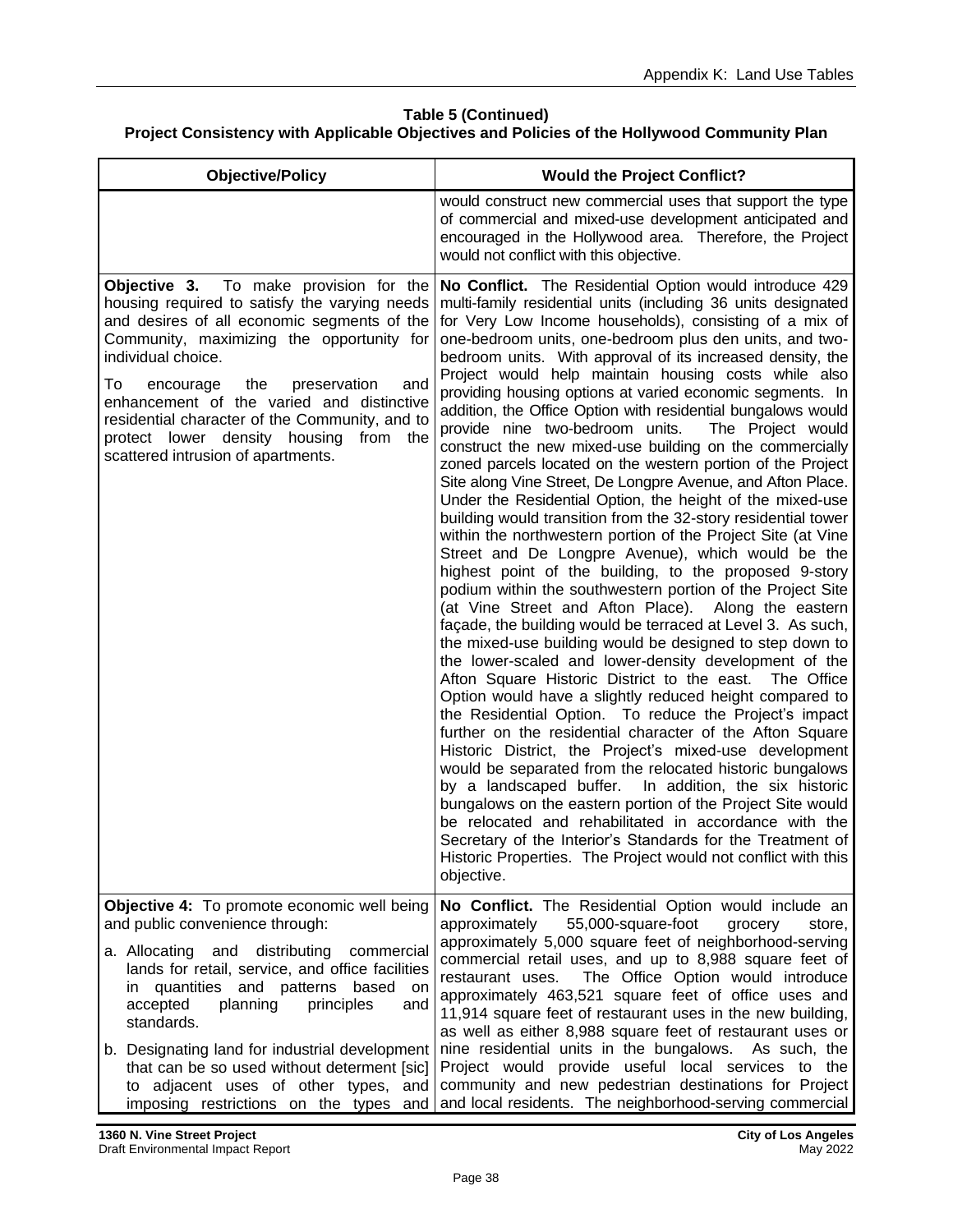**Table 5 (Continued)**
**Project Consistency with Applicable Objectives and Policies of the Hollywood Community Plan**

| Objective/Policy | Would the Project Conflict? |
|---|---|
| | would construct new commercial uses that support the type of commercial and mixed-use development anticipated and encouraged in the Hollywood area. Therefore, the Project would not conflict with this objective. |
| **Objective 3.** To make provision for the housing required to satisfy the varying needs and desires of all economic segments of the Community, maximizing the opportunity for individual choice.<br><br>To encourage the preservation and enhancement of the varied and distinctive residential character of the Community, and to protect lower density housing from the scattered intrusion of apartments. | **No Conflict.** The Residential Option would introduce 429 multi-family residential units (including 36 units designated for Very Low Income households), consisting of a mix of one-bedroom units, one-bedroom plus den units, and two-bedroom units. With approval of its increased density, the Project would help maintain housing costs while also providing housing options at varied economic segments. In addition, the Office Option with residential bungalows would provide nine two-bedroom units. The Project would construct the new mixed-use building on the commercially zoned parcels located on the western portion of the Project Site along Vine Street, De Longpre Avenue, and Afton Place. Under the Residential Option, the height of the mixed-use building would transition from the 32-story residential tower within the northwestern portion of the Project Site (at Vine Street and De Longpre Avenue), which would be the highest point of the building, to the proposed 9-story podium within the southwestern portion of the Project Site (at Vine Street and Afton Place). Along the eastern façade, the building would be terraced at Level 3. As such, the mixed-use building would be designed to step down to the lower-scaled and lower-density development of the Afton Square Historic District to the east. The Office Option would have a slightly reduced height compared to the Residential Option. To reduce the Project's impact further on the residential character of the Afton Square Historic District, the Project's mixed-use development would be separated from the relocated historic bungalows by a landscaped buffer. In addition, the six historic bungalows on the eastern portion of the Project Site would be relocated and rehabilitated in accordance with the Secretary of the Interior's Standards for the Treatment of Historic Properties. The Project would not conflict with this objective. |
| **Objective 4:** To promote economic well being and public convenience through:<br><br>a. Allocating and distributing commercial lands for retail, service, and office facilities in quantities and patterns based on accepted planning principles and standards.<br><br>b. Designating land for industrial development that can be so used without determent [sic] to adjacent uses of other types, and imposing restrictions on the types and | **No Conflict.** The Residential Option would include an approximately 55,000-square-foot grocery store, approximately 5,000 square feet of neighborhood-serving commercial retail uses, and up to 8,988 square feet of restaurant uses. The Office Option would introduce approximately 463,521 square feet of office uses and 11,914 square feet of restaurant uses in the new building, as well as either 8,988 square feet of restaurant uses or nine residential units in the bungalows. As such, the Project would provide useful local services to the community and new pedestrian destinations for Project and local residents. The neighborhood-serving commercial |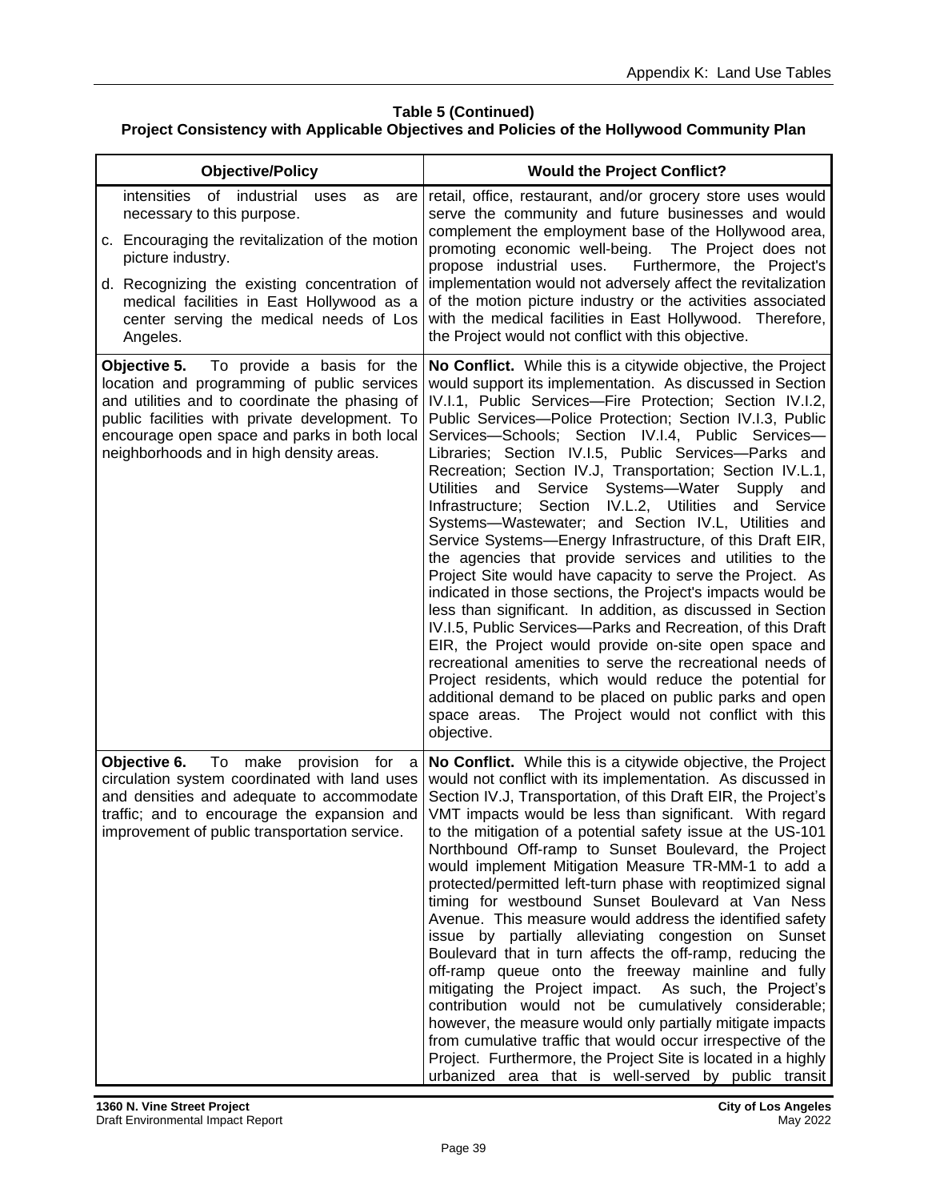**Table 5 (Continued)**
**Project Consistency with Applicable Objectives and Policies of the Hollywood Community Plan**

| Objective/Policy | Would the Project Conflict? |
|---|---|
| intensities of industrial uses as are necessary to this purpose.<br>c. Encouraging the revitalization of the motion picture industry.<br>d. Recognizing the existing concentration of medical facilities in East Hollywood as a center serving the medical needs of Los Angeles. | retail, office, restaurant, and/or grocery store uses would serve the community and future businesses and would complement the employment base of the Hollywood area, promoting economic well-being. The Project does not propose industrial uses. Furthermore, the Project's implementation would not adversely affect the revitalization of the motion picture industry or the activities associated with the medical facilities in East Hollywood. Therefore, the Project would not conflict with this objective. |
| **Objective 5.** To provide a basis for the location and programming of public services and utilities and to coordinate the phasing of public facilities with private development. To encourage open space and parks in both local neighborhoods and in high density areas. | **No Conflict.** While this is a citywide objective, the Project would support its implementation. As discussed in Section IV.I.1, Public Services—Fire Protection; Section IV.I.2, Public Services—Police Protection; Section IV.I.3, Public Services—Schools; Section IV.I.4, Public Services—Libraries; Section IV.I.5, Public Services—Parks and Recreation; Section IV.J, Transportation; Section IV.L.1, Utilities and Service Systems—Water Supply and Infrastructure; Section IV.L.2, Utilities and Service Systems—Wastewater; and Section IV.L, Utilities and Service Systems—Energy Infrastructure, of this Draft EIR, the agencies that provide services and utilities to the Project Site would have capacity to serve the Project. As indicated in those sections, the Project's impacts would be less than significant. In addition, as discussed in Section IV.I.5, Public Services—Parks and Recreation, of this Draft EIR, the Project would provide on-site open space and recreational amenities to serve the recreational needs of Project residents, which would reduce the potential for additional demand to be placed on public parks and open space areas. The Project would not conflict with this objective. |
| **Objective 6.** To make provision for a circulation system coordinated with land uses and densities and adequate to accommodate traffic; and to encourage the expansion and improvement of public transportation service. | **No Conflict.** While this is a citywide objective, the Project would not conflict with its implementation. As discussed in Section IV.J, Transportation, of this Draft EIR, the Project's VMT impacts would be less than significant. With regard to the mitigation of a potential safety issue at the US-101 Northbound Off-ramp to Sunset Boulevard, the Project would implement Mitigation Measure TR-MM-1 to add a protected/permitted left-turn phase with reoptimized signal timing for westbound Sunset Boulevard at Van Ness Avenue. This measure would address the identified safety issue by partially alleviating congestion on Sunset Boulevard that in turn affects the off-ramp, reducing the off-ramp queue onto the freeway mainline and fully mitigating the Project impact. As such, the Project's contribution would not be cumulatively considerable; however, the measure would only partially mitigate impacts from cumulative traffic that would occur irrespective of the Project. Furthermore, the Project Site is located in a highly urbanized area that is well-served by public transit |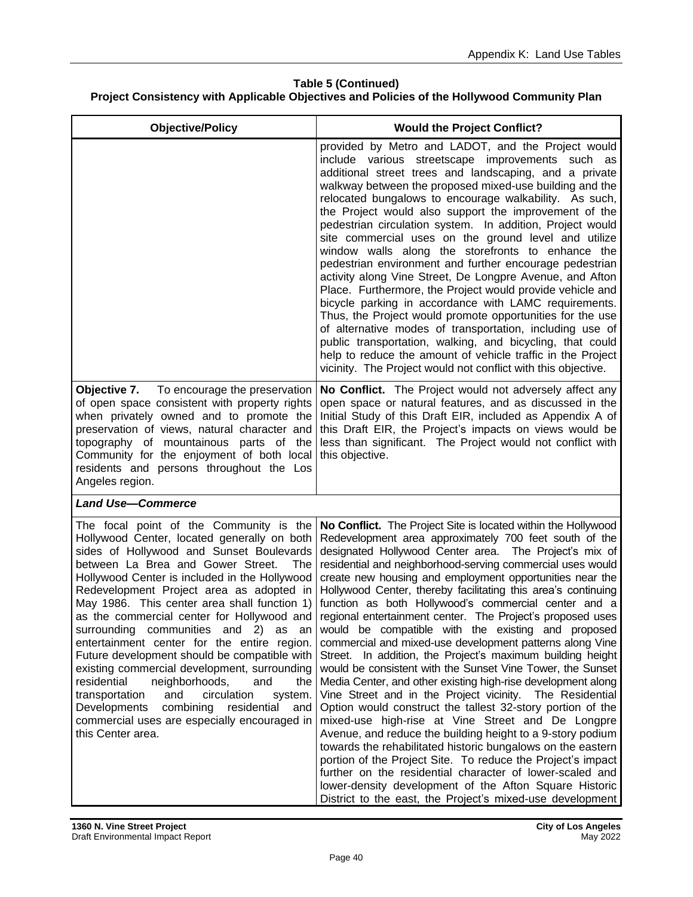**Table 5 (Continued)**
**Project Consistency with Applicable Objectives and Policies of the Hollywood Community Plan**

| Objective/Policy | Would the Project Conflict? |
|---|---|
| | provided by Metro and LADOT, and the Project would include various streetscape improvements such as additional street trees and landscaping, and a private walkway between the proposed mixed-use building and the relocated bungalows to encourage walkability. As such, the Project would also support the improvement of the pedestrian circulation system. In addition, Project would site commercial uses on the ground level and utilize window walls along the storefronts to enhance the pedestrian environment and further encourage pedestrian activity along Vine Street, De Longpre Avenue, and Afton Place. Furthermore, the Project would provide vehicle and bicycle parking in accordance with LAMC requirements. Thus, the Project would promote opportunities for the use of alternative modes of transportation, including use of public transportation, walking, and bicycling, that could help to reduce the amount of vehicle traffic in the Project vicinity. The Project would not conflict with this objective. |
| **Objective 7.** To encourage the preservation of open space consistent with property rights when privately owned and to promote the preservation of views, natural character and topography of mountainous parts of the Community for the enjoyment of both local residents and persons throughout the Los Angeles region. | **No Conflict.** The Project would not adversely affect any open space or natural features, and as discussed in the Initial Study of this Draft EIR, included as Appendix A of this Draft EIR, the Project's impacts on views would be less than significant. The Project would not conflict with this objective. |
| ***Land Use—Commerce*** | |
| The focal point of the Community is the Hollywood Center, located generally on both sides of Hollywood and Sunset Boulevards between La Brea and Gower Street. The Hollywood Center is included in the Hollywood Redevelopment Project area as adopted in May 1986. This center area shall function 1) as the commercial center for Hollywood and surrounding communities and 2) as an entertainment center for the entire region. Future development should be compatible with existing commercial development, surrounding residential neighborhoods, and the transportation and circulation system. Developments combining residential and commercial uses are especially encouraged in this Center area. | **No Conflict.** The Project Site is located within the Hollywood Redevelopment area approximately 700 feet south of the designated Hollywood Center area. The Project's mix of residential and neighborhood-serving commercial uses would create new housing and employment opportunities near the Hollywood Center, thereby facilitating this area's continuing function as both Hollywood's commercial center and a regional entertainment center. The Project's proposed uses would be compatible with the existing and proposed commercial and mixed-use development patterns along Vine Street. In addition, the Project's maximum building height would be consistent with the Sunset Vine Tower, the Sunset Media Center, and other existing high-rise development along Vine Street and in the Project vicinity. The Residential Option would construct the tallest 32-story portion of the mixed-use high-rise at Vine Street and De Longpre Avenue, and reduce the building height to a 9-story podium towards the rehabilitated historic bungalows on the eastern portion of the Project Site. To reduce the Project's impact further on the residential character of lower-scaled and lower-density development of the Afton Square Historic District to the east, the Project's mixed-use development |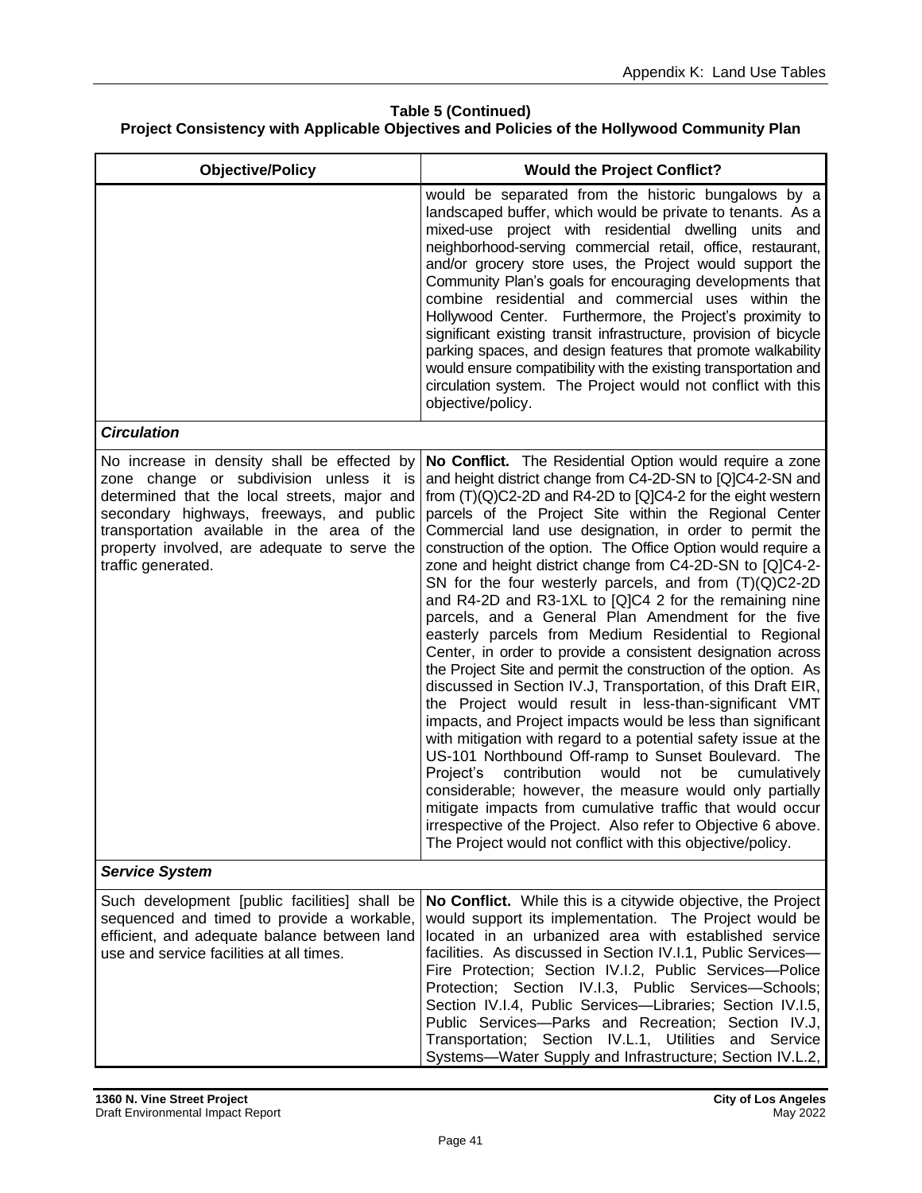**Table 5 (Continued)**
**Project Consistency with Applicable Objectives and Policies of the Hollywood Community Plan**

| Objective/Policy | Would the Project Conflict? |
|---|---|
| | would be separated from the historic bungalows by a landscaped buffer, which would be private to tenants. As a mixed-use project with residential dwelling units and neighborhood-serving commercial retail, office, restaurant, and/or grocery store uses, the Project would support the Community Plan's goals for encouraging developments that combine residential and commercial uses within the Hollywood Center. Furthermore, the Project's proximity to significant existing transit infrastructure, provision of bicycle parking spaces, and design features that promote walkability would ensure compatibility with the existing transportation and circulation system. The Project would not conflict with this objective/policy. |
| ***Circulation*** | |
| No increase in density shall be effected by zone change or subdivision unless it is determined that the local streets, major and secondary highways, freeways, and public transportation available in the area of the property involved, are adequate to serve the traffic generated. | **No Conflict.** The Residential Option would require a zone and height district change from C4-2D-SN to [Q]C4-2-SN and from (T)(Q)C2-2D and R4-2D to [Q]C4-2 for the eight western parcels of the Project Site within the Regional Center Commercial land use designation, in order to permit the construction of the option. The Office Option would require a zone and height district change from C4-2D-SN to [Q]C4-2-SN for the four westerly parcels, and from (T)(Q)C2-2D and R4-2D and R3-1XL to [Q]C4 2 for the remaining nine parcels, and a General Plan Amendment for the five easterly parcels from Medium Residential to Regional Center, in order to provide a consistent designation across the Project Site and permit the construction of the option. As discussed in Section IV.J, Transportation, of this Draft EIR, the Project would result in less-than-significant VMT impacts, and Project impacts would be less than significant with mitigation with regard to a potential safety issue at the US-101 Northbound Off-ramp to Sunset Boulevard. The Project's contribution would not be cumulatively considerable; however, the measure would only partially mitigate impacts from cumulative traffic that would occur irrespective of the Project. Also refer to Objective 6 above. The Project would not conflict with this objective/policy. |
| ***Service System*** | |
| Such development [public facilities] shall be sequenced and timed to provide a workable, efficient, and adequate balance between land use and service facilities at all times. | **No Conflict.** While this is a citywide objective, the Project would support its implementation. The Project would be located in an urbanized area with established service facilities. As discussed in Section IV.I.1, Public Services—Fire Protection; Section IV.I.2, Public Services—Police Protection; Section IV.I.3, Public Services—Schools; Section IV.I.4, Public Services—Libraries; Section IV.I.5, Public Services—Parks and Recreation; Section IV.J, Transportation; Section IV.L.1, Utilities and Service Systems—Water Supply and Infrastructure; Section IV.L.2, |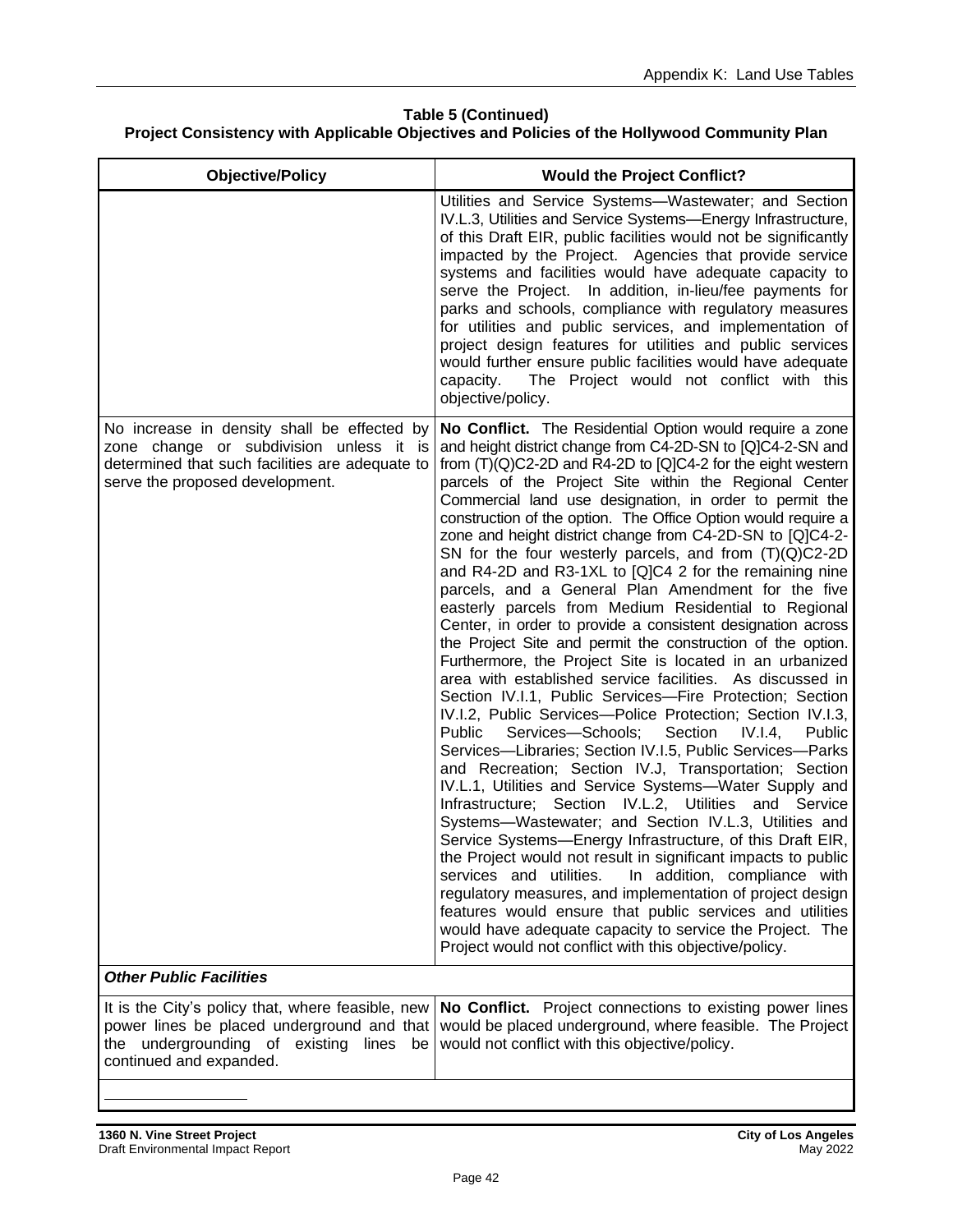**Table 5 (Continued)**
**Project Consistency with Applicable Objectives and Policies of the Hollywood Community Plan**

| Objective/Policy | Would the Project Conflict? |
|---|---|
| | Utilities and Service Systems—Wastewater; and Section IV.L.3, Utilities and Service Systems—Energy Infrastructure, of this Draft EIR, public facilities would not be significantly impacted by the Project. Agencies that provide service systems and facilities would have adequate capacity to serve the Project. In addition, in-lieu/fee payments for parks and schools, compliance with regulatory measures for utilities and public services, and implementation of project design features for utilities and public services would further ensure public facilities would have adequate capacity. The Project would not conflict with this objective/policy. |
| No increase in density shall be effected by zone change or subdivision unless it is determined that such facilities are adequate to serve the proposed development. | **No Conflict.** The Residential Option would require a zone and height district change from C4-2D-SN to [Q]C4-2-SN and from (T)(Q)C2-2D and R4-2D to [Q]C4-2 for the eight western parcels of the Project Site within the Regional Center Commercial land use designation, in order to permit the construction of the option. The Office Option would require a zone and height district change from C4-2D-SN to [Q]C4-2-SN for the four westerly parcels, and from (T)(Q)C2-2D and R4-2D and R3-1XL to [Q]C4 2 for the remaining nine parcels, and a General Plan Amendment for the five easterly parcels from Medium Residential to Regional Center, in order to provide a consistent designation across the Project Site and permit the construction of the option. Furthermore, the Project Site is located in an urbanized area with established service facilities. As discussed in Section IV.I.1, Public Services—Fire Protection; Section IV.I.2, Public Services—Police Protection; Section IV.I.3, Public Services—Schools; Section IV.I.4, Public Services—Libraries; Section IV.I.5, Public Services—Parks and Recreation; Section IV.J, Transportation; Section IV.L.1, Utilities and Service Systems—Water Supply and Infrastructure; Section IV.L.2, Utilities and Service Systems—Wastewater; and Section IV.L.3, Utilities and Service Systems—Energy Infrastructure, of this Draft EIR, the Project would not result in significant impacts to public services and utilities. In addition, compliance with regulatory measures, and implementation of project design features would ensure that public services and utilities would have adequate capacity to service the Project. The Project would not conflict with this objective/policy. |
| ***Other Public Facilities*** | |
| It is the City's policy that, where feasible, new power lines be placed underground and that the undergrounding of existing lines be continued and expanded. | **No Conflict.** Project connections to existing power lines would be placed underground, where feasible. The Project would not conflict with this objective/policy. |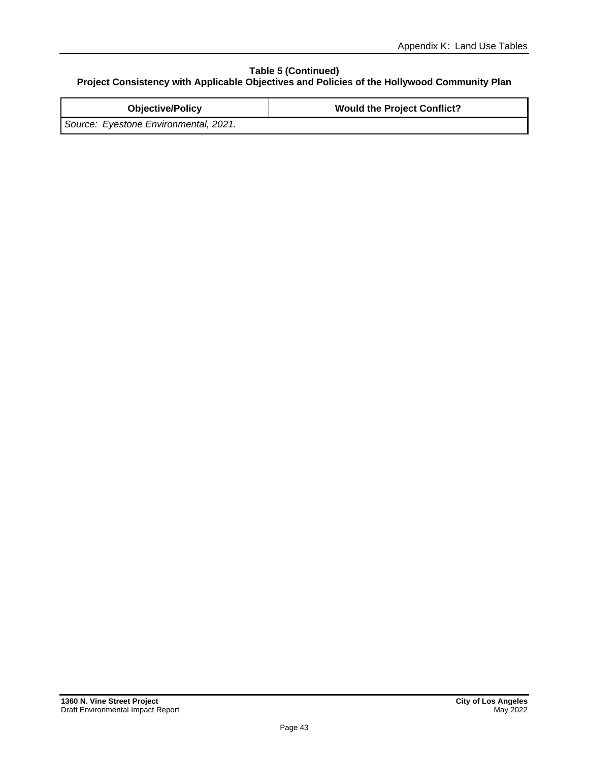**Table 5 (Continued)**
**Project Consistency with Applicable Objectives and Policies of the Hollywood Community Plan**

| Objective/Policy | Would the Project Conflict? |
|---|---|
| *Source: Eyestone Environmental, 2021.* | |